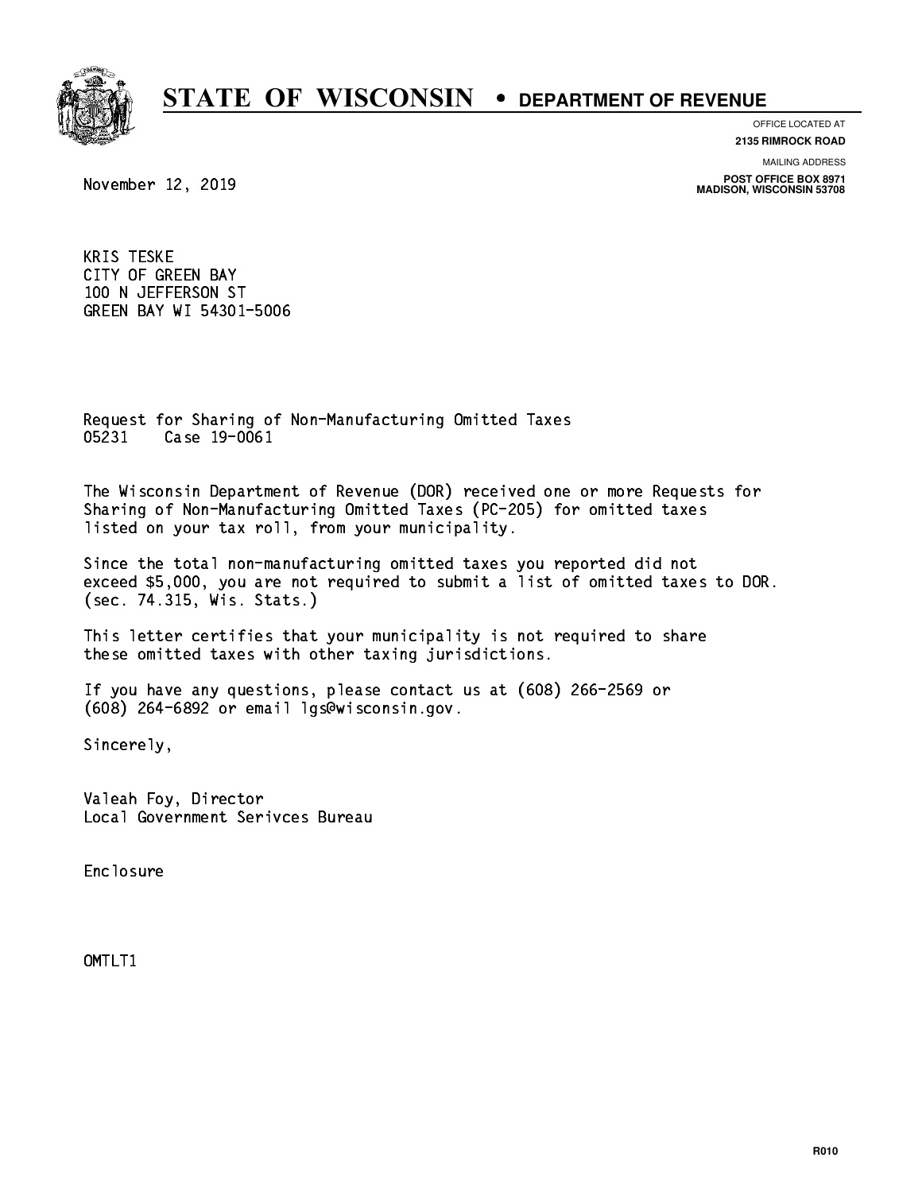# STATE OF WISCONSIN • DEPARTMENT OF REVENUE

OFFICE LOCATED AT
**2135 RIMROCK ROAD**

MAILING ADDRESS
**POST OFFICE BOX 8971**
**MADISON, WISCONSIN 53708**

November 12, 2019

KRIS TESKE
CITY OF GREEN BAY
100 N JEFFERSON ST
GREEN BAY WI 54301-5006

Request for Sharing of Non-Manufacturing Omitted Taxes
05231 Case 19-0061

The Wisconsin Department of Revenue (DOR) received one or more Requests for Sharing of Non-Manufacturing Omitted Taxes (PC-205) for omitted taxes listed on your tax roll, from your municipality.

Since the total non-manufacturing omitted taxes you reported did not exceed $5,000, you are not required to submit a list of omitted taxes to DOR. (sec. 74.315, Wis. Stats.)

This letter certifies that your municipality is not required to share these omitted taxes with other taxing jurisdictions.

If you have any questions, please contact us at (608) 266-2569 or (608) 264-6892 or email lgs@wisconsin.gov.

Sincerely,

Valeah Foy, Director
Local Government Serivces Bureau

Enclosure

OMTLT1

R010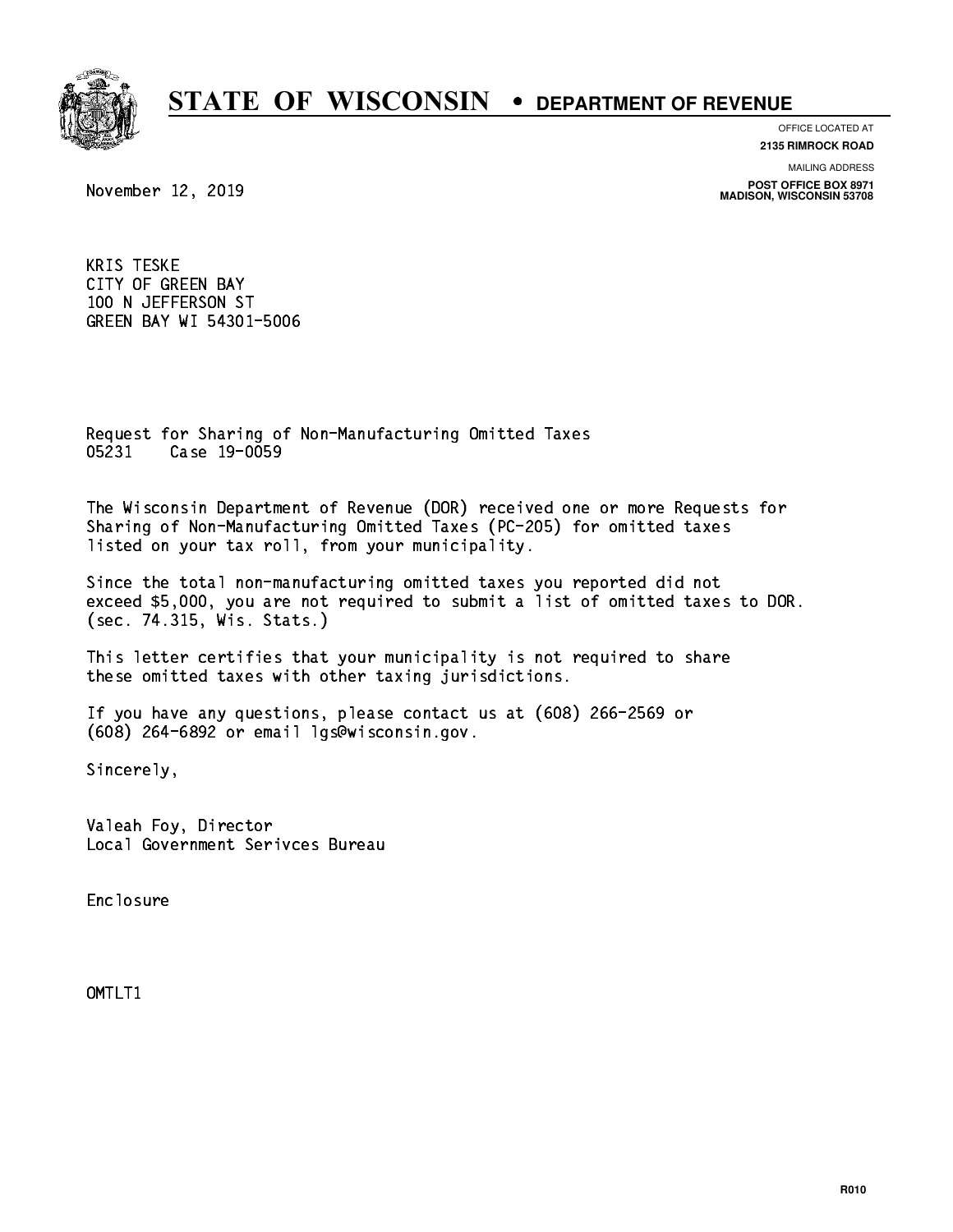# STATE OF WISCONSIN • DEPARTMENT OF REVENUE

OFFICE LOCATED AT
**2135 RIMROCK ROAD**

MAILING ADDRESS
**POST OFFICE BOX 8971**
**MADISON, WISCONSIN 53708**

November 12, 2019

KRIS TESKE
CITY OF GREEN BAY
100 N JEFFERSON ST
GREEN BAY WI 54301-5006

Request for Sharing of Non-Manufacturing Omitted Taxes
05231 Case 19-0059

The Wisconsin Department of Revenue (DOR) received one or more Requests for Sharing of Non-Manufacturing Omitted Taxes (PC-205) for omitted taxes listed on your tax roll, from your municipality.

Since the total non-manufacturing omitted taxes you reported did not exceed $5,000, you are not required to submit a list of omitted taxes to DOR. (sec. 74.315, Wis. Stats.)

This letter certifies that your municipality is not required to share these omitted taxes with other taxing jurisdictions.

If you have any questions, please contact us at (608) 266-2569 or (608) 264-6892 or email lgs@wisconsin.gov.

Sincerely,

Valeah Foy, Director
Local Government Serivces Bureau

Enclosure

OMTLT1

R010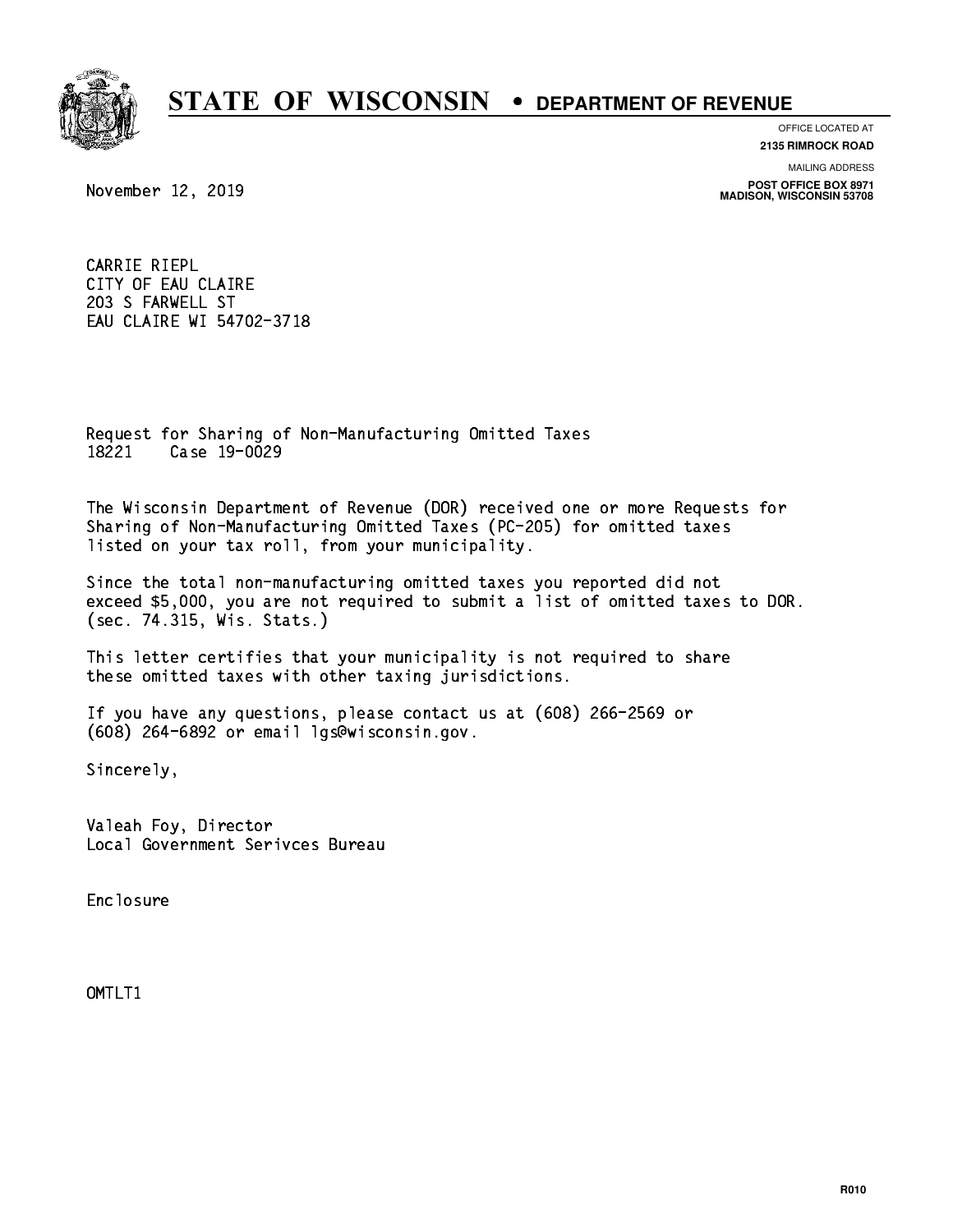# STATE OF WISCONSIN • DEPARTMENT OF REVENUE

OFFICE LOCATED AT
**2135 RIMROCK ROAD**

MAILING ADDRESS
**POST OFFICE BOX 8971**
**MADISON, WISCONSIN 53708**

November 12, 2019

CARRIE RIEPL
CITY OF EAU CLAIRE
203 S FARWELL ST
EAU CLAIRE WI 54702-3718

Request for Sharing of Non-Manufacturing Omitted Taxes
18221 Case 19-0029

The Wisconsin Department of Revenue (DOR) received one or more Requests for Sharing of Non-Manufacturing Omitted Taxes (PC-205) for omitted taxes listed on your tax roll, from your municipality.

Since the total non-manufacturing omitted taxes you reported did not exceed $5,000, you are not required to submit a list of omitted taxes to DOR. (sec. 74.315, Wis. Stats.)

This letter certifies that your municipality is not required to share these omitted taxes with other taxing jurisdictions.

If you have any questions, please contact us at (608) 266-2569 or (608) 264-6892 or email lgs@wisconsin.gov.

Sincerely,

Valeah Foy, Director
Local Government Serivces Bureau

Enclosure

OMTLT1

R010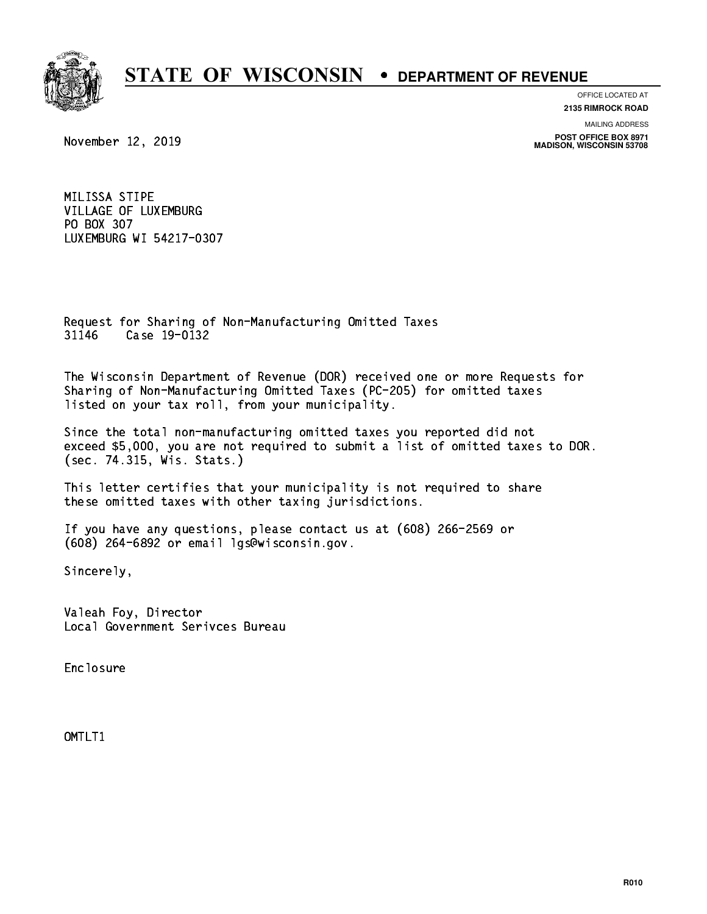# STATE OF WISCONSIN • DEPARTMENT OF REVENUE

OFFICE LOCATED AT
**2135 RIMROCK ROAD**

MAILING ADDRESS
**POST OFFICE BOX 8971**
**MADISON, WISCONSIN 53708**

November 12, 2019

MILISSA STIPE
VILLAGE OF LUXEMBURG
PO BOX 307
LUXEMBURG WI 54217-0307

Request for Sharing of Non-Manufacturing Omitted Taxes
31146 Case 19-0132

The Wisconsin Department of Revenue (DOR) received one or more Requests for Sharing of Non-Manufacturing Omitted Taxes (PC-205) for omitted taxes listed on your tax roll, from your municipality.

Since the total non-manufacturing omitted taxes you reported did not exceed $5,000, you are not required to submit a list of omitted taxes to DOR. (sec. 74.315, Wis. Stats.)

This letter certifies that your municipality is not required to share these omitted taxes with other taxing jurisdictions.

If you have any questions, please contact us at (608) 266-2569 or (608) 264-6892 or email lgs@wisconsin.gov.

Sincerely,

Valeah Foy, Director
Local Government Serivces Bureau

Enclosure

OMTLT1

R010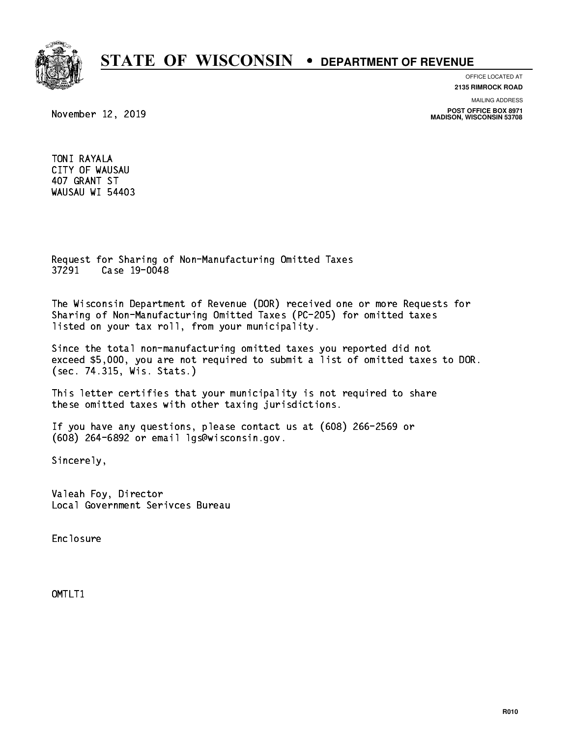# STATE OF WISCONSIN • DEPARTMENT OF REVENUE

OFFICE LOCATED AT
**2135 RIMROCK ROAD**

MAILING ADDRESS
**POST OFFICE BOX 8971**
**MADISON, WISCONSIN 53708**

November 12, 2019

TONI RAYALA
CITY OF WAUSAU
407 GRANT ST
WAUSAU WI 54403

Request for Sharing of Non-Manufacturing Omitted Taxes
37291 Case 19-0048

The Wisconsin Department of Revenue (DOR) received one or more Requests for Sharing of Non-Manufacturing Omitted Taxes (PC-205) for omitted taxes listed on your tax roll, from your municipality.

Since the total non-manufacturing omitted taxes you reported did not exceed $5,000, you are not required to submit a list of omitted taxes to DOR. (sec. 74.315, Wis. Stats.)

This letter certifies that your municipality is not required to share these omitted taxes with other taxing jurisdictions.

If you have any questions, please contact us at (608) 266-2569 or (608) 264-6892 or email lgs@wisconsin.gov.

Sincerely,

Valeah Foy, Director
Local Government Serivces Bureau

Enclosure

OMTLT1

R010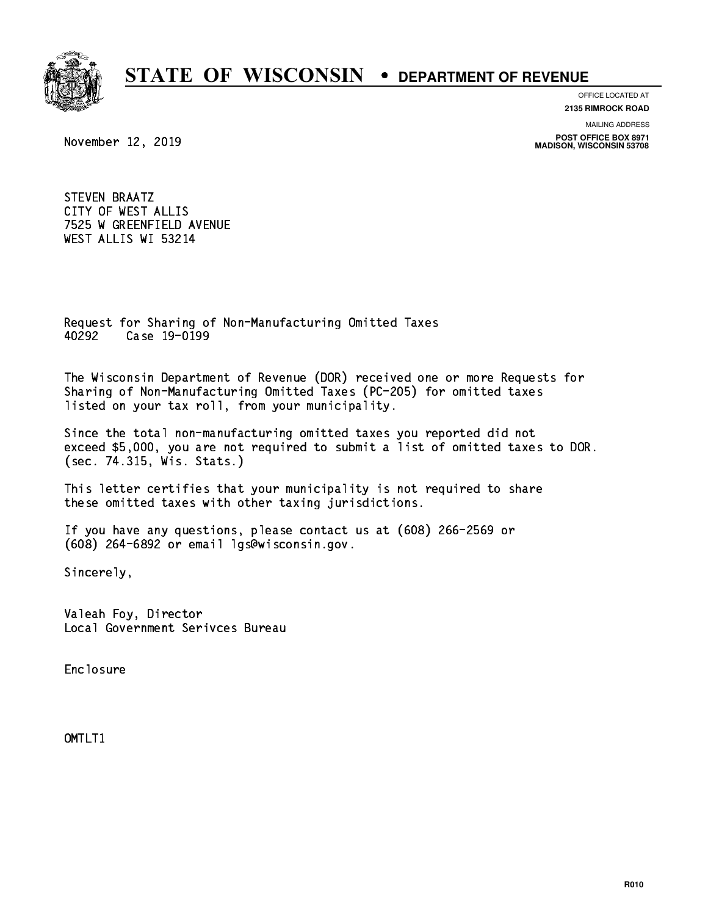# STATE OF WISCONSIN • DEPARTMENT OF REVENUE

OFFICE LOCATED AT
**2135 RIMROCK ROAD**

MAILING ADDRESS
**POST OFFICE BOX 8971**
**MADISON, WISCONSIN 53708**

November 12, 2019

STEVEN BRAATZ
CITY OF WEST ALLIS
7525 W GREENFIELD AVENUE
WEST ALLIS WI 53214

Request for Sharing of Non-Manufacturing Omitted Taxes
40292    Case 19-0199

The Wisconsin Department of Revenue (DOR) received one or more Requests for Sharing of Non-Manufacturing Omitted Taxes (PC-205) for omitted taxes listed on your tax roll, from your municipality.

Since the total non-manufacturing omitted taxes you reported did not exceed $5,000, you are not required to submit a list of omitted taxes to DOR. (sec. 74.315, Wis. Stats.)

This letter certifies that your municipality is not required to share these omitted taxes with other taxing jurisdictions.

If you have any questions, please contact us at (608) 266-2569 or (608) 264-6892 or email lgs@wisconsin.gov.

Sincerely,

Valeah Foy, Director
Local Government Serivces Bureau

Enclosure

OMTLT1

R010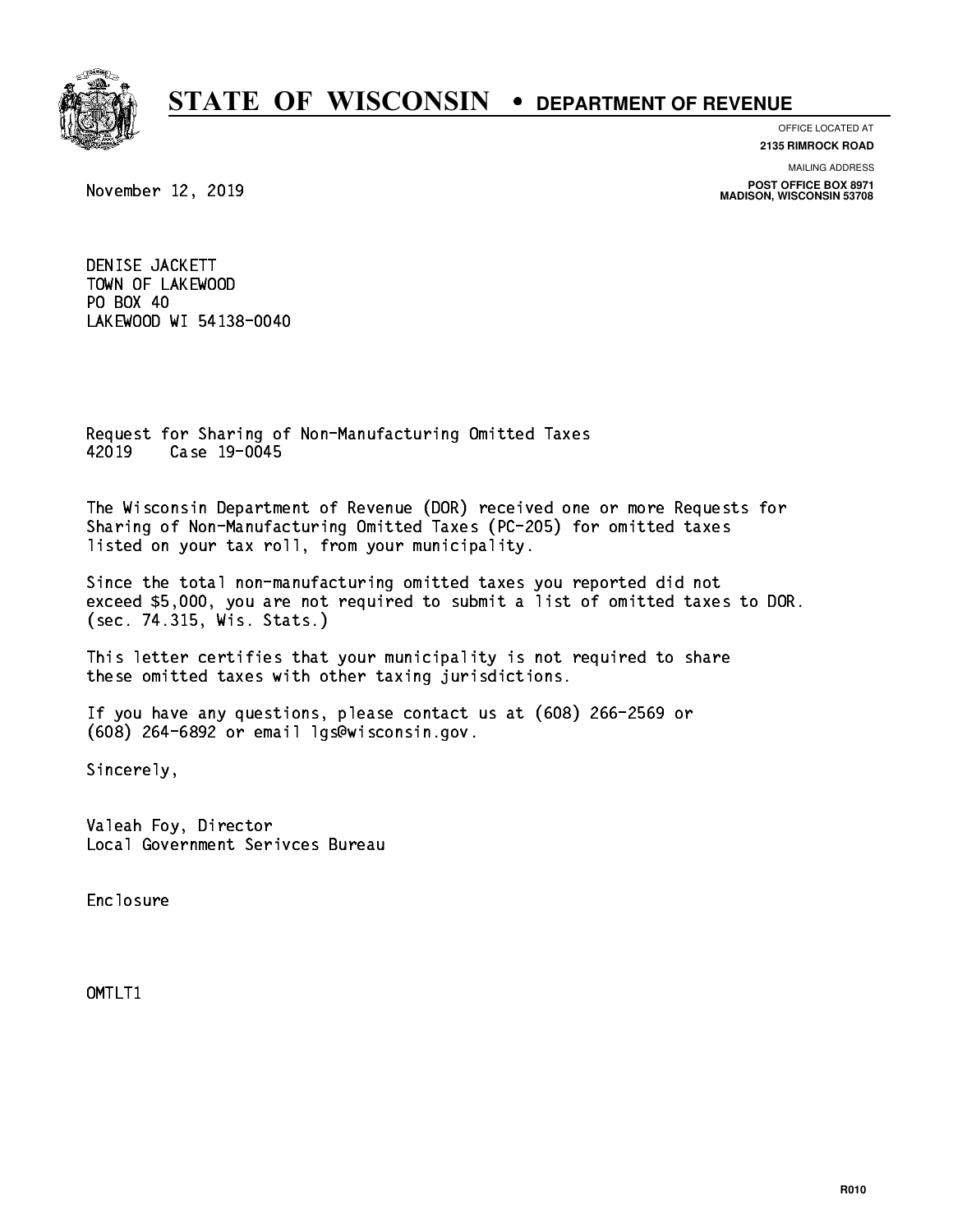# STATE OF WISCONSIN • DEPARTMENT OF REVENUE

OFFICE LOCATED AT
**2135 RIMROCK ROAD**

MAILING ADDRESS
**POST OFFICE BOX 8971**
**MADISON, WISCONSIN 53708**

November 12, 2019

DENISE JACKETT
TOWN OF LAKEWOOD
PO BOX 40
LAKEWOOD WI 54138-0040

Request for Sharing of Non-Manufacturing Omitted Taxes
42019 Case 19-0045

The Wisconsin Department of Revenue (DOR) received one or more Requests for Sharing of Non-Manufacturing Omitted Taxes (PC-205) for omitted taxes listed on your tax roll, from your municipality.

Since the total non-manufacturing omitted taxes you reported did not exceed $5,000, you are not required to submit a list of omitted taxes to DOR. (sec. 74.315, Wis. Stats.)

This letter certifies that your municipality is not required to share these omitted taxes with other taxing jurisdictions.

If you have any questions, please contact us at (608) 266-2569 or (608) 264-6892 or email lgs@wisconsin.gov.

Sincerely,

Valeah Foy, Director
Local Government Serivces Bureau

Enclosure

OMTLT1

R010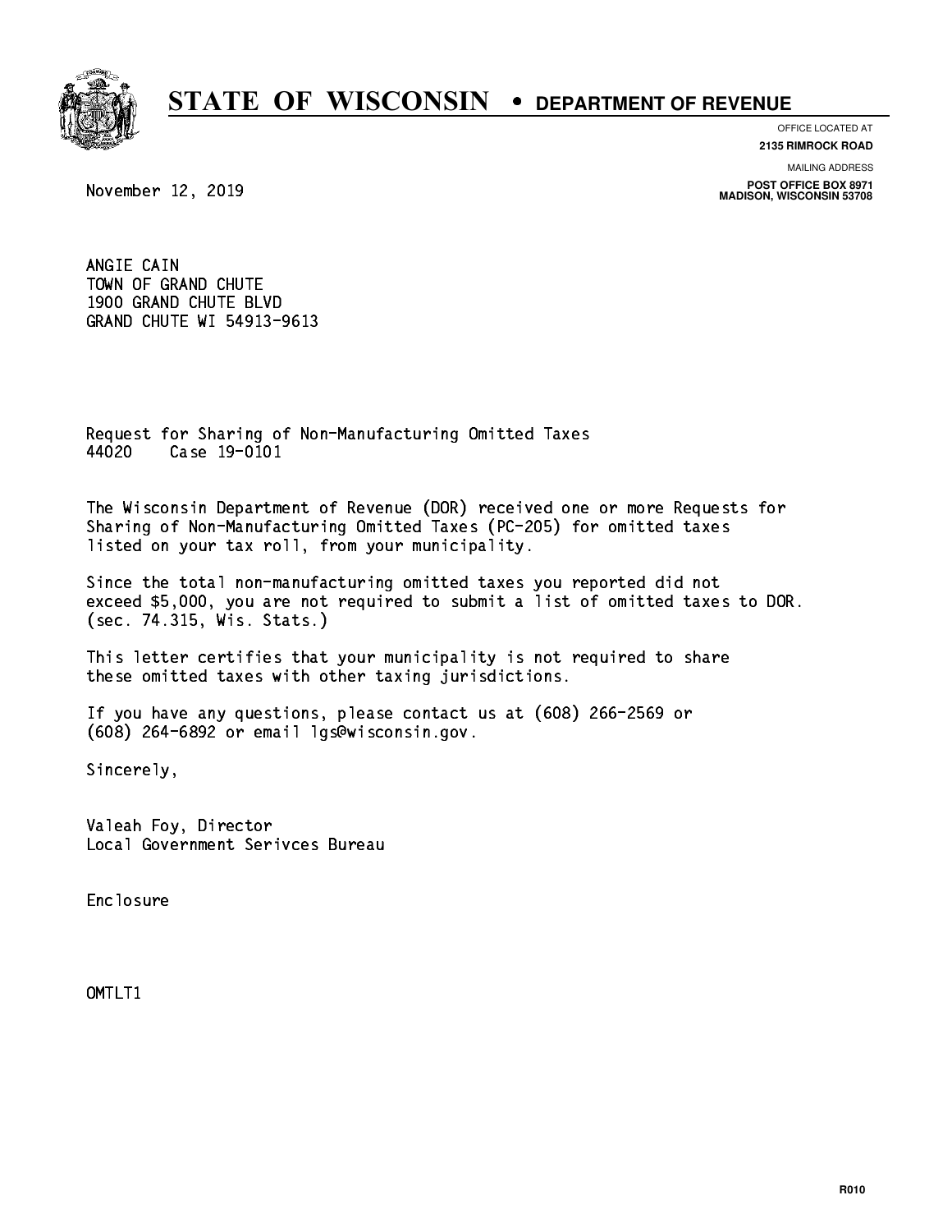# STATE OF WISCONSIN • DEPARTMENT OF REVENUE

OFFICE LOCATED AT
**2135 RIMROCK ROAD**

MAILING ADDRESS
**POST OFFICE BOX 8971**
**MADISON, WISCONSIN 53708**

November 12, 2019

ANGIE CAIN
TOWN OF GRAND CHUTE
1900 GRAND CHUTE BLVD
GRAND CHUTE WI 54913-9613

Request for Sharing of Non-Manufacturing Omitted Taxes
44020 Case 19-0101

The Wisconsin Department of Revenue (DOR) received one or more Requests for Sharing of Non-Manufacturing Omitted Taxes (PC-205) for omitted taxes listed on your tax roll, from your municipality.

Since the total non-manufacturing omitted taxes you reported did not exceed $5,000, you are not required to submit a list of omitted taxes to DOR. (sec. 74.315, Wis. Stats.)

This letter certifies that your municipality is not required to share these omitted taxes with other taxing jurisdictions.

If you have any questions, please contact us at (608) 266-2569 or (608) 264-6892 or email lgs@wisconsin.gov.

Sincerely,

Valeah Foy, Director
Local Government Serivces Bureau

Enclosure

OMTLT1

R010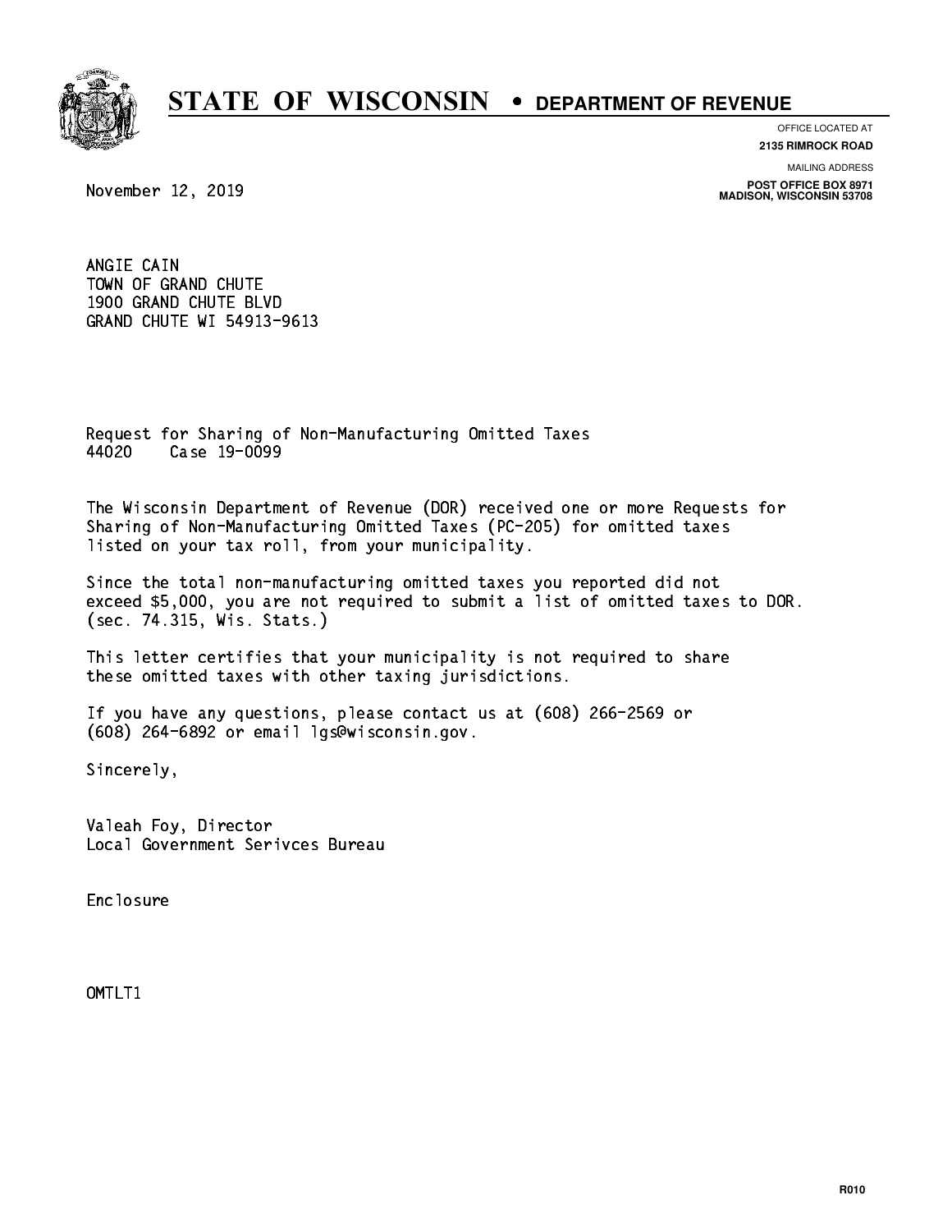# STATE OF WISCONSIN • DEPARTMENT OF REVENUE

OFFICE LOCATED AT
**2135 RIMROCK ROAD**

MAILING ADDRESS
**POST OFFICE BOX 8971**
**MADISON, WISCONSIN 53708**

November 12, 2019

ANGIE CAIN
TOWN OF GRAND CHUTE
1900 GRAND CHUTE BLVD
GRAND CHUTE WI 54913-9613

Request for Sharing of Non-Manufacturing Omitted Taxes
44020 Case 19-0099

The Wisconsin Department of Revenue (DOR) received one or more Requests for Sharing of Non-Manufacturing Omitted Taxes (PC-205) for omitted taxes listed on your tax roll, from your municipality.

Since the total non-manufacturing omitted taxes you reported did not exceed $5,000, you are not required to submit a list of omitted taxes to DOR. (sec. 74.315, Wis. Stats.)

This letter certifies that your municipality is not required to share these omitted taxes with other taxing jurisdictions.

If you have any questions, please contact us at (608) 266-2569 or (608) 264-6892 or email lgs@wisconsin.gov.

Sincerely,

Valeah Foy, Director
Local Government Serivces Bureau

Enclosure

OMTLT1

R010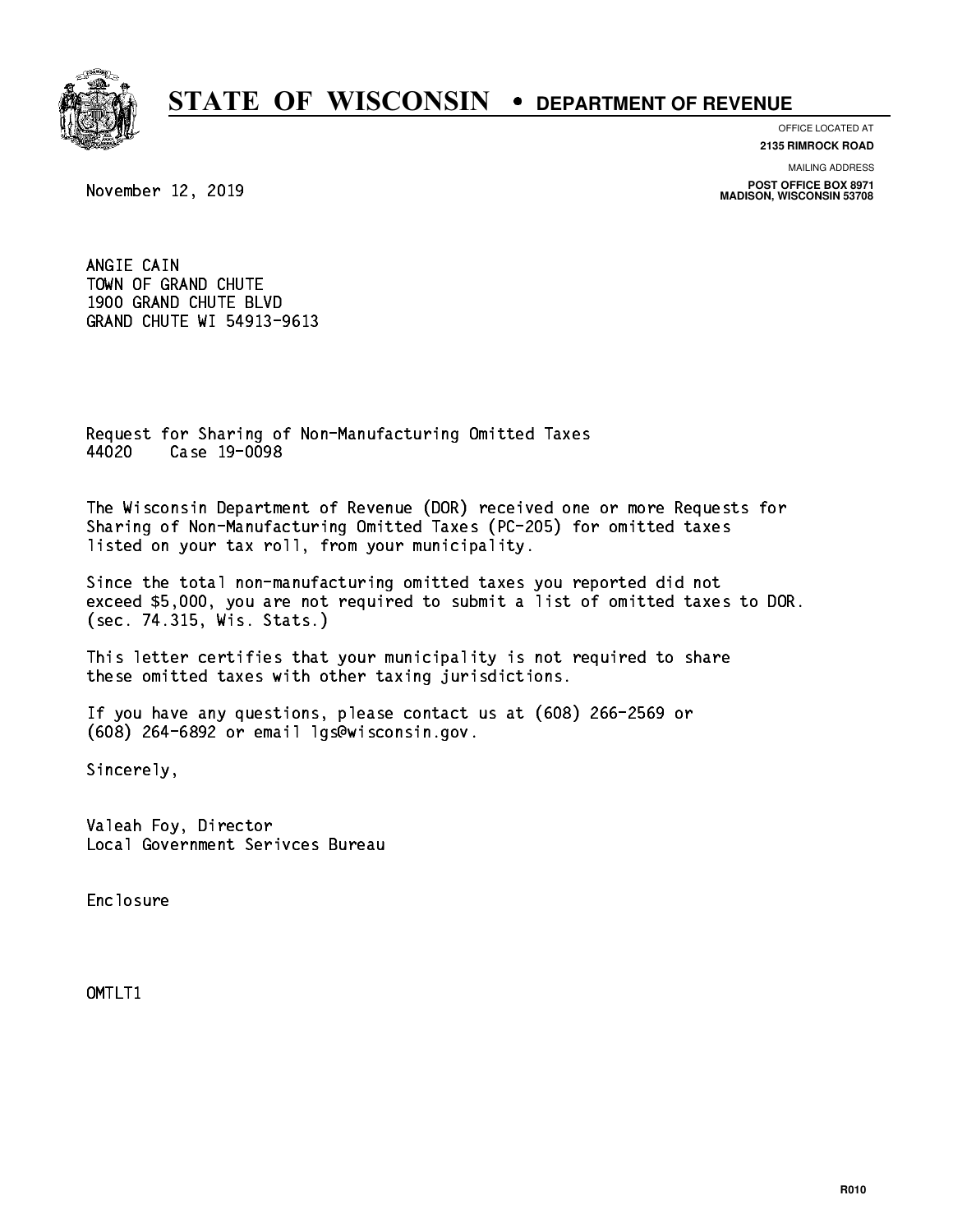# STATE OF WISCONSIN • DEPARTMENT OF REVENUE

OFFICE LOCATED AT
**2135 RIMROCK ROAD**

MAILING ADDRESS
**POST OFFICE BOX 8971**
**MADISON, WISCONSIN 53708**

November 12, 2019

ANGIE CAIN
TOWN OF GRAND CHUTE
1900 GRAND CHUTE BLVD
GRAND CHUTE WI 54913-9613

Request for Sharing of Non-Manufacturing Omitted Taxes
44020 Case 19-0098

The Wisconsin Department of Revenue (DOR) received one or more Requests for Sharing of Non-Manufacturing Omitted Taxes (PC-205) for omitted taxes listed on your tax roll, from your municipality.

Since the total non-manufacturing omitted taxes you reported did not exceed $5,000, you are not required to submit a list of omitted taxes to DOR. (sec. 74.315, Wis. Stats.)

This letter certifies that your municipality is not required to share these omitted taxes with other taxing jurisdictions.

If you have any questions, please contact us at (608) 266-2569 or (608) 264-6892 or email lgs@wisconsin.gov.

Sincerely,

Valeah Foy, Director
Local Government Serivces Bureau

Enclosure

OMTLT1

R010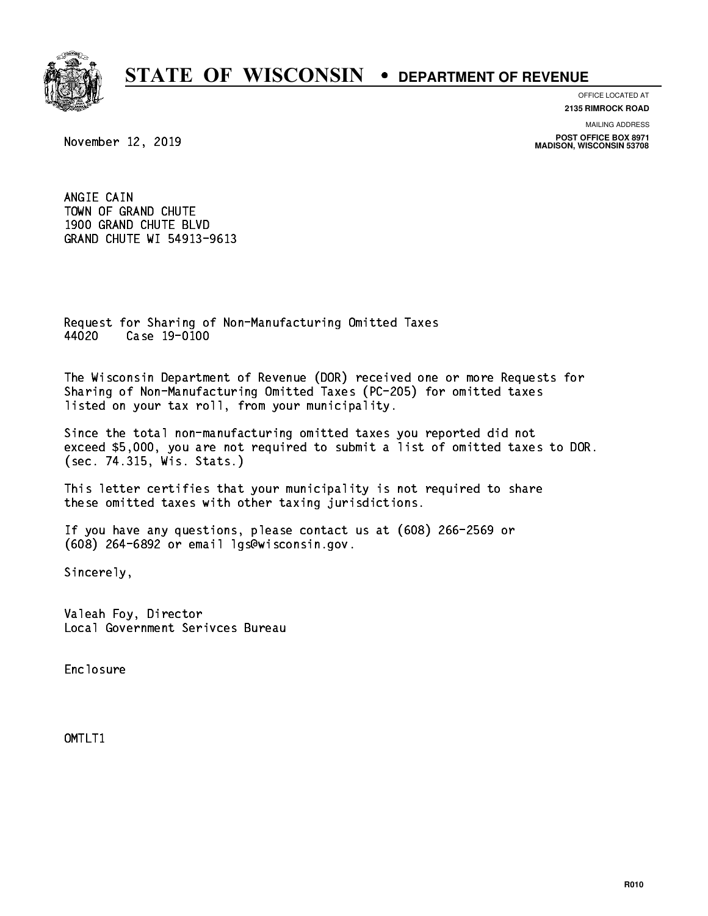# STATE OF WISCONSIN • DEPARTMENT OF REVENUE

OFFICE LOCATED AT
**2135 RIMROCK ROAD**

MAILING ADDRESS
**POST OFFICE BOX 8971**
**MADISON, WISCONSIN 53708**

November 12, 2019

ANGIE CAIN
TOWN OF GRAND CHUTE
1900 GRAND CHUTE BLVD
GRAND CHUTE WI 54913-9613

Request for Sharing of Non-Manufacturing Omitted Taxes
44020 Case 19-0100

The Wisconsin Department of Revenue (DOR) received one or more Requests for Sharing of Non-Manufacturing Omitted Taxes (PC-205) for omitted taxes listed on your tax roll, from your municipality.

Since the total non-manufacturing omitted taxes you reported did not exceed $5,000, you are not required to submit a list of omitted taxes to DOR. (sec. 74.315, Wis. Stats.)

This letter certifies that your municipality is not required to share these omitted taxes with other taxing jurisdictions.

If you have any questions, please contact us at (608) 266-2569 or (608) 264-6892 or email lgs@wisconsin.gov.

Sincerely,

Valeah Foy, Director
Local Government Serivces Bureau

Enclosure

OMTLT1

R010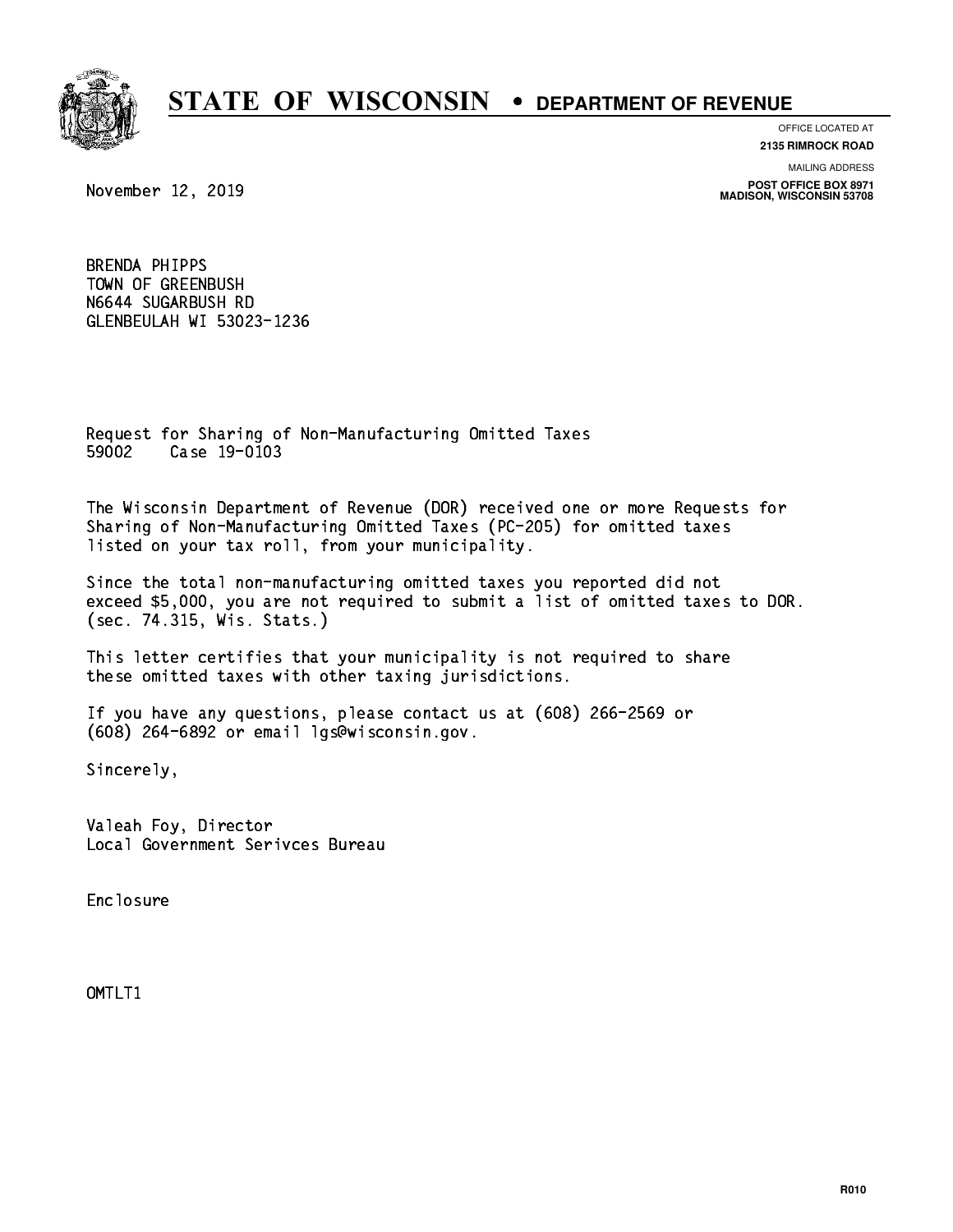# STATE OF WISCONSIN • DEPARTMENT OF REVENUE

OFFICE LOCATED AT
**2135 RIMROCK ROAD**

MAILING ADDRESS
**POST OFFICE BOX 8971**
**MADISON, WISCONSIN 53708**

November 12, 2019

BRENDA PHIPPS
TOWN OF GREENBUSH
N6644 SUGARBUSH RD
GLENBEULAH WI 53023-1236

Request for Sharing of Non-Manufacturing Omitted Taxes
59002 Case 19-0103

The Wisconsin Department of Revenue (DOR) received one or more Requests for Sharing of Non-Manufacturing Omitted Taxes (PC-205) for omitted taxes listed on your tax roll, from your municipality.

Since the total non-manufacturing omitted taxes you reported did not exceed $5,000, you are not required to submit a list of omitted taxes to DOR. (sec. 74.315, Wis. Stats.)

This letter certifies that your municipality is not required to share these omitted taxes with other taxing jurisdictions.

If you have any questions, please contact us at (608) 266-2569 or (608) 264-6892 or email lgs@wisconsin.gov.

Sincerely,

Valeah Foy, Director
Local Government Serivces Bureau

Enclosure

OMTLT1

R010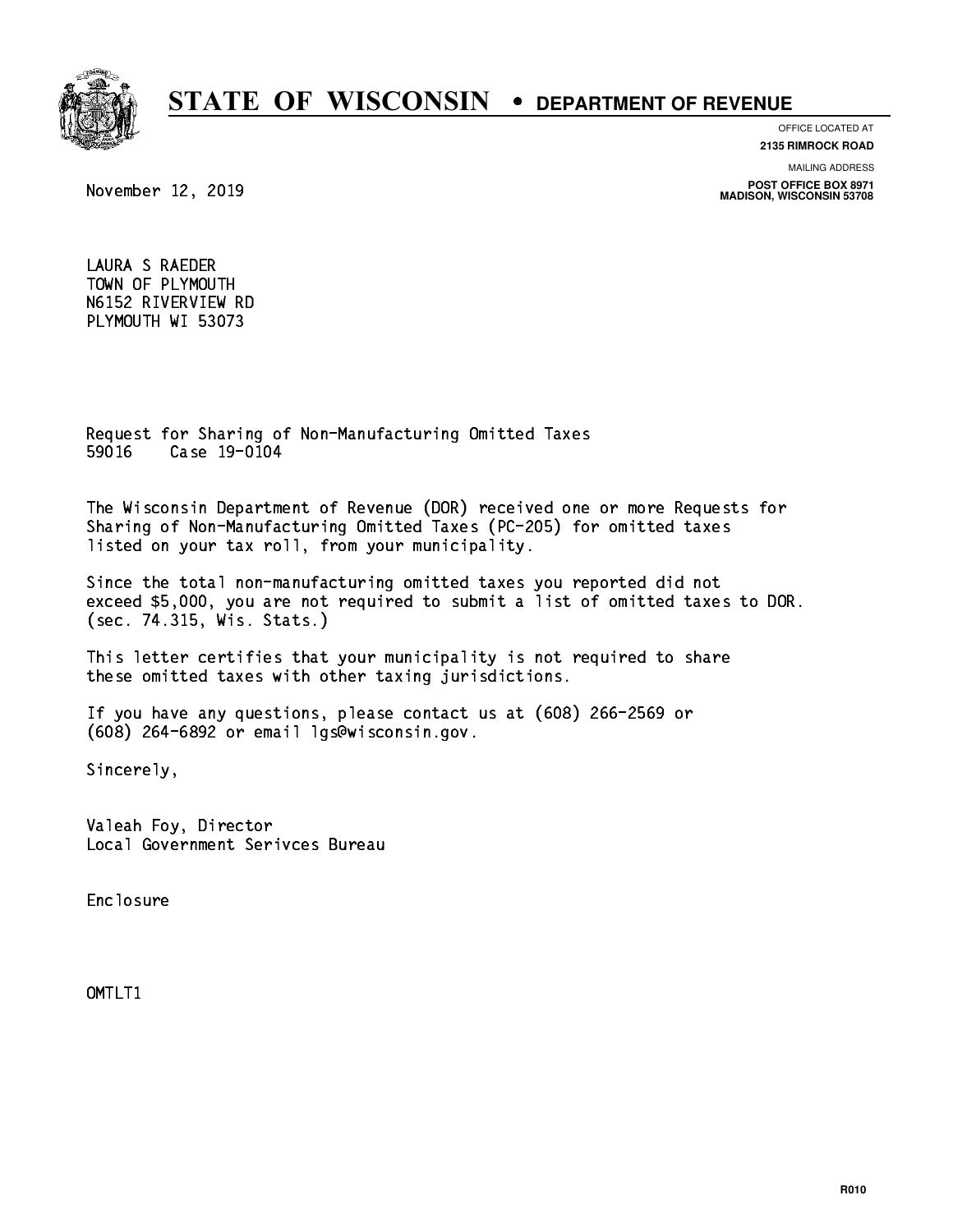# STATE OF WISCONSIN • DEPARTMENT OF REVENUE

OFFICE LOCATED AT
**2135 RIMROCK ROAD**

MAILING ADDRESS
**POST OFFICE BOX 8971**
**MADISON, WISCONSIN 53708**

November 12, 2019

LAURA S RAEDER
TOWN OF PLYMOUTH
N6152 RIVERVIEW RD
PLYMOUTH WI 53073

Request for Sharing of Non-Manufacturing Omitted Taxes
59016    Case 19-0104

The Wisconsin Department of Revenue (DOR) received one or more Requests for Sharing of Non-Manufacturing Omitted Taxes (PC-205) for omitted taxes listed on your tax roll, from your municipality.

Since the total non-manufacturing omitted taxes you reported did not exceed $5,000, you are not required to submit a list of omitted taxes to DOR. (sec. 74.315, Wis. Stats.)

This letter certifies that your municipality is not required to share these omitted taxes with other taxing jurisdictions.

If you have any questions, please contact us at (608) 266-2569 or (608) 264-6892 or email lgs@wisconsin.gov.

Sincerely,

Valeah Foy, Director
Local Government Serivces Bureau

Enclosure

OMTLT1

R010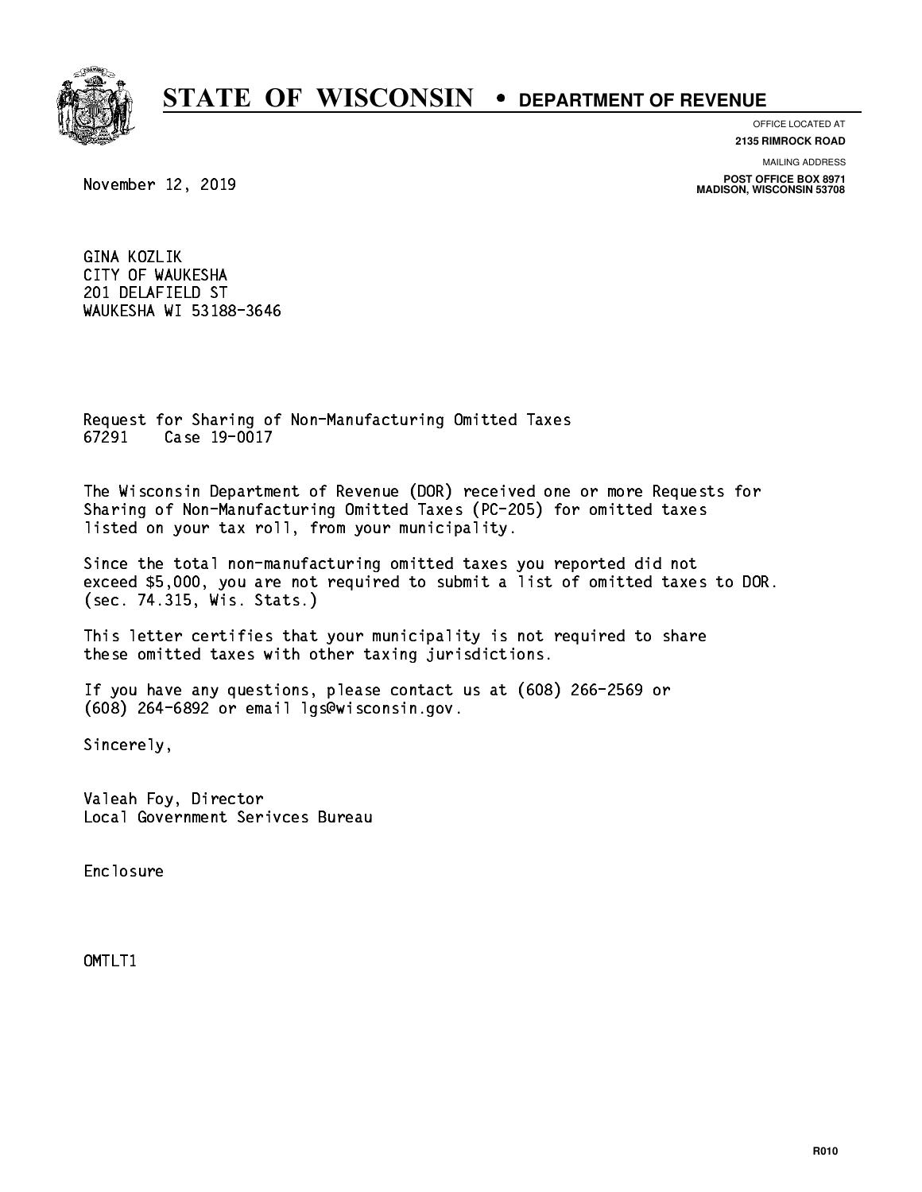# STATE OF WISCONSIN • DEPARTMENT OF REVENUE

OFFICE LOCATED AT
**2135 RIMROCK ROAD**

MAILING ADDRESS
**POST OFFICE BOX 8971**
**MADISON, WISCONSIN 53708**

November 12, 2019

GINA KOZLIK
CITY OF WAUKESHA
201 DELAFIELD ST
WAUKESHA WI 53188-3646

Request for Sharing of Non-Manufacturing Omitted Taxes
67291 Case 19-0017

The Wisconsin Department of Revenue (DOR) received one or more Requests for Sharing of Non-Manufacturing Omitted Taxes (PC-205) for omitted taxes listed on your tax roll, from your municipality.

Since the total non-manufacturing omitted taxes you reported did not exceed $5,000, you are not required to submit a list of omitted taxes to DOR. (sec. 74.315, Wis. Stats.)

This letter certifies that your municipality is not required to share these omitted taxes with other taxing jurisdictions.

If you have any questions, please contact us at (608) 266-2569 or (608) 264-6892 or email lgs@wisconsin.gov.

Sincerely,

Valeah Foy, Director
Local Government Serivces Bureau

Enclosure

OMTLT1

R010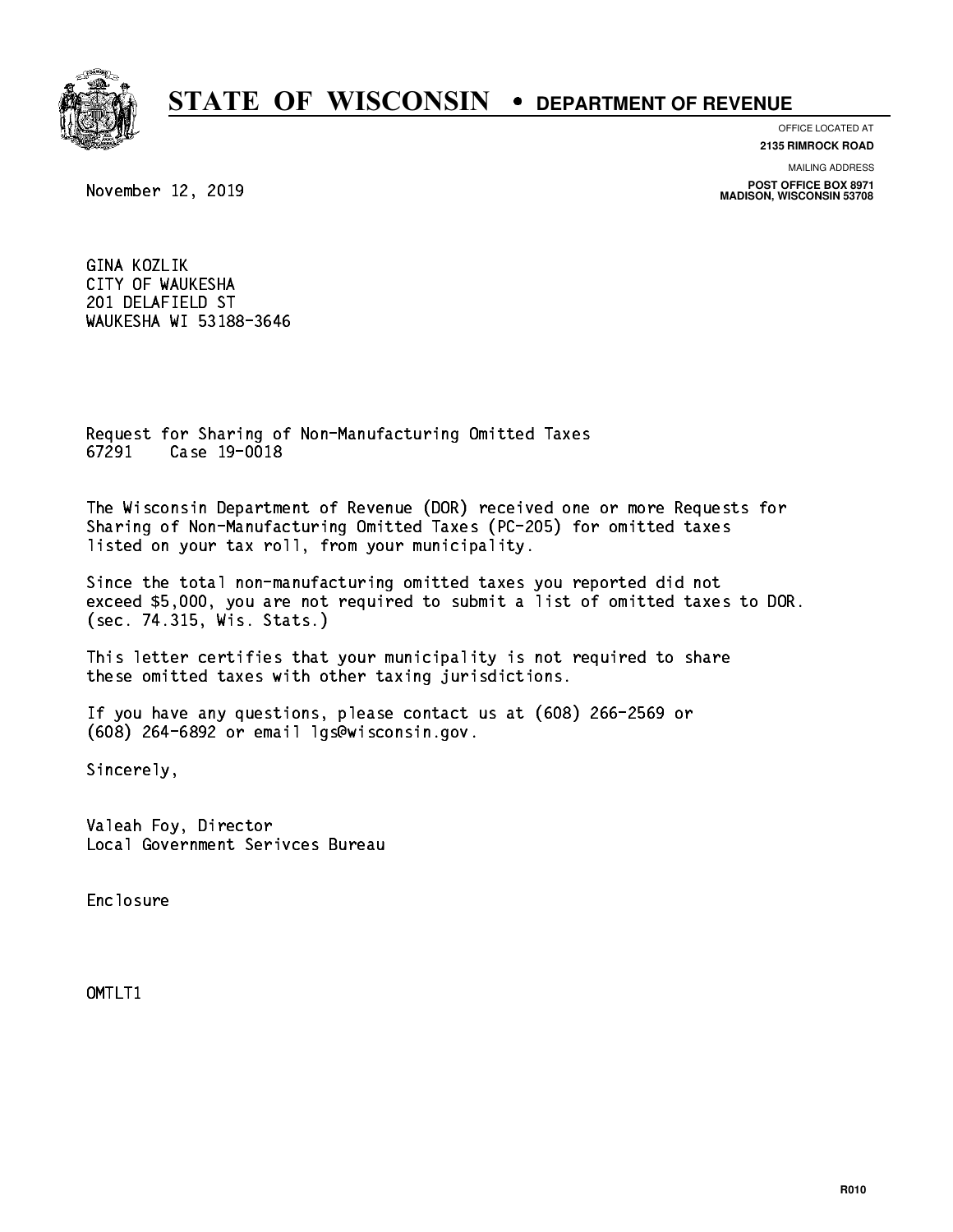# STATE OF WISCONSIN • DEPARTMENT OF REVENUE

OFFICE LOCATED AT
**2135 RIMROCK ROAD**

MAILING ADDRESS
**POST OFFICE BOX 8971**
**MADISON, WISCONSIN 53708**

November 12, 2019

GINA KOZLIK
CITY OF WAUKESHA
201 DELAFIELD ST
WAUKESHA WI 53188-3646

Request for Sharing of Non-Manufacturing Omitted Taxes
67291 Case 19-0018

The Wisconsin Department of Revenue (DOR) received one or more Requests for Sharing of Non-Manufacturing Omitted Taxes (PC-205) for omitted taxes listed on your tax roll, from your municipality.

Since the total non-manufacturing omitted taxes you reported did not exceed $5,000, you are not required to submit a list of omitted taxes to DOR. (sec. 74.315, Wis. Stats.)

This letter certifies that your municipality is not required to share these omitted taxes with other taxing jurisdictions.

If you have any questions, please contact us at (608) 266-2569 or (608) 264-6892 or email lgs@wisconsin.gov.

Sincerely,

Valeah Foy, Director
Local Government Serivces Bureau

Enclosure

OMTLT1

R010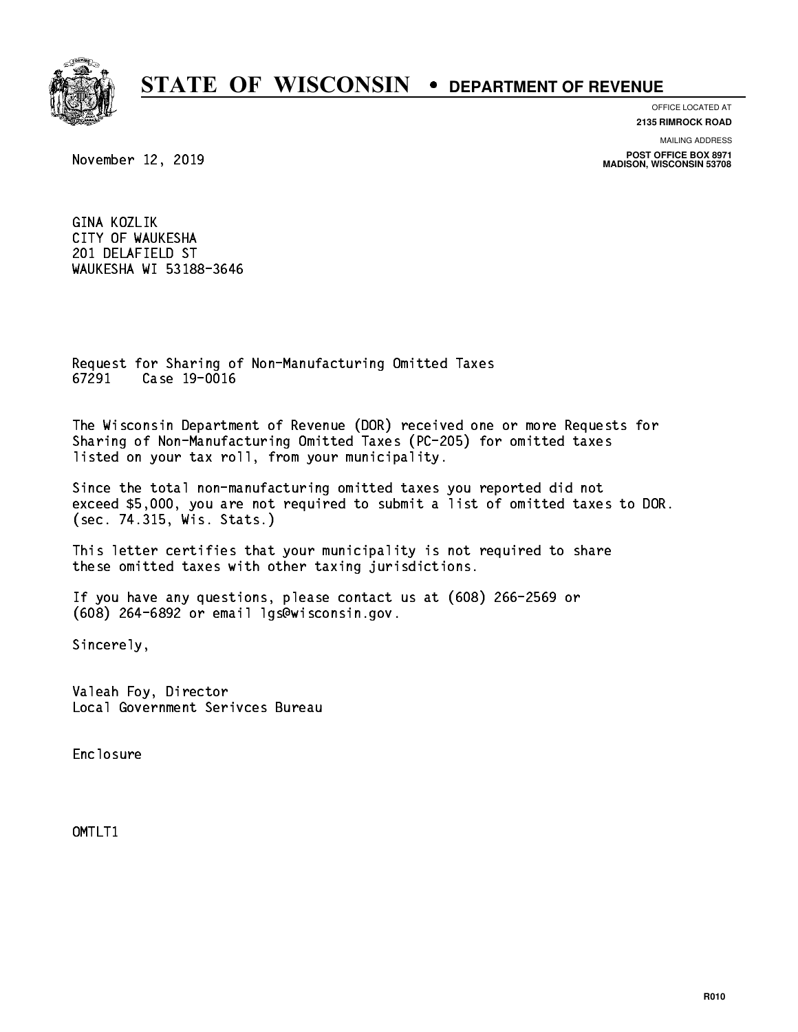# STATE OF WISCONSIN • DEPARTMENT OF REVENUE

OFFICE LOCATED AT
**2135 RIMROCK ROAD**

MAILING ADDRESS
**POST OFFICE BOX 8971**
**MADISON, WISCONSIN 53708**

November 12, 2019

GINA KOZLIK
CITY OF WAUKESHA
201 DELAFIELD ST
WAUKESHA WI 53188-3646

Request for Sharing of Non-Manufacturing Omitted Taxes
67291    Case 19-0016

The Wisconsin Department of Revenue (DOR) received one or more Requests for Sharing of Non-Manufacturing Omitted Taxes (PC-205) for omitted taxes listed on your tax roll, from your municipality.

Since the total non-manufacturing omitted taxes you reported did not exceed $5,000, you are not required to submit a list of omitted taxes to DOR. (sec. 74.315, Wis. Stats.)

This letter certifies that your municipality is not required to share these omitted taxes with other taxing jurisdictions.

If you have any questions, please contact us at (608) 266-2569 or (608) 264-6892 or email lgs@wisconsin.gov.

Sincerely,

Valeah Foy, Director
Local Government Serivces Bureau

Enclosure

OMTLT1

R010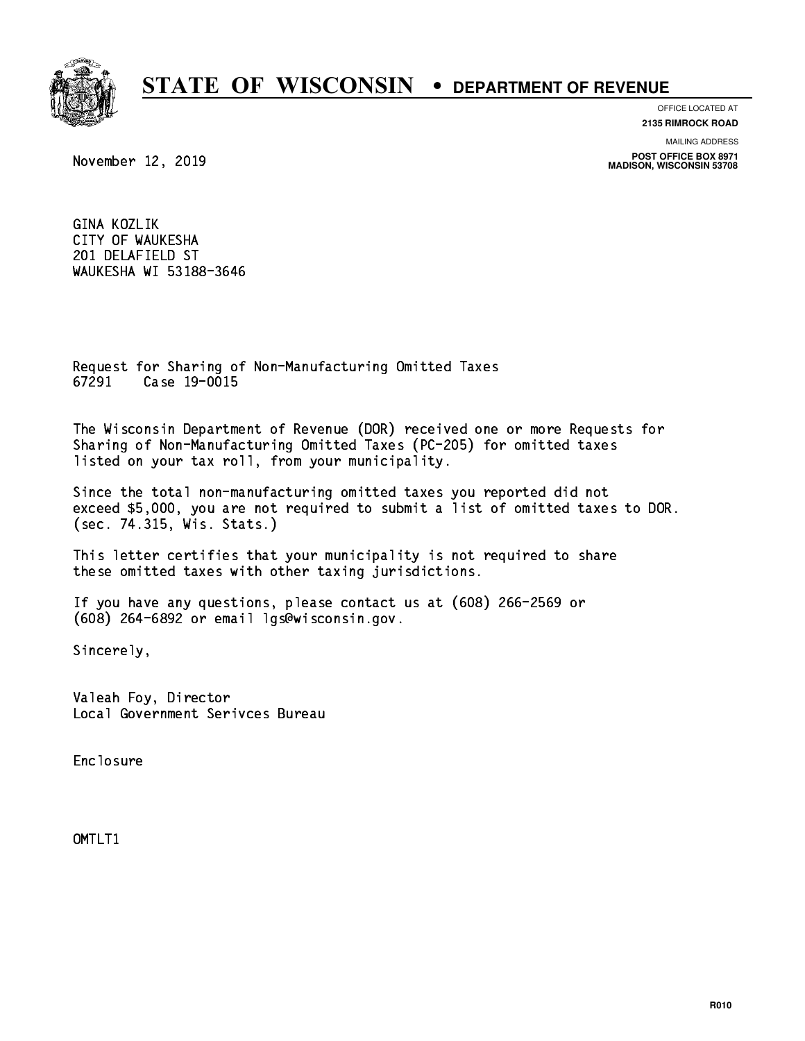# STATE OF WISCONSIN • DEPARTMENT OF REVENUE

OFFICE LOCATED AT
**2135 RIMROCK ROAD**

MAILING ADDRESS
**POST OFFICE BOX 8971**
**MADISON, WISCONSIN 53708**

November 12, 2019

GINA KOZLIK
CITY OF WAUKESHA
201 DELAFIELD ST
WAUKESHA WI 53188-3646

Request for Sharing of Non-Manufacturing Omitted Taxes
67291 Case 19-0015

The Wisconsin Department of Revenue (DOR) received one or more Requests for Sharing of Non-Manufacturing Omitted Taxes (PC-205) for omitted taxes listed on your tax roll, from your municipality.

Since the total non-manufacturing omitted taxes you reported did not exceed $5,000, you are not required to submit a list of omitted taxes to DOR. (sec. 74.315, Wis. Stats.)

This letter certifies that your municipality is not required to share these omitted taxes with other taxing jurisdictions.

If you have any questions, please contact us at (608) 266-2569 or (608) 264-6892 or email lgs@wisconsin.gov.

Sincerely,

Valeah Foy, Director
Local Government Serivces Bureau

Enclosure

OMTLT1

R010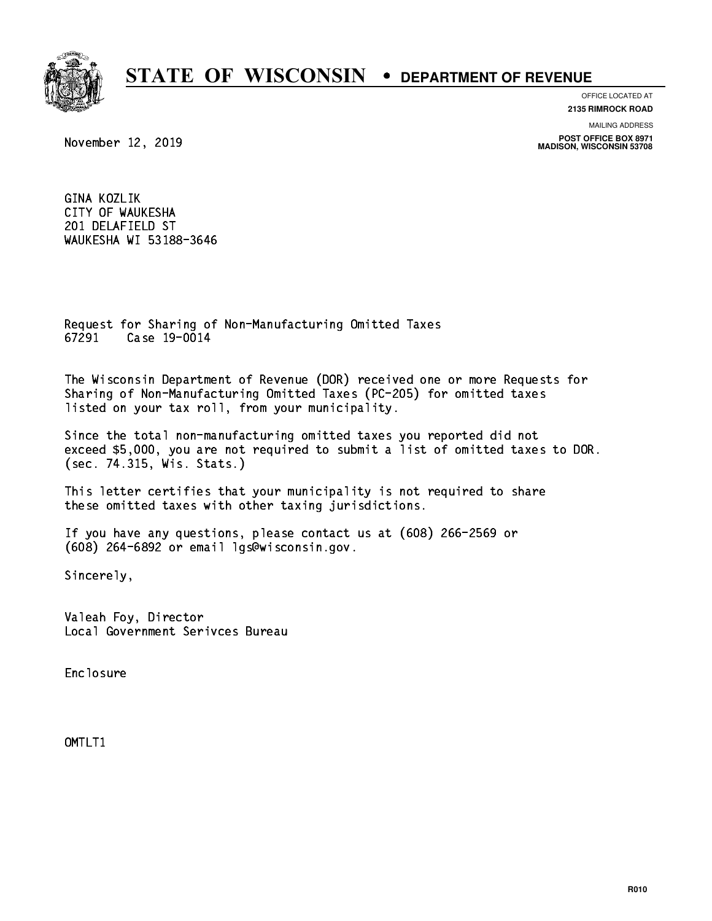# STATE OF WISCONSIN • DEPARTMENT OF REVENUE

OFFICE LOCATED AT
**2135 RIMROCK ROAD**

MAILING ADDRESS
**POST OFFICE BOX 8971**
**MADISON, WISCONSIN 53708**

November 12, 2019

GINA KOZLIK
CITY OF WAUKESHA
201 DELAFIELD ST
WAUKESHA WI 53188-3646

Request for Sharing of Non-Manufacturing Omitted Taxes
67291    Case 19-0014

The Wisconsin Department of Revenue (DOR) received one or more Requests for Sharing of Non-Manufacturing Omitted Taxes (PC-205) for omitted taxes listed on your tax roll, from your municipality.

Since the total non-manufacturing omitted taxes you reported did not exceed $5,000, you are not required to submit a list of omitted taxes to DOR. (sec. 74.315, Wis. Stats.)

This letter certifies that your municipality is not required to share these omitted taxes with other taxing jurisdictions.

If you have any questions, please contact us at (608) 266-2569 or (608) 264-6892 or email lgs@wisconsin.gov.

Sincerely,

Valeah Foy, Director
Local Government Serivces Bureau

Enclosure

OMTLT1

R010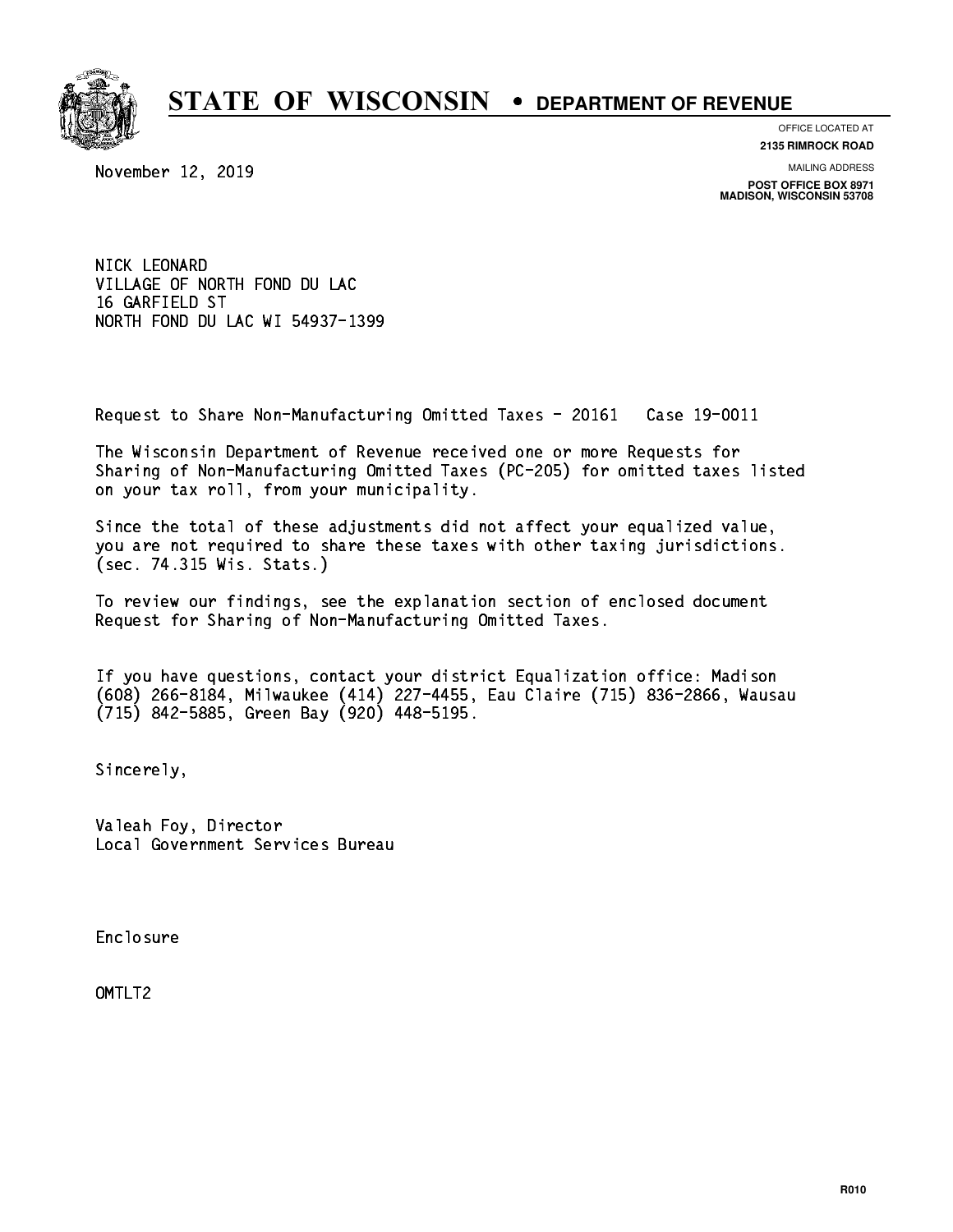# STATE OF WISCONSIN • DEPARTMENT OF REVENUE

OFFICE LOCATED AT
**2135 RIMROCK ROAD**

MAILING ADDRESS
**POST OFFICE BOX 8971**
**MADISON, WISCONSIN 53708**

November 12, 2019

NICK LEONARD
VILLAGE OF NORTH FOND DU LAC
16 GARFIELD ST
NORTH FOND DU LAC WI 54937-1399

Request to Share Non-Manufacturing Omitted Taxes - 20161   Case 19-0011

The Wisconsin Department of Revenue received one or more Requests for Sharing of Non-Manufacturing Omitted Taxes (PC-205) for omitted taxes listed on your tax roll, from your municipality.

Since the total of these adjustments did not affect your equalized value, you are not required to share these taxes with other taxing jurisdictions. (sec. 74.315 Wis. Stats.)

To review our findings, see the explanation section of enclosed document Request for Sharing of Non-Manufacturing Omitted Taxes.

If you have questions, contact your district Equalization office: Madison (608) 266-8184, Milwaukee (414) 227-4455, Eau Claire (715) 836-2866, Wausau (715) 842-5885, Green Bay (920) 448-5195.

Sincerely,

Valeah Foy, Director
Local Government Services Bureau

Enclosure

OMTLT2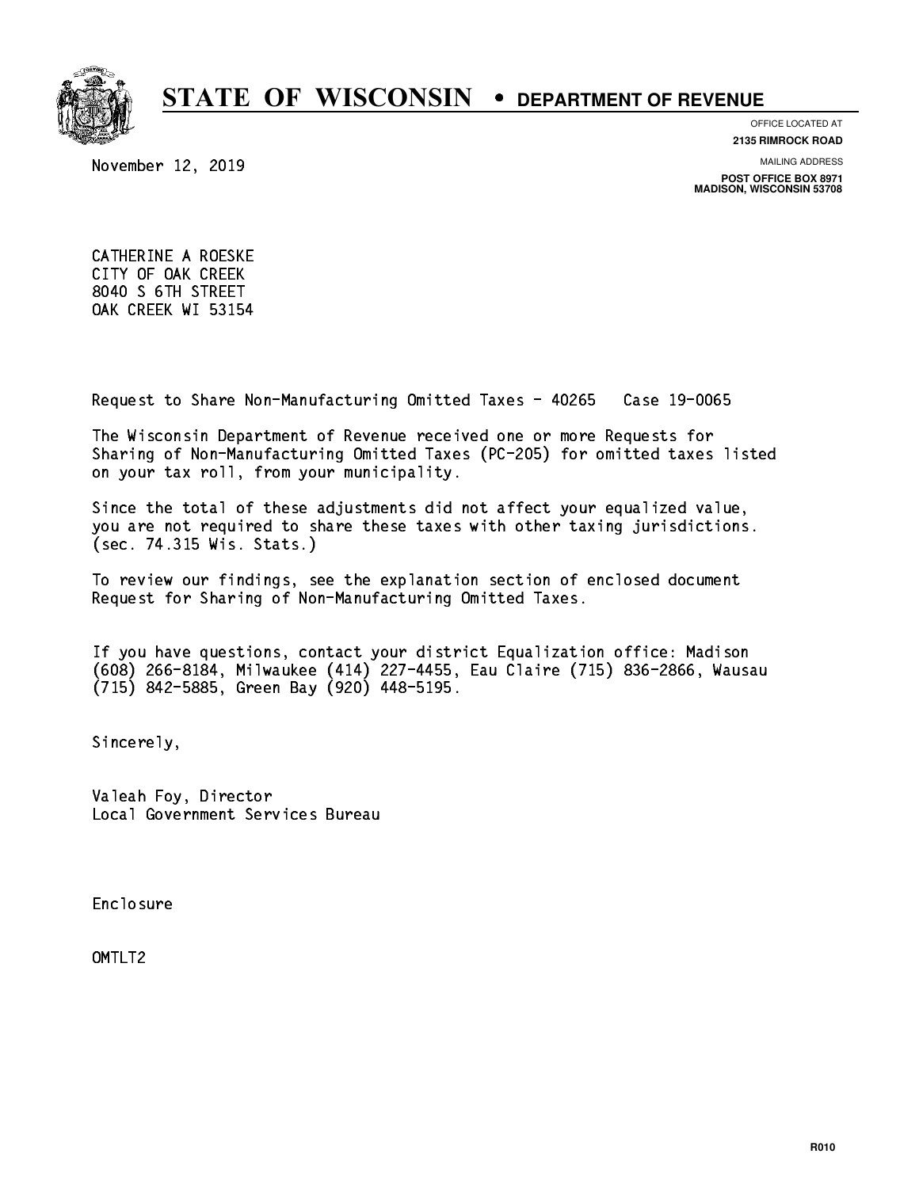# STATE OF WISCONSIN • DEPARTMENT OF REVENUE

OFFICE LOCATED AT
**2135 RIMROCK ROAD**

MAILING ADDRESS
**POST OFFICE BOX 8971**
**MADISON, WISCONSIN 53708**

November 12, 2019

CATHERINE A ROESKE
CITY OF OAK CREEK
8040 S 6TH STREET
OAK CREEK WI 53154

Request to Share Non-Manufacturing Omitted Taxes - 40265   Case 19-0065

The Wisconsin Department of Revenue received one or more Requests for Sharing of Non-Manufacturing Omitted Taxes (PC-205) for omitted taxes listed on your tax roll, from your municipality.

Since the total of these adjustments did not affect your equalized value, you are not required to share these taxes with other taxing jurisdictions. (sec. 74.315 Wis. Stats.)

To review our findings, see the explanation section of enclosed document Request for Sharing of Non-Manufacturing Omitted Taxes.

If you have questions, contact your district Equalization office: Madison (608) 266-8184, Milwaukee (414) 227-4455, Eau Claire (715) 836-2866, Wausau (715) 842-5885, Green Bay (920) 448-5195.

Sincerely,

Valeah Foy, Director
Local Government Services Bureau

Enclosure

OMTLT2

R010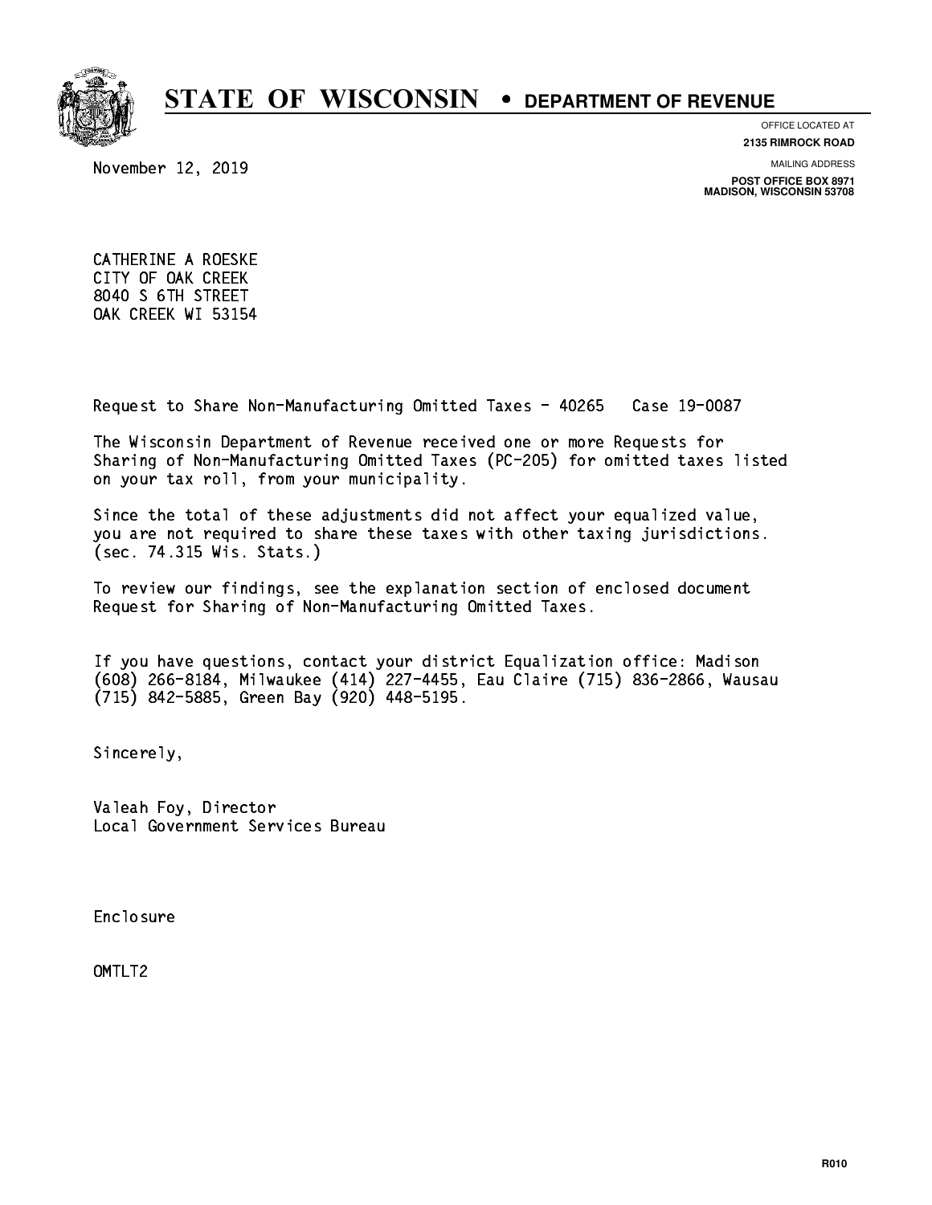# STATE OF WISCONSIN • DEPARTMENT OF REVENUE

OFFICE LOCATED AT
**2135 RIMROCK ROAD**

MAILING ADDRESS
**POST OFFICE BOX 8971**
**MADISON, WISCONSIN 53708**

November 12, 2019

CATHERINE A ROESKE
CITY OF OAK CREEK
8040 S 6TH STREET
OAK CREEK WI 53154

Request to Share Non-Manufacturing Omitted Taxes - 40265 Case 19-0087

The Wisconsin Department of Revenue received one or more Requests for Sharing of Non-Manufacturing Omitted Taxes (PC-205) for omitted taxes listed on your tax roll, from your municipality.

Since the total of these adjustments did not affect your equalized value, you are not required to share these taxes with other taxing jurisdictions. (sec. 74.315 Wis. Stats.)

To review our findings, see the explanation section of enclosed document Request for Sharing of Non-Manufacturing Omitted Taxes.

If you have questions, contact your district Equalization office: Madison (608) 266-8184, Milwaukee (414) 227-4455, Eau Claire (715) 836-2866, Wausau (715) 842-5885, Green Bay (920) 448-5195.

Sincerely,

Valeah Foy, Director
Local Government Services Bureau

Enclosure

OMTLT2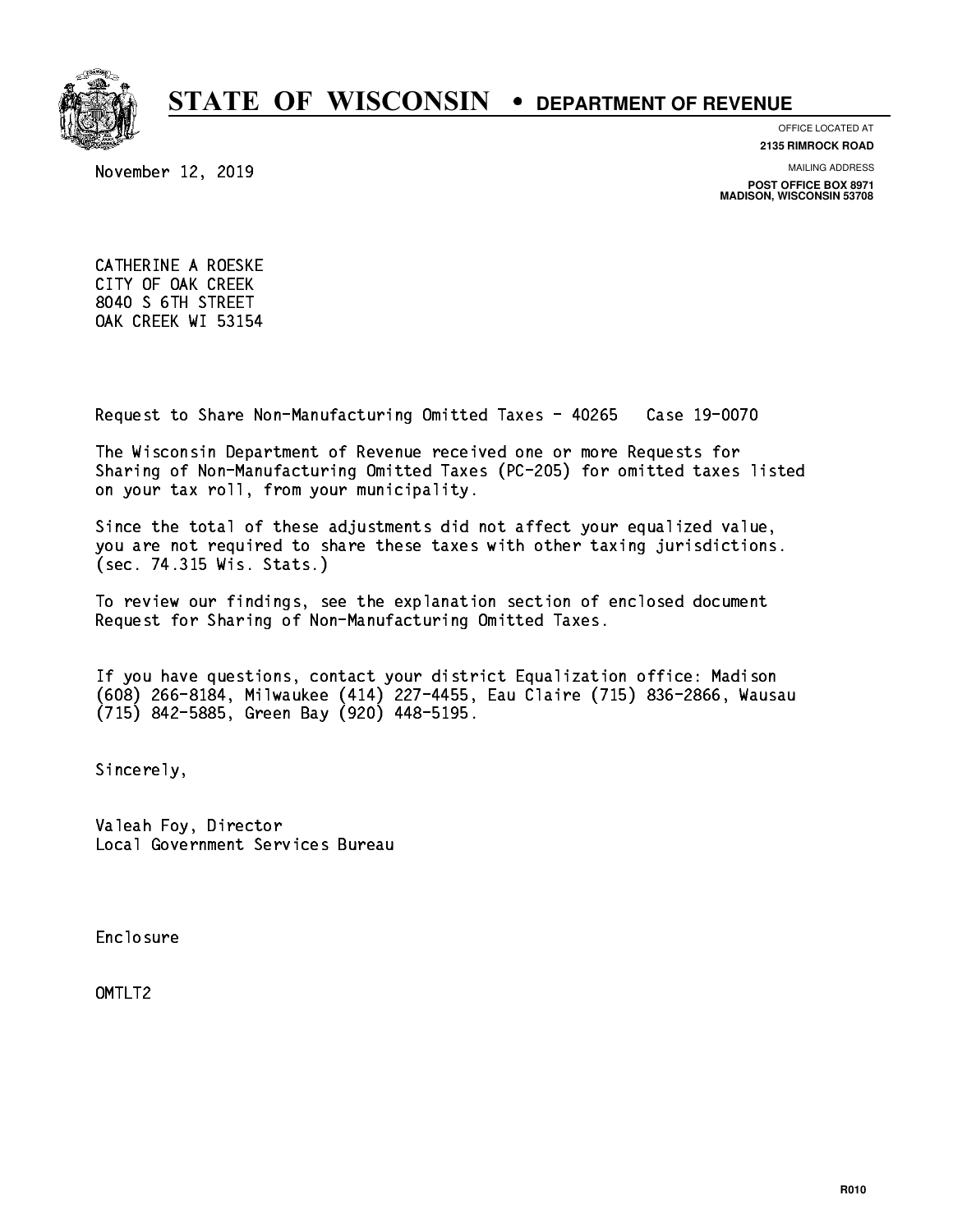# STATE OF WISCONSIN • DEPARTMENT OF REVENUE

OFFICE LOCATED AT
**2135 RIMROCK ROAD**

MAILING ADDRESS
**POST OFFICE BOX 8971**
**MADISON, WISCONSIN 53708**

November 12, 2019

CATHERINE A ROESKE
CITY OF OAK CREEK
8040 S 6TH STREET
OAK CREEK WI 53154

Request to Share Non-Manufacturing Omitted Taxes - 40265 Case 19-0070

The Wisconsin Department of Revenue received one or more Requests for Sharing of Non-Manufacturing Omitted Taxes (PC-205) for omitted taxes listed on your tax roll, from your municipality.

Since the total of these adjustments did not affect your equalized value, you are not required to share these taxes with other taxing jurisdictions. (sec. 74.315 Wis. Stats.)

To review our findings, see the explanation section of enclosed document Request for Sharing of Non-Manufacturing Omitted Taxes.

If you have questions, contact your district Equalization office: Madison (608) 266-8184, Milwaukee (414) 227-4455, Eau Claire (715) 836-2866, Wausau (715) 842-5885, Green Bay (920) 448-5195.

Sincerely,

Valeah Foy, Director
Local Government Services Bureau

Enclosure

OMTLT2

R010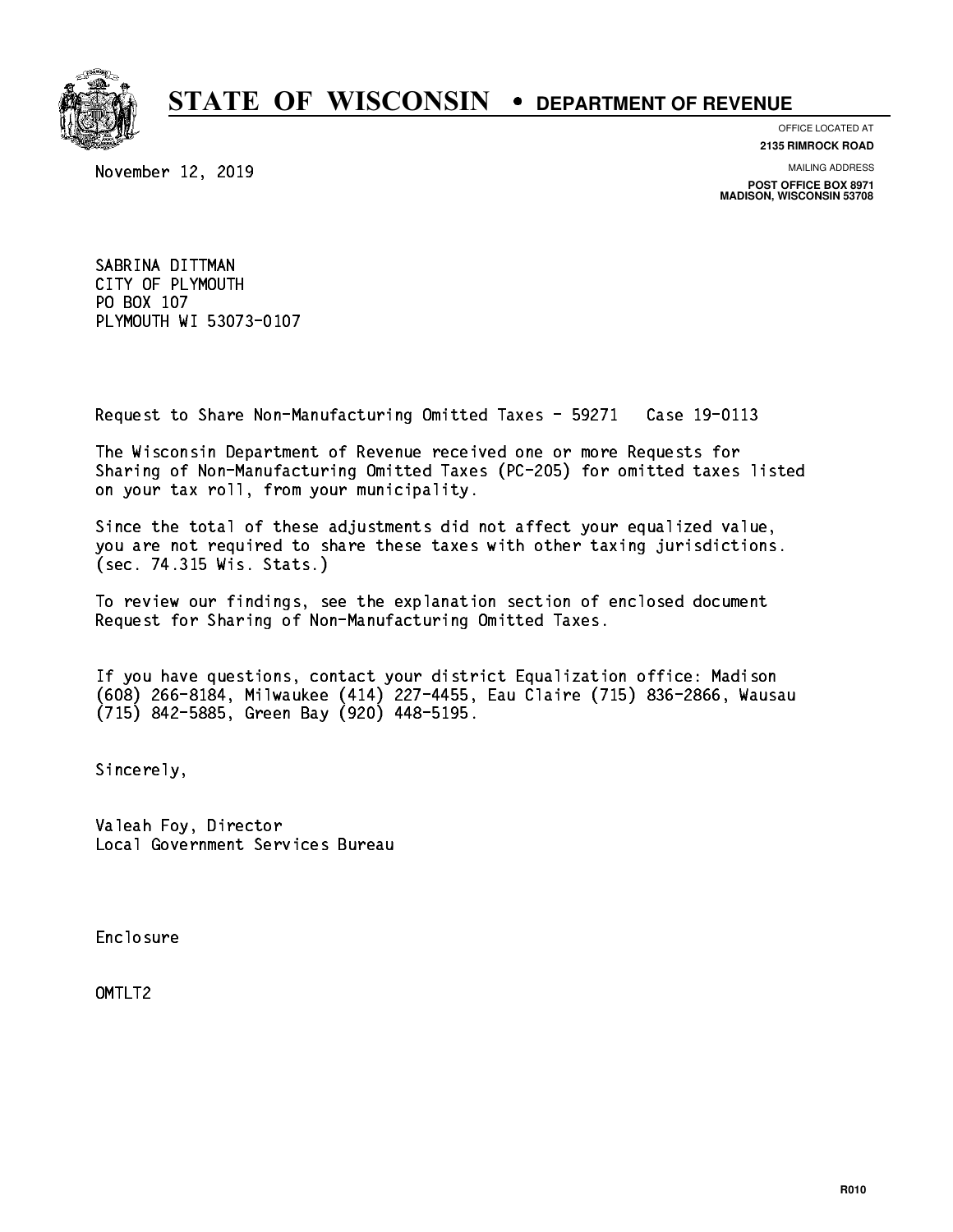# STATE OF WISCONSIN • DEPARTMENT OF REVENUE

OFFICE LOCATED AT
**2135 RIMROCK ROAD**

MAILING ADDRESS
**POST OFFICE BOX 8971**
**MADISON, WISCONSIN 53708**

November 12, 2019

SABRINA DITTMAN
CITY OF PLYMOUTH
PO BOX 107
PLYMOUTH WI 53073-0107

Request to Share Non-Manufacturing Omitted Taxes - 59271 Case 19-0113

The Wisconsin Department of Revenue received one or more Requests for Sharing of Non-Manufacturing Omitted Taxes (PC-205) for omitted taxes listed on your tax roll, from your municipality.

Since the total of these adjustments did not affect your equalized value, you are not required to share these taxes with other taxing jurisdictions. (sec. 74.315 Wis. Stats.)

To review our findings, see the explanation section of enclosed document Request for Sharing of Non-Manufacturing Omitted Taxes.

If you have questions, contact your district Equalization office: Madison (608) 266-8184, Milwaukee (414) 227-4455, Eau Claire (715) 836-2866, Wausau (715) 842-5885, Green Bay (920) 448-5195.

Sincerely,

Valeah Foy, Director
Local Government Services Bureau

Enclosure

OMTLT2

R010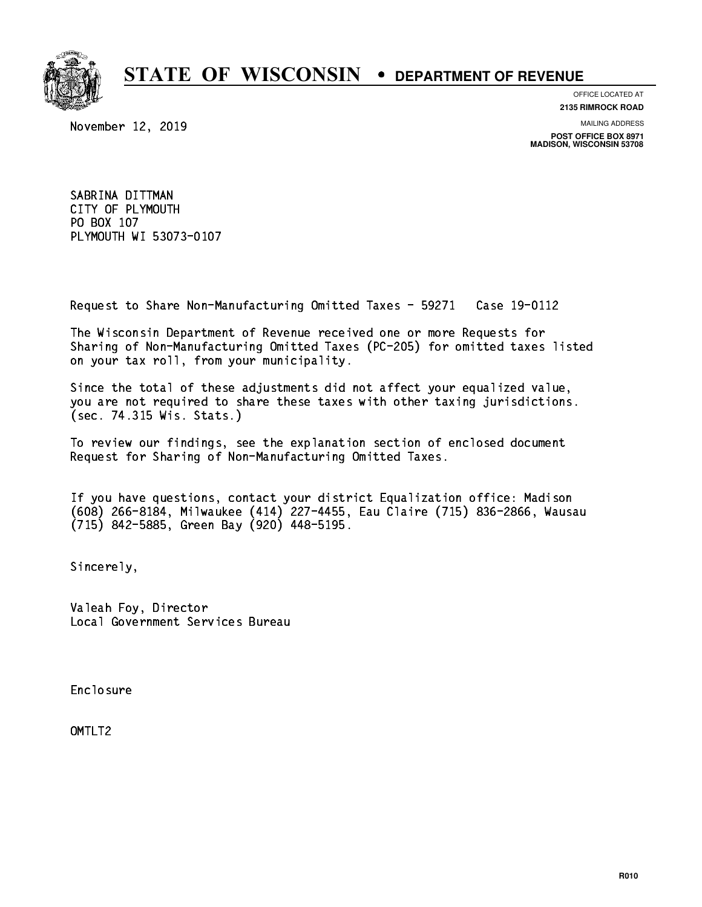# STATE OF WISCONSIN • DEPARTMENT OF REVENUE

OFFICE LOCATED AT
**2135 RIMROCK ROAD**

MAILING ADDRESS
**POST OFFICE BOX 8971**
**MADISON, WISCONSIN 53708**

November 12, 2019

SABRINA DITTMAN
CITY OF PLYMOUTH
PO BOX 107
PLYMOUTH WI 53073-0107

Request to Share Non-Manufacturing Omitted Taxes - 59271   Case 19-0112

The Wisconsin Department of Revenue received one or more Requests for Sharing of Non-Manufacturing Omitted Taxes (PC-205) for omitted taxes listed on your tax roll, from your municipality.

Since the total of these adjustments did not affect your equalized value, you are not required to share these taxes with other taxing jurisdictions. (sec. 74.315 Wis. Stats.)

To review our findings, see the explanation section of enclosed document Request for Sharing of Non-Manufacturing Omitted Taxes.

If you have questions, contact your district Equalization office: Madison (608) 266-8184, Milwaukee (414) 227-4455, Eau Claire (715) 836-2866, Wausau (715) 842-5885, Green Bay (920) 448-5195.

Sincerely,

Valeah Foy, Director
Local Government Services Bureau

Enclosure

OMTLT2

R010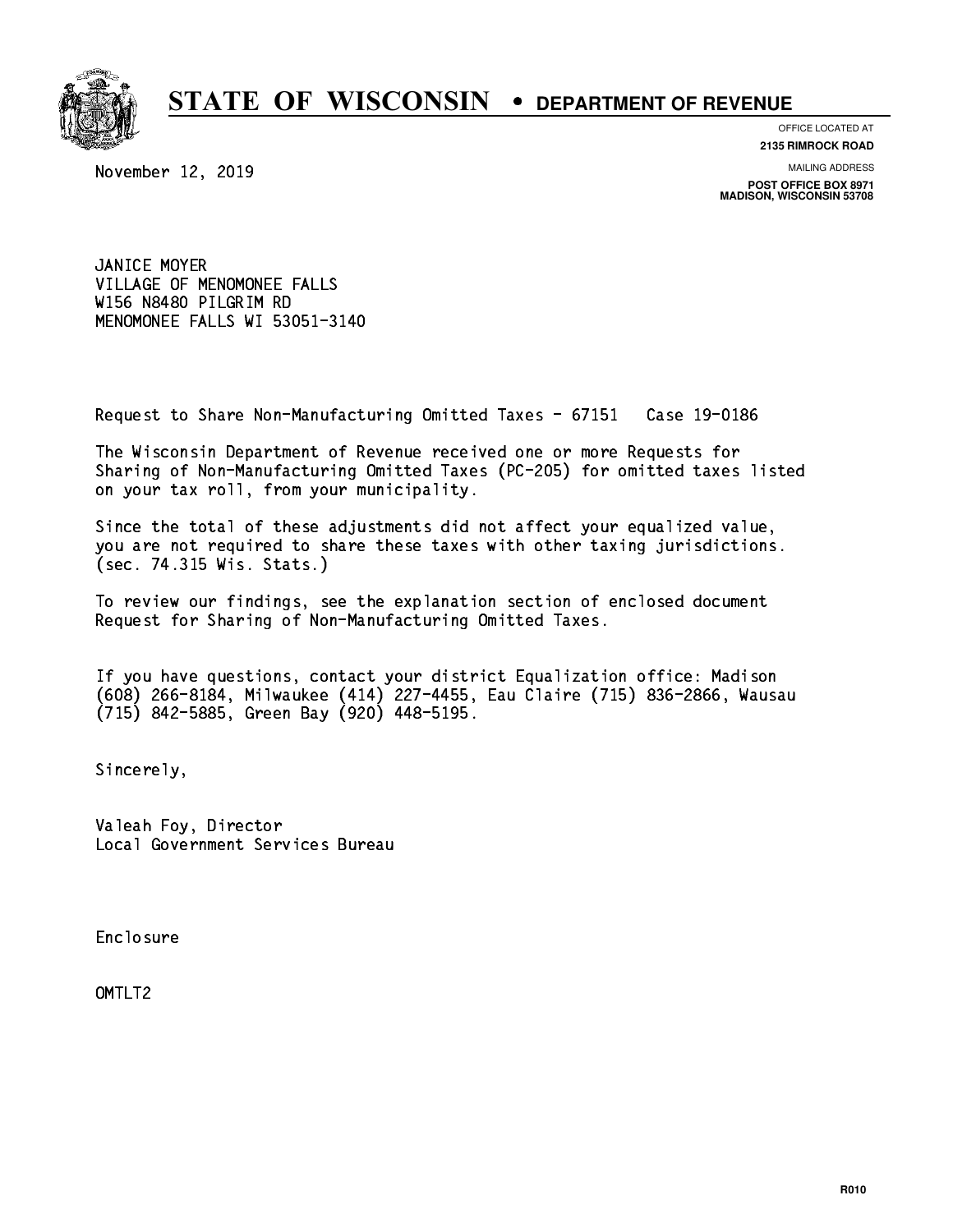# STATE OF WISCONSIN • DEPARTMENT OF REVENUE

OFFICE LOCATED AT
**2135 RIMROCK ROAD**

MAILING ADDRESS
**POST OFFICE BOX 8971**
**MADISON, WISCONSIN 53708**

November 12, 2019

JANICE MOYER
VILLAGE OF MENOMONEE FALLS
W156 N8480 PILGRIM RD
MENOMONEE FALLS WI 53051-3140

Request to Share Non-Manufacturing Omitted Taxes - 67151 Case 19-0186

The Wisconsin Department of Revenue received one or more Requests for Sharing of Non-Manufacturing Omitted Taxes (PC-205) for omitted taxes listed on your tax roll, from your municipality.

Since the total of these adjustments did not affect your equalized value, you are not required to share these taxes with other taxing jurisdictions. (sec. 74.315 Wis. Stats.)

To review our findings, see the explanation section of enclosed document Request for Sharing of Non-Manufacturing Omitted Taxes.

If you have questions, contact your district Equalization office: Madison (608) 266-8184, Milwaukee (414) 227-4455, Eau Claire (715) 836-2866, Wausau (715) 842-5885, Green Bay (920) 448-5195.

Sincerely,

Valeah Foy, Director
Local Government Services Bureau

Enclosure

OMTLT2

R010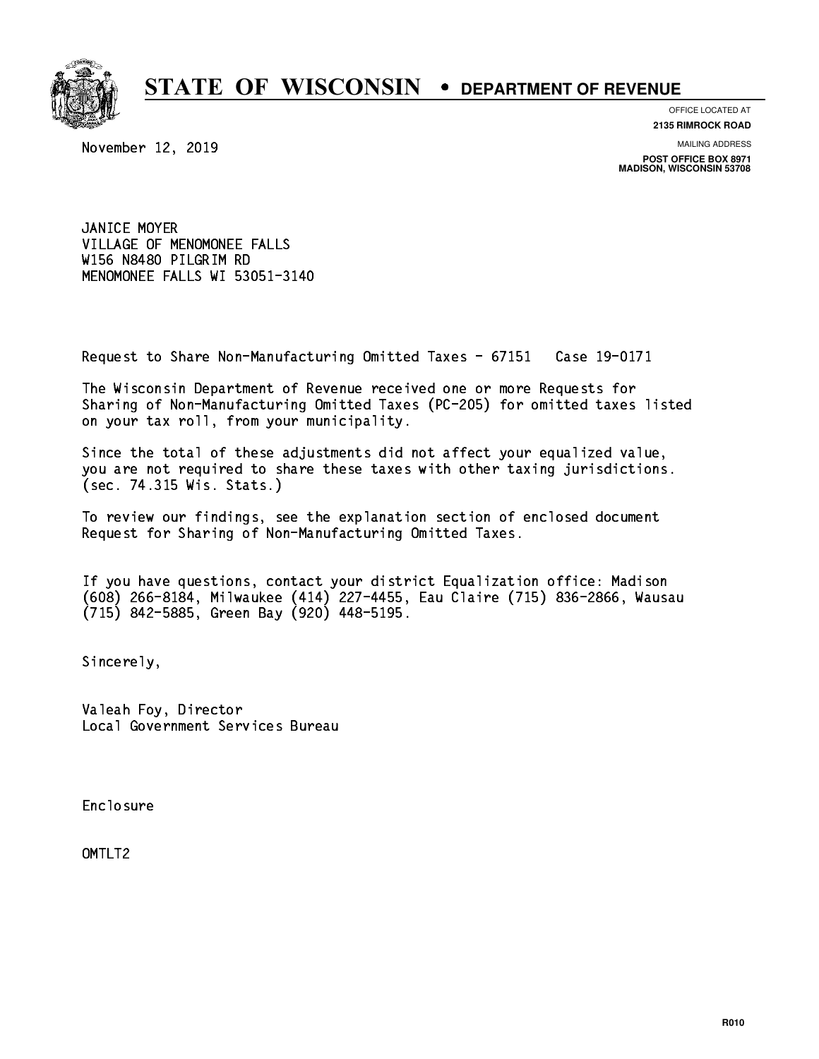# STATE OF WISCONSIN • DEPARTMENT OF REVENUE

OFFICE LOCATED AT
**2135 RIMROCK ROAD**

MAILING ADDRESS
**POST OFFICE BOX 8971**
**MADISON, WISCONSIN 53708**

November 12, 2019

JANICE MOYER
VILLAGE OF MENOMONEE FALLS
W156 N8480 PILGRIM RD
MENOMONEE FALLS WI 53051-3140

Request to Share Non-Manufacturing Omitted Taxes - 67151   Case 19-0171

The Wisconsin Department of Revenue received one or more Requests for Sharing of Non-Manufacturing Omitted Taxes (PC-205) for omitted taxes listed on your tax roll, from your municipality.

Since the total of these adjustments did not affect your equalized value, you are not required to share these taxes with other taxing jurisdictions. (sec. 74.315 Wis. Stats.)

To review our findings, see the explanation section of enclosed document Request for Sharing of Non-Manufacturing Omitted Taxes.

If you have questions, contact your district Equalization office: Madison (608) 266-8184, Milwaukee (414) 227-4455, Eau Claire (715) 836-2866, Wausau (715) 842-5885, Green Bay (920) 448-5195.

Sincerely,

Valeah Foy, Director
Local Government Services Bureau

Enclosure

OMTLT2

R010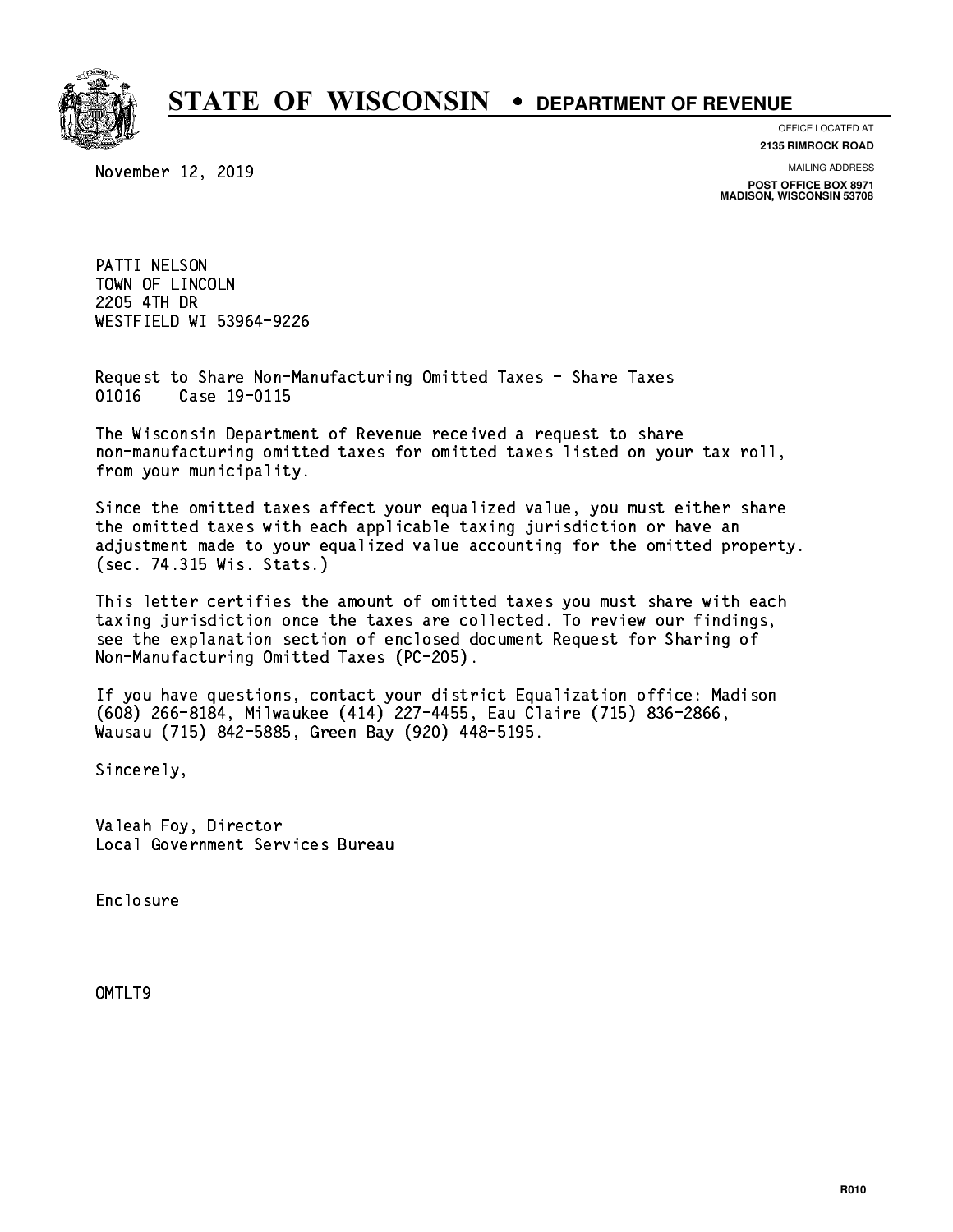# STATE OF WISCONSIN • DEPARTMENT OF REVENUE

OFFICE LOCATED AT
**2135 RIMROCK ROAD**

MAILING ADDRESS
**POST OFFICE BOX 8971**
**MADISON, WISCONSIN 53708**

November 12, 2019

PATTI NELSON
TOWN OF LINCOLN
2205 4TH DR
WESTFIELD WI 53964-9226

Request to Share Non-Manufacturing Omitted Taxes - Share Taxes
01016 Case 19-0115

The Wisconsin Department of Revenue received a request to share non-manufacturing omitted taxes for omitted taxes listed on your tax roll, from your municipality.

Since the omitted taxes affect your equalized value, you must either share the omitted taxes with each applicable taxing jurisdiction or have an adjustment made to your equalized value accounting for the omitted property. (sec. 74.315 Wis. Stats.)

This letter certifies the amount of omitted taxes you must share with each taxing jurisdiction once the taxes are collected. To review our findings, see the explanation section of enclosed document Request for Sharing of Non-Manufacturing Omitted Taxes (PC-205).

If you have questions, contact your district Equalization office: Madison (608) 266-8184, Milwaukee (414) 227-4455, Eau Claire (715) 836-2866, Wausau (715) 842-5885, Green Bay (920) 448-5195.

Sincerely,

Valeah Foy, Director
Local Government Services Bureau

Enclosure

OMTLT9

R010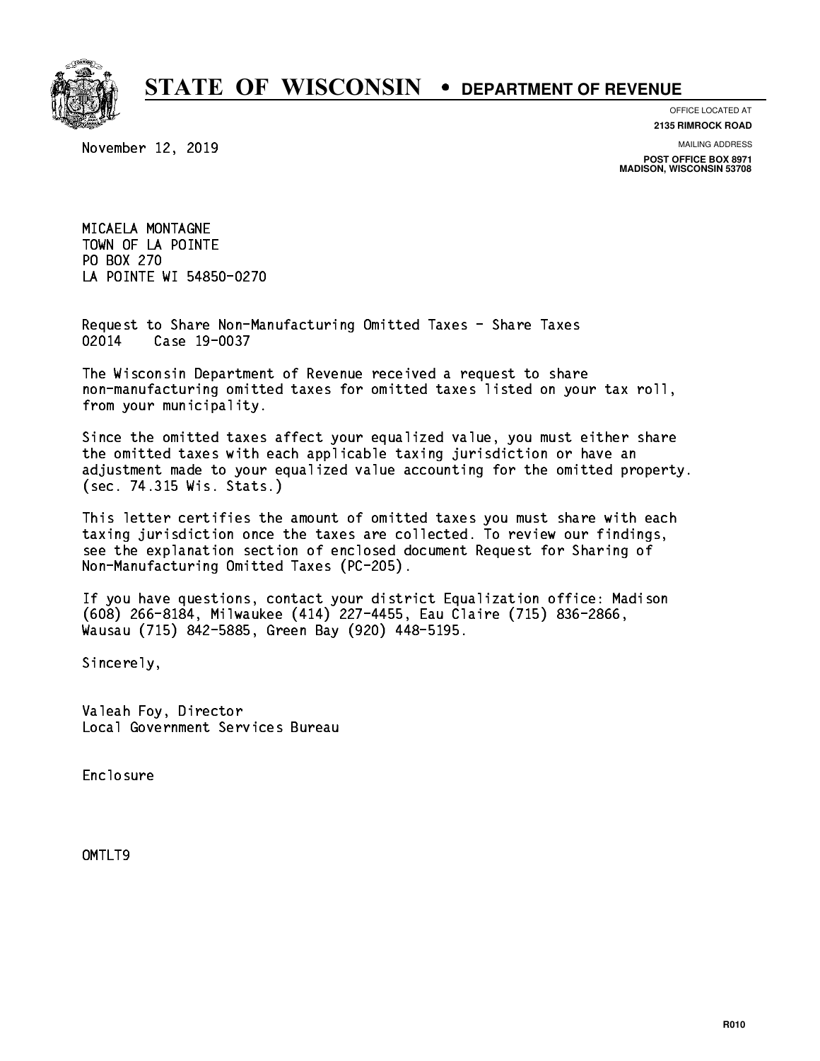# STATE OF WISCONSIN • DEPARTMENT OF REVENUE

OFFICE LOCATED AT
**2135 RIMROCK ROAD**

MAILING ADDRESS
**POST OFFICE BOX 8971**
**MADISON, WISCONSIN 53708**

November 12, 2019

MICAELA MONTAGNE
TOWN OF LA POINTE
PO BOX 270
LA POINTE WI 54850-0270

Request to Share Non-Manufacturing Omitted Taxes - Share Taxes
02014 Case 19-0037

The Wisconsin Department of Revenue received a request to share non-manufacturing omitted taxes for omitted taxes listed on your tax roll, from your municipality.

Since the omitted taxes affect your equalized value, you must either share the omitted taxes with each applicable taxing jurisdiction or have an adjustment made to your equalized value accounting for the omitted property. (sec. 74.315 Wis. Stats.)

This letter certifies the amount of omitted taxes you must share with each taxing jurisdiction once the taxes are collected. To review our findings, see the explanation section of enclosed document Request for Sharing of Non-Manufacturing Omitted Taxes (PC-205).

If you have questions, contact your district Equalization office: Madison (608) 266-8184, Milwaukee (414) 227-4455, Eau Claire (715) 836-2866, Wausau (715) 842-5885, Green Bay (920) 448-5195.

Sincerely,

Valeah Foy, Director
Local Government Services Bureau

Enclosure

OMTLT9

R010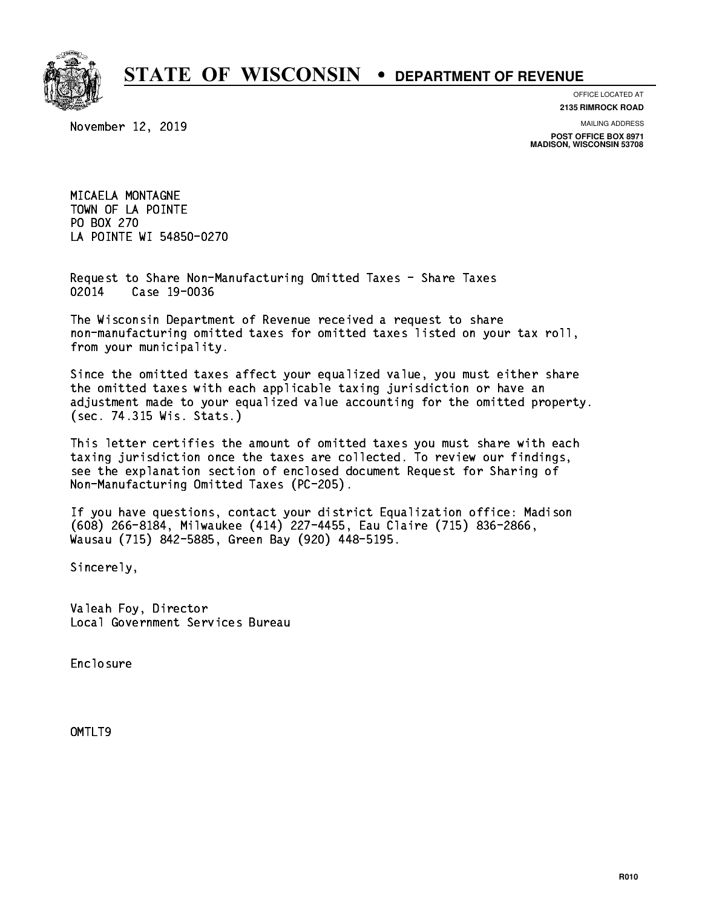# STATE OF WISCONSIN • DEPARTMENT OF REVENUE

OFFICE LOCATED AT
**2135 RIMROCK ROAD**

MAILING ADDRESS
**POST OFFICE BOX 8971**
**MADISON, WISCONSIN 53708**

November 12, 2019

MICAELA MONTAGNE
TOWN OF LA POINTE
PO BOX 270
LA POINTE WI 54850-0270

Request to Share Non-Manufacturing Omitted Taxes - Share Taxes
02014 Case 19-0036

The Wisconsin Department of Revenue received a request to share non-manufacturing omitted taxes for omitted taxes listed on your tax roll, from your municipality.

Since the omitted taxes affect your equalized value, you must either share the omitted taxes with each applicable taxing jurisdiction or have an adjustment made to your equalized value accounting for the omitted property. (sec. 74.315 Wis. Stats.)

This letter certifies the amount of omitted taxes you must share with each taxing jurisdiction once the taxes are collected. To review our findings, see the explanation section of enclosed document Request for Sharing of Non-Manufacturing Omitted Taxes (PC-205).

If you have questions, contact your district Equalization office: Madison (608) 266-8184, Milwaukee (414) 227-4455, Eau Claire (715) 836-2866, Wausau (715) 842-5885, Green Bay (920) 448-5195.

Sincerely,

Valeah Foy, Director
Local Government Services Bureau

Enclosure

OMTLT9

R010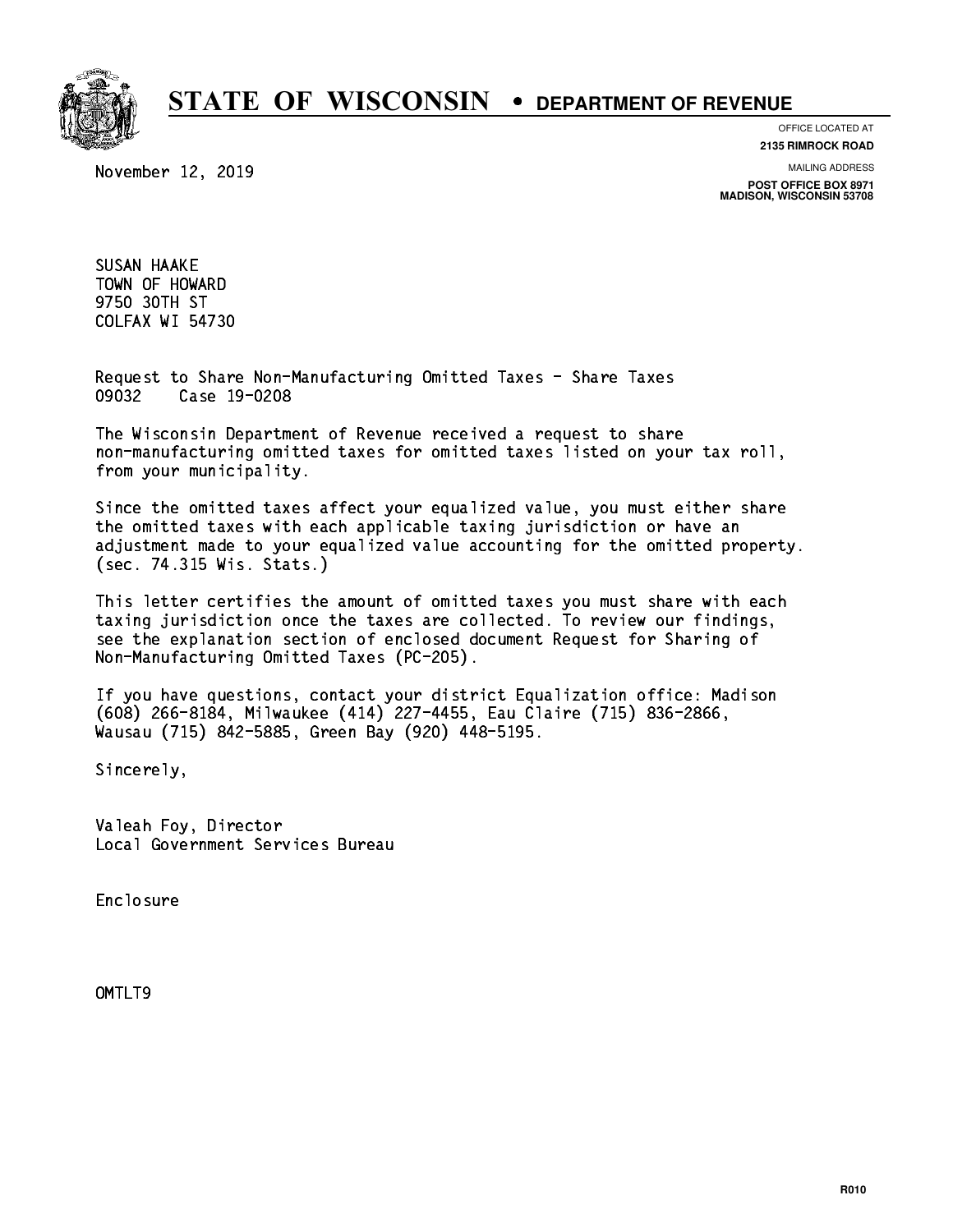# STATE OF WISCONSIN • DEPARTMENT OF REVENUE

OFFICE LOCATED AT
**2135 RIMROCK ROAD**

MAILING ADDRESS
**POST OFFICE BOX 8971**
**MADISON, WISCONSIN 53708**

November 12, 2019

SUSAN HAAKE
TOWN OF HOWARD
9750 30TH ST
COLFAX WI 54730

Request to Share Non-Manufacturing Omitted Taxes - Share Taxes
09032 Case 19-0208

The Wisconsin Department of Revenue received a request to share non-manufacturing omitted taxes for omitted taxes listed on your tax roll, from your municipality.

Since the omitted taxes affect your equalized value, you must either share the omitted taxes with each applicable taxing jurisdiction or have an adjustment made to your equalized value accounting for the omitted property. (sec. 74.315 Wis. Stats.)

This letter certifies the amount of omitted taxes you must share with each taxing jurisdiction once the taxes are collected. To review our findings, see the explanation section of enclosed document Request for Sharing of Non-Manufacturing Omitted Taxes (PC-205).

If you have questions, contact your district Equalization office: Madison (608) 266-8184, Milwaukee (414) 227-4455, Eau Claire (715) 836-2866, Wausau (715) 842-5885, Green Bay (920) 448-5195.

Sincerely,

Valeah Foy, Director
Local Government Services Bureau

Enclosure

OMTLT9

R010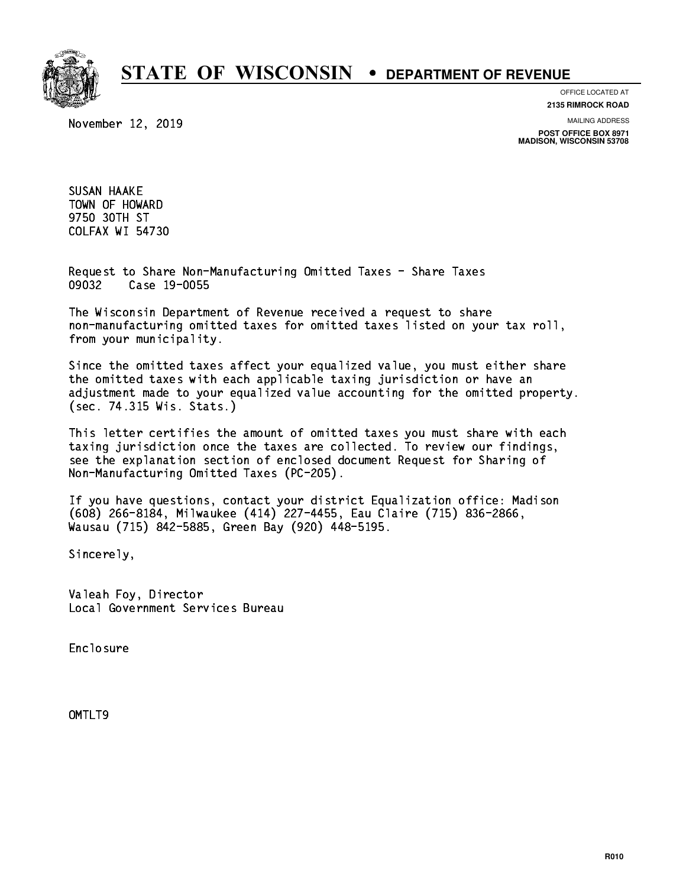# STATE OF WISCONSIN • DEPARTMENT OF REVENUE

OFFICE LOCATED AT
**2135 RIMROCK ROAD**

MAILING ADDRESS
**POST OFFICE BOX 8971**
**MADISON, WISCONSIN 53708**

November 12, 2019

SUSAN HAAKE
TOWN OF HOWARD
9750 30TH ST
COLFAX WI 54730

Request to Share Non-Manufacturing Omitted Taxes - Share Taxes
09032 Case 19-0055

The Wisconsin Department of Revenue received a request to share non-manufacturing omitted taxes for omitted taxes listed on your tax roll, from your municipality.

Since the omitted taxes affect your equalized value, you must either share the omitted taxes with each applicable taxing jurisdiction or have an adjustment made to your equalized value accounting for the omitted property. (sec. 74.315 Wis. Stats.)

This letter certifies the amount of omitted taxes you must share with each taxing jurisdiction once the taxes are collected. To review our findings, see the explanation section of enclosed document Request for Sharing of Non-Manufacturing Omitted Taxes (PC-205).

If you have questions, contact your district Equalization office: Madison (608) 266-8184, Milwaukee (414) 227-4455, Eau Claire (715) 836-2866, Wausau (715) 842-5885, Green Bay (920) 448-5195.

Sincerely,

Valeah Foy, Director
Local Government Services Bureau

Enclosure

OMTLT9

R010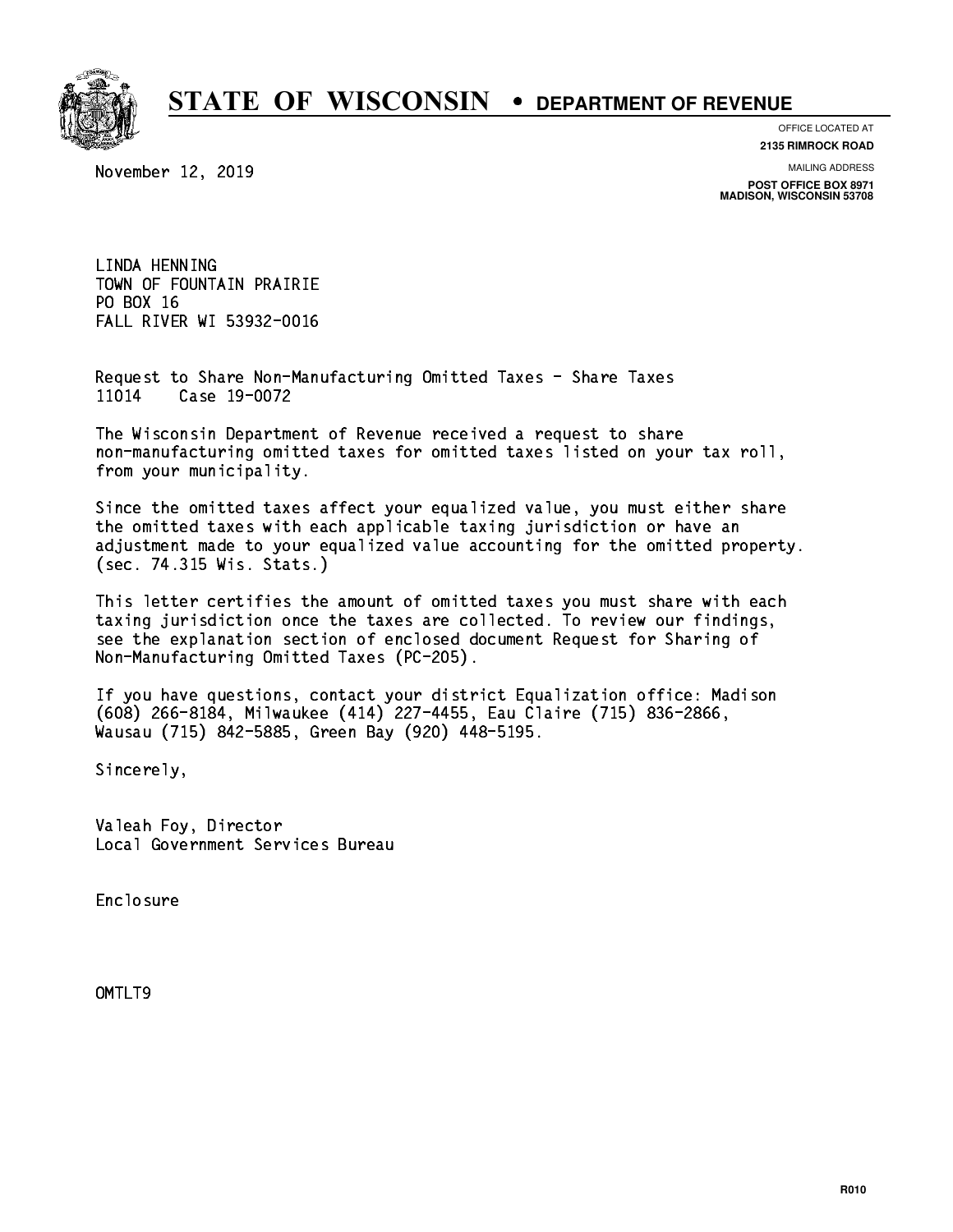# STATE OF WISCONSIN • DEPARTMENT OF REVENUE

OFFICE LOCATED AT
**2135 RIMROCK ROAD**

MAILING ADDRESS
**POST OFFICE BOX 8971**
**MADISON, WISCONSIN 53708**

November 12, 2019

LINDA HENNING
TOWN OF FOUNTAIN PRAIRIE
PO BOX 16
FALL RIVER WI 53932-0016

Request to Share Non-Manufacturing Omitted Taxes - Share Taxes
11014 Case 19-0072

The Wisconsin Department of Revenue received a request to share non-manufacturing omitted taxes for omitted taxes listed on your tax roll, from your municipality.

Since the omitted taxes affect your equalized value, you must either share the omitted taxes with each applicable taxing jurisdiction or have an adjustment made to your equalized value accounting for the omitted property. (sec. 74.315 Wis. Stats.)

This letter certifies the amount of omitted taxes you must share with each taxing jurisdiction once the taxes are collected. To review our findings, see the explanation section of enclosed document Request for Sharing of Non-Manufacturing Omitted Taxes (PC-205).

If you have questions, contact your district Equalization office: Madison (608) 266-8184, Milwaukee (414) 227-4455, Eau Claire (715) 836-2866, Wausau (715) 842-5885, Green Bay (920) 448-5195.

Sincerely,

Valeah Foy, Director
Local Government Services Bureau

Enclosure

OMTLT9

R010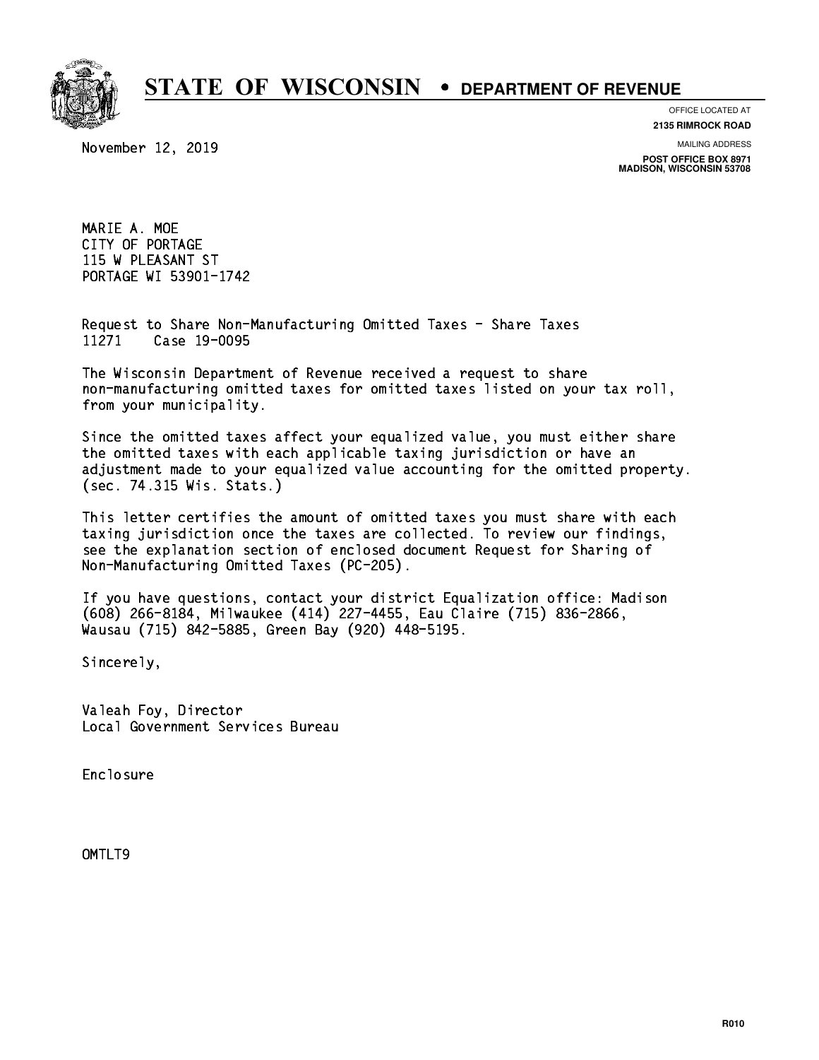# STATE OF WISCONSIN • DEPARTMENT OF REVENUE

OFFICE LOCATED AT
**2135 RIMROCK ROAD**

MAILING ADDRESS
**POST OFFICE BOX 8971**
**MADISON, WISCONSIN 53708**

November 12, 2019

MARIE A. MOE
CITY OF PORTAGE
115 W PLEASANT ST
PORTAGE WI 53901-1742

Request to Share Non-Manufacturing Omitted Taxes - Share Taxes
11271 Case 19-0095

The Wisconsin Department of Revenue received a request to share non-manufacturing omitted taxes for omitted taxes listed on your tax roll, from your municipality.

Since the omitted taxes affect your equalized value, you must either share the omitted taxes with each applicable taxing jurisdiction or have an adjustment made to your equalized value accounting for the omitted property. (sec. 74.315 Wis. Stats.)

This letter certifies the amount of omitted taxes you must share with each taxing jurisdiction once the taxes are collected. To review our findings, see the explanation section of enclosed document Request for Sharing of Non-Manufacturing Omitted Taxes (PC-205).

If you have questions, contact your district Equalization office: Madison (608) 266-8184, Milwaukee (414) 227-4455, Eau Claire (715) 836-2866, Wausau (715) 842-5885, Green Bay (920) 448-5195.

Sincerely,

Valeah Foy, Director
Local Government Services Bureau

Enclosure

OMTLT9

R010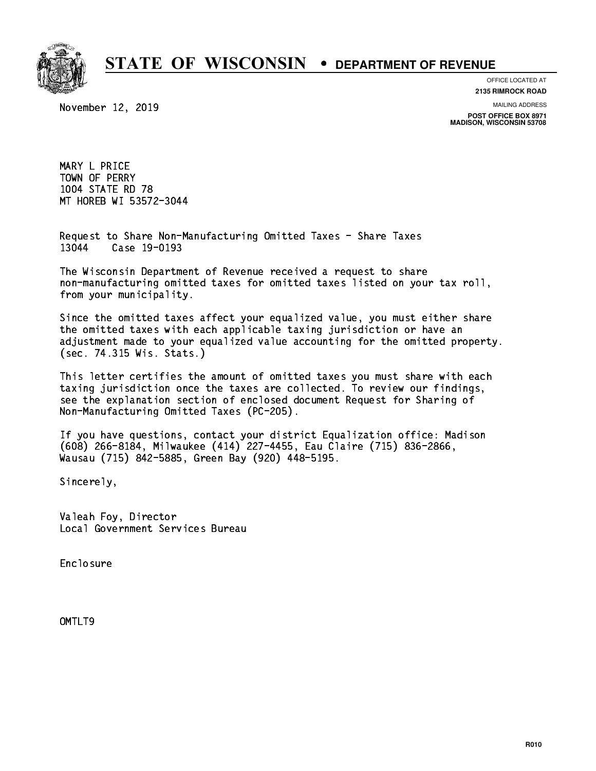# STATE OF WISCONSIN • DEPARTMENT OF REVENUE

OFFICE LOCATED AT
**2135 RIMROCK ROAD**

MAILING ADDRESS
**POST OFFICE BOX 8971**
**MADISON, WISCONSIN 53708**

November 12, 2019

MARY L PRICE
TOWN OF PERRY
1004 STATE RD 78
MT HOREB WI 53572-3044

Request to Share Non-Manufacturing Omitted Taxes - Share Taxes
13044 Case 19-0193

The Wisconsin Department of Revenue received a request to share non-manufacturing omitted taxes for omitted taxes listed on your tax roll, from your municipality.

Since the omitted taxes affect your equalized value, you must either share the omitted taxes with each applicable taxing jurisdiction or have an adjustment made to your equalized value accounting for the omitted property. (sec. 74.315 Wis. Stats.)

This letter certifies the amount of omitted taxes you must share with each taxing jurisdiction once the taxes are collected. To review our findings, see the explanation section of enclosed document Request for Sharing of Non-Manufacturing Omitted Taxes (PC-205).

If you have questions, contact your district Equalization office: Madison (608) 266-8184, Milwaukee (414) 227-4455, Eau Claire (715) 836-2866, Wausau (715) 842-5885, Green Bay (920) 448-5195.

Sincerely,

Valeah Foy, Director
Local Government Services Bureau

Enclosure

OMTLT9

R010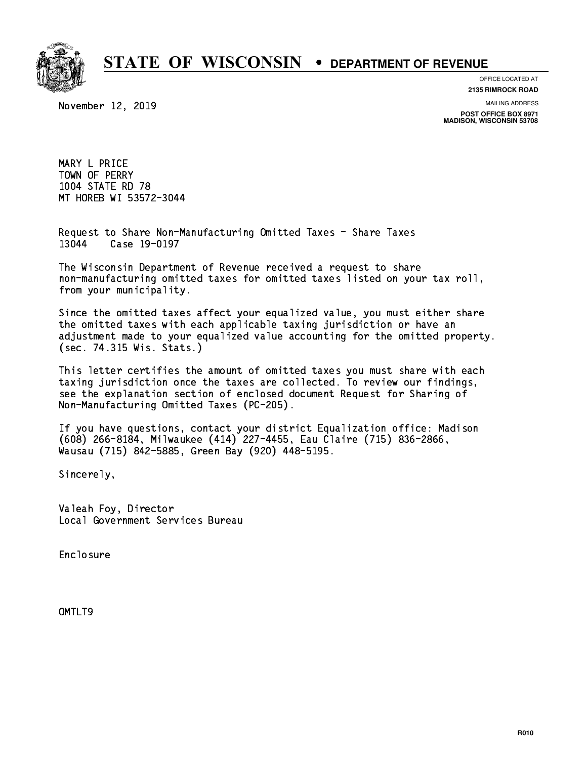# STATE OF WISCONSIN • DEPARTMENT OF REVENUE

OFFICE LOCATED AT
**2135 RIMROCK ROAD**

MAILING ADDRESS
**POST OFFICE BOX 8971**
**MADISON, WISCONSIN 53708**

November 12, 2019

MARY L PRICE
TOWN OF PERRY
1004 STATE RD 78
MT HOREB WI 53572-3044

Request to Share Non-Manufacturing Omitted Taxes - Share Taxes
13044 Case 19-0197

The Wisconsin Department of Revenue received a request to share non-manufacturing omitted taxes for omitted taxes listed on your tax roll, from your municipality.

Since the omitted taxes affect your equalized value, you must either share the omitted taxes with each applicable taxing jurisdiction or have an adjustment made to your equalized value accounting for the omitted property. (sec. 74.315 Wis. Stats.)

This letter certifies the amount of omitted taxes you must share with each taxing jurisdiction once the taxes are collected. To review our findings, see the explanation section of enclosed document Request for Sharing of Non-Manufacturing Omitted Taxes (PC-205).

If you have questions, contact your district Equalization office: Madison (608) 266-8184, Milwaukee (414) 227-4455, Eau Claire (715) 836-2866, Wausau (715) 842-5885, Green Bay (920) 448-5195.

Sincerely,

Valeah Foy, Director
Local Government Services Bureau

Enclosure

OMTLT9

R010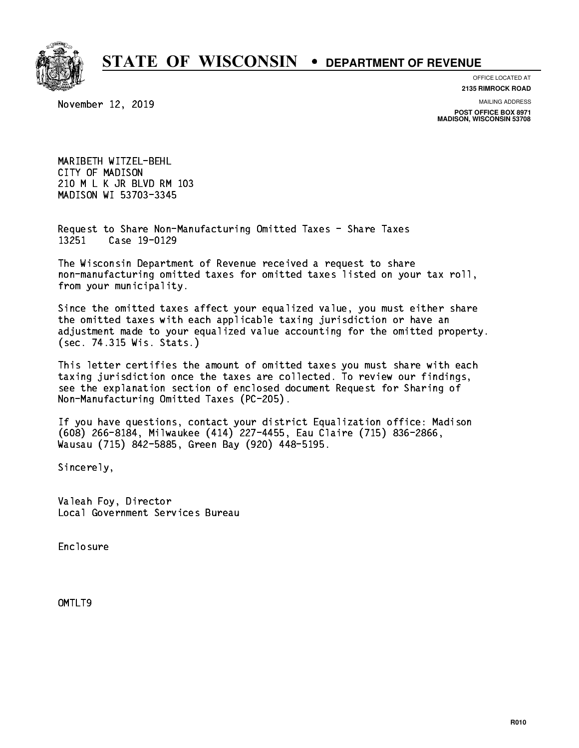# STATE OF WISCONSIN • DEPARTMENT OF REVENUE

OFFICE LOCATED AT
**2135 RIMROCK ROAD**

MAILING ADDRESS
**POST OFFICE BOX 8971**
**MADISON, WISCONSIN 53708**

November 12, 2019

MARIBETH WITZEL-BEHL
CITY OF MADISON
210 M L K JR BLVD RM 103
MADISON WI 53703-3345

Request to Share Non-Manufacturing Omitted Taxes - Share Taxes
13251 Case 19-0129

The Wisconsin Department of Revenue received a request to share non-manufacturing omitted taxes for omitted taxes listed on your tax roll, from your municipality.

Since the omitted taxes affect your equalized value, you must either share the omitted taxes with each applicable taxing jurisdiction or have an adjustment made to your equalized value accounting for the omitted property. (sec. 74.315 Wis. Stats.)

This letter certifies the amount of omitted taxes you must share with each taxing jurisdiction once the taxes are collected. To review our findings, see the explanation section of enclosed document Request for Sharing of Non-Manufacturing Omitted Taxes (PC-205).

If you have questions, contact your district Equalization office: Madison (608) 266-8184, Milwaukee (414) 227-4455, Eau Claire (715) 836-2866, Wausau (715) 842-5885, Green Bay (920) 448-5195.

Sincerely,

Valeah Foy, Director
Local Government Services Bureau

Enclosure

OMTLT9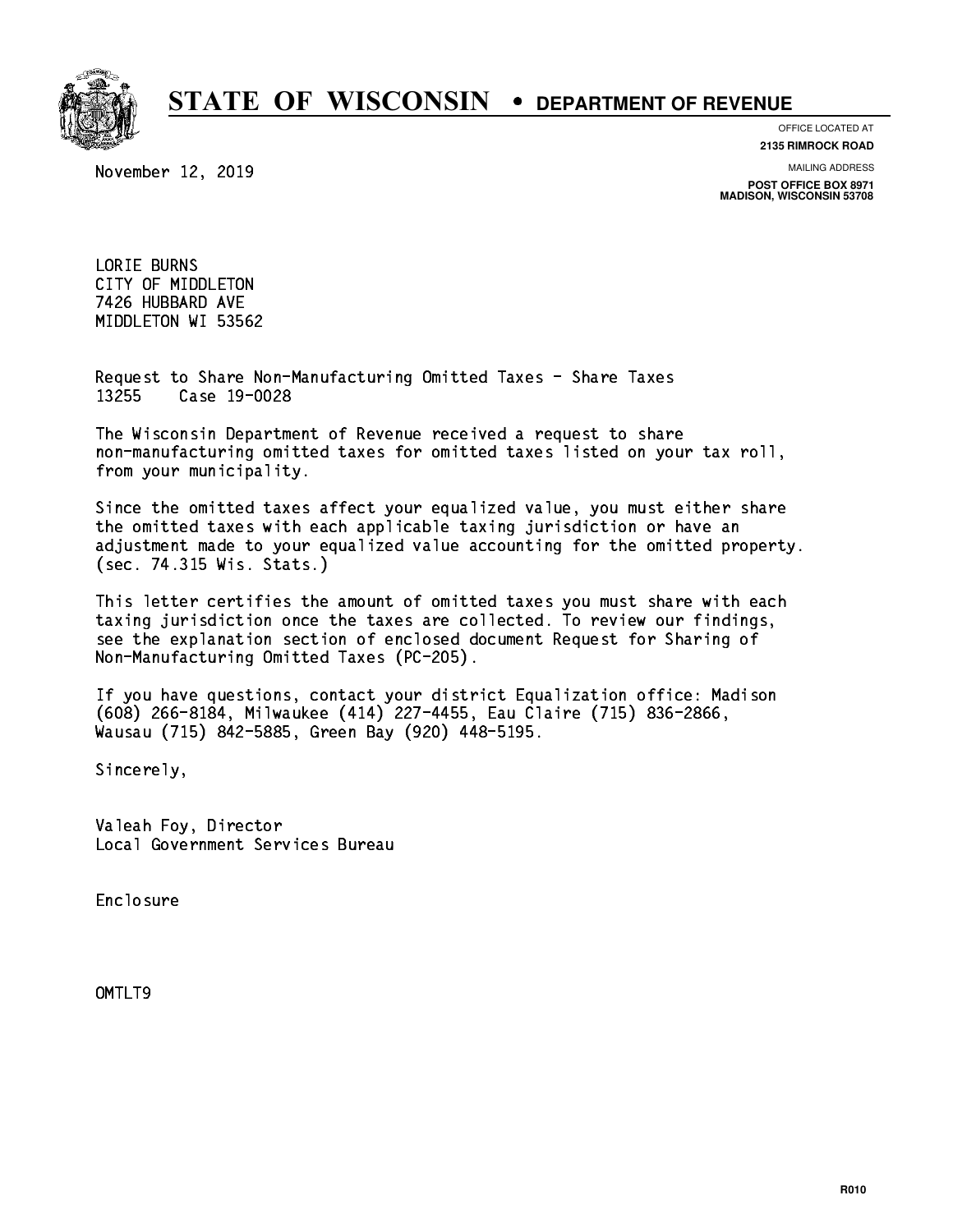# STATE OF WISCONSIN • DEPARTMENT OF REVENUE

OFFICE LOCATED AT
**2135 RIMROCK ROAD**

MAILING ADDRESS
**POST OFFICE BOX 8971**
**MADISON, WISCONSIN 53708**

November 12, 2019

LORIE BURNS
CITY OF MIDDLETON
7426 HUBBARD AVE
MIDDLETON WI 53562

Request to Share Non-Manufacturing Omitted Taxes - Share Taxes
13255 Case 19-0028

The Wisconsin Department of Revenue received a request to share non-manufacturing omitted taxes for omitted taxes listed on your tax roll, from your municipality.

Since the omitted taxes affect your equalized value, you must either share the omitted taxes with each applicable taxing jurisdiction or have an adjustment made to your equalized value accounting for the omitted property. (sec. 74.315 Wis. Stats.)

This letter certifies the amount of omitted taxes you must share with each taxing jurisdiction once the taxes are collected. To review our findings, see the explanation section of enclosed document Request for Sharing of Non-Manufacturing Omitted Taxes (PC-205).

If you have questions, contact your district Equalization office: Madison (608) 266-8184, Milwaukee (414) 227-4455, Eau Claire (715) 836-2866, Wausau (715) 842-5885, Green Bay (920) 448-5195.

Sincerely,

Valeah Foy, Director
Local Government Services Bureau

Enclosure

OMTLT9

R010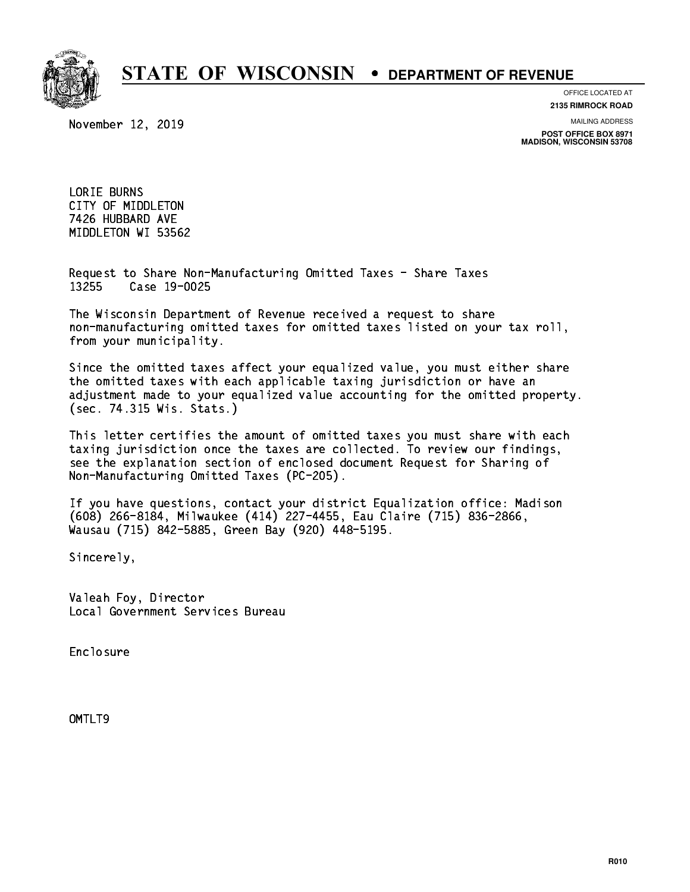# STATE OF WISCONSIN • DEPARTMENT OF REVENUE

OFFICE LOCATED AT
**2135 RIMROCK ROAD**

MAILING ADDRESS
**POST OFFICE BOX 8971**
**MADISON, WISCONSIN 53708**

November 12, 2019

LORIE BURNS
CITY OF MIDDLETON
7426 HUBBARD AVE
MIDDLETON WI 53562

Request to Share Non-Manufacturing Omitted Taxes - Share Taxes
13255 Case 19-0025

The Wisconsin Department of Revenue received a request to share non-manufacturing omitted taxes for omitted taxes listed on your tax roll, from your municipality.

Since the omitted taxes affect your equalized value, you must either share the omitted taxes with each applicable taxing jurisdiction or have an adjustment made to your equalized value accounting for the omitted property. (sec. 74.315 Wis. Stats.)

This letter certifies the amount of omitted taxes you must share with each taxing jurisdiction once the taxes are collected. To review our findings, see the explanation section of enclosed document Request for Sharing of Non-Manufacturing Omitted Taxes (PC-205).

If you have questions, contact your district Equalization office: Madison (608) 266-8184, Milwaukee (414) 227-4455, Eau Claire (715) 836-2866, Wausau (715) 842-5885, Green Bay (920) 448-5195.

Sincerely,

Valeah Foy, Director
Local Government Services Bureau

Enclosure

OMTLT9

R010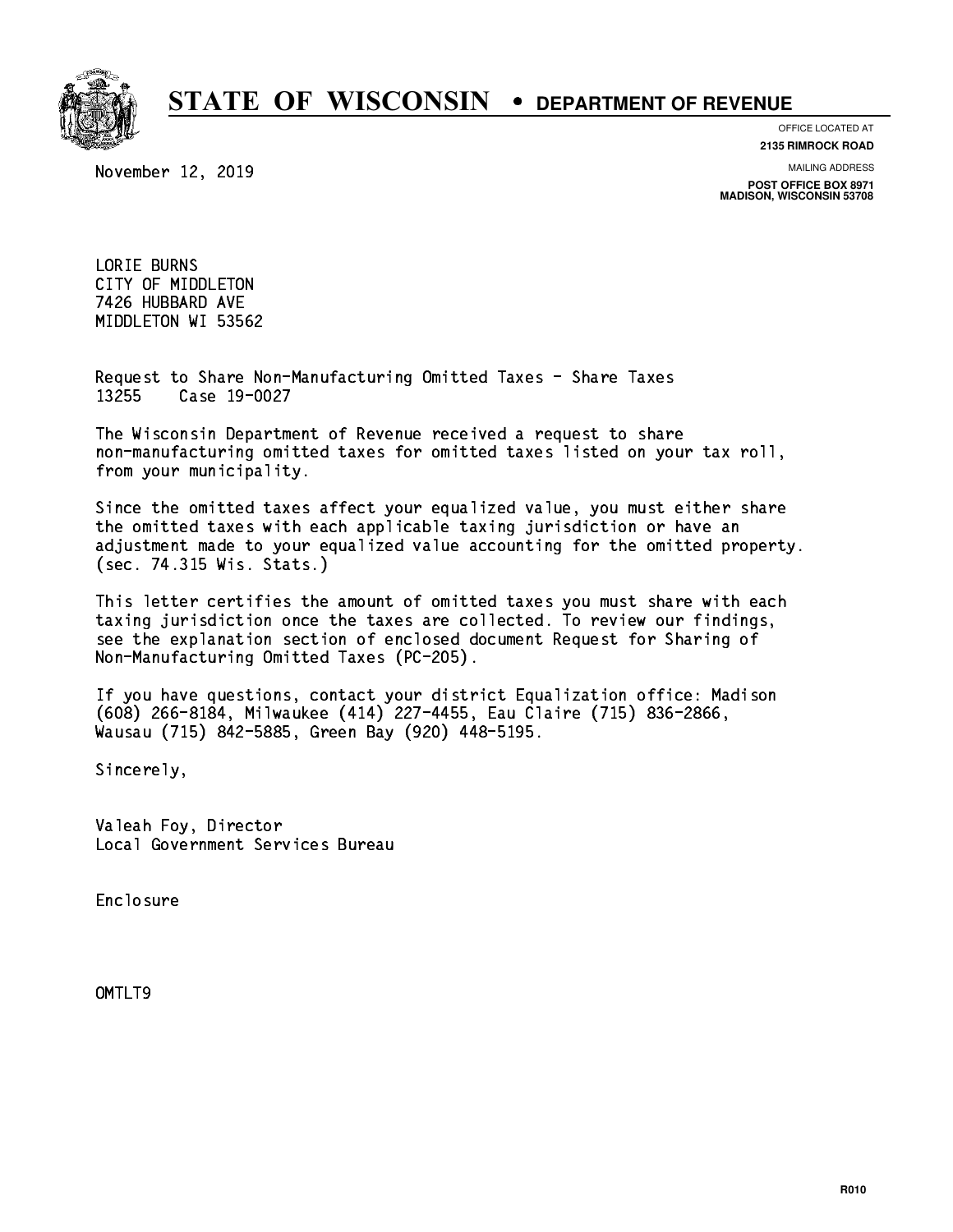# STATE OF WISCONSIN • DEPARTMENT OF REVENUE

OFFICE LOCATED AT
**2135 RIMROCK ROAD**

MAILING ADDRESS
**POST OFFICE BOX 8971**
**MADISON, WISCONSIN 53708**

November 12, 2019

LORIE BURNS
CITY OF MIDDLETON
7426 HUBBARD AVE
MIDDLETON WI 53562

Request to Share Non-Manufacturing Omitted Taxes - Share Taxes
13255 Case 19-0027

The Wisconsin Department of Revenue received a request to share non-manufacturing omitted taxes for omitted taxes listed on your tax roll, from your municipality.

Since the omitted taxes affect your equalized value, you must either share the omitted taxes with each applicable taxing jurisdiction or have an adjustment made to your equalized value accounting for the omitted property. (sec. 74.315 Wis. Stats.)

This letter certifies the amount of omitted taxes you must share with each taxing jurisdiction once the taxes are collected. To review our findings, see the explanation section of enclosed document Request for Sharing of Non-Manufacturing Omitted Taxes (PC-205).

If you have questions, contact your district Equalization office: Madison (608) 266-8184, Milwaukee (414) 227-4455, Eau Claire (715) 836-2866, Wausau (715) 842-5885, Green Bay (920) 448-5195.

Sincerely,

Valeah Foy, Director
Local Government Services Bureau

Enclosure

OMTLT9

R010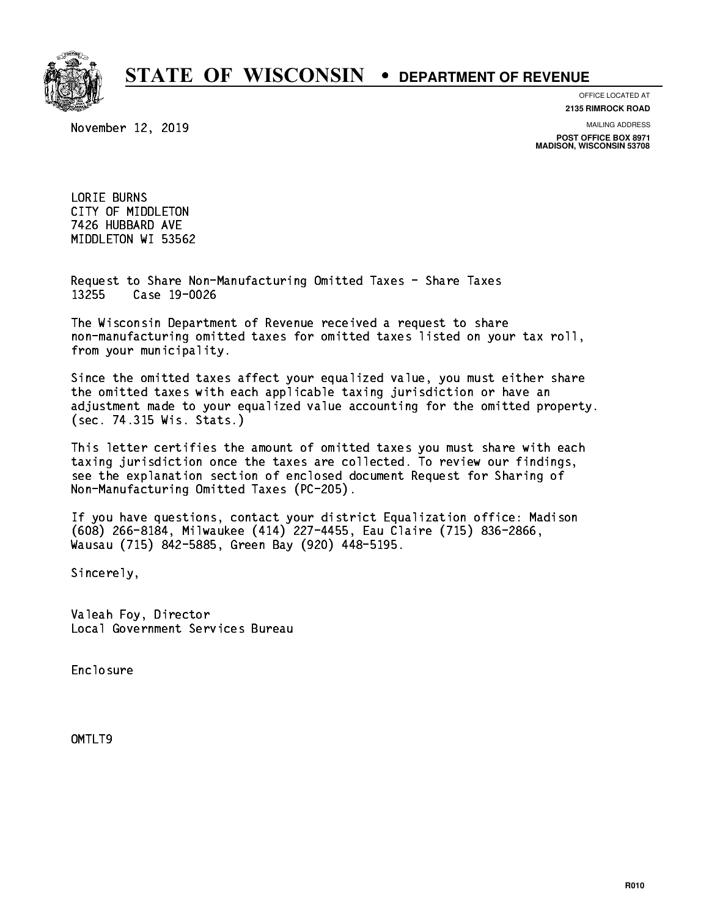# STATE OF WISCONSIN • DEPARTMENT OF REVENUE

OFFICE LOCATED AT
**2135 RIMROCK ROAD**

MAILING ADDRESS
**POST OFFICE BOX 8971**
**MADISON, WISCONSIN 53708**

November 12, 2019

LORIE BURNS
CITY OF MIDDLETON
7426 HUBBARD AVE
MIDDLETON WI 53562

Request to Share Non-Manufacturing Omitted Taxes - Share Taxes
13255 Case 19-0026

The Wisconsin Department of Revenue received a request to share non-manufacturing omitted taxes for omitted taxes listed on your tax roll, from your municipality.

Since the omitted taxes affect your equalized value, you must either share the omitted taxes with each applicable taxing jurisdiction or have an adjustment made to your equalized value accounting for the omitted property. (sec. 74.315 Wis. Stats.)

This letter certifies the amount of omitted taxes you must share with each taxing jurisdiction once the taxes are collected. To review our findings, see the explanation section of enclosed document Request for Sharing of Non-Manufacturing Omitted Taxes (PC-205).

If you have questions, contact your district Equalization office: Madison (608) 266-8184, Milwaukee (414) 227-4455, Eau Claire (715) 836-2866, Wausau (715) 842-5885, Green Bay (920) 448-5195.

Sincerely,

Valeah Foy, Director
Local Government Services Bureau

Enclosure

OMTLT9

R010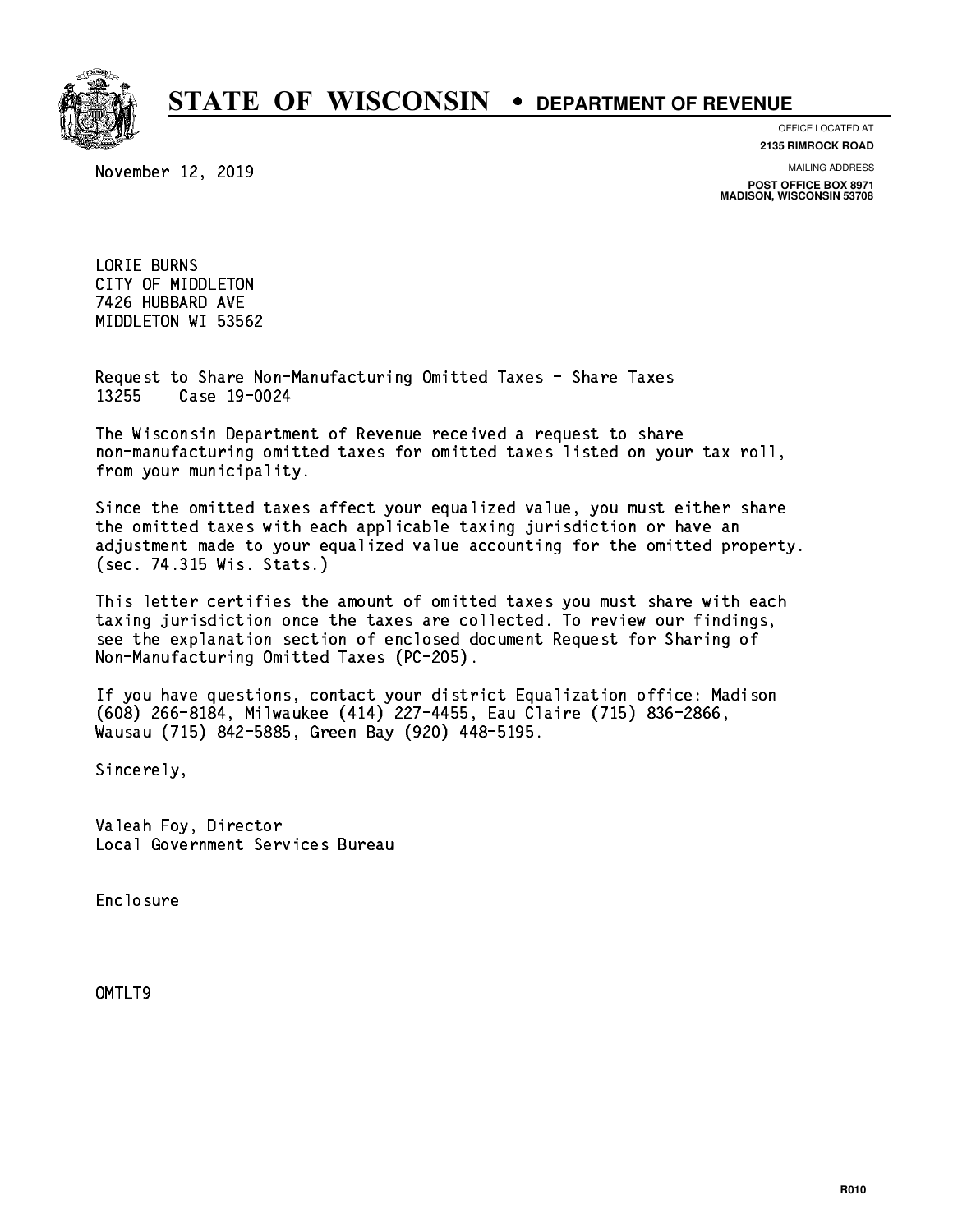# STATE OF WISCONSIN • DEPARTMENT OF REVENUE

OFFICE LOCATED AT
**2135 RIMROCK ROAD**

MAILING ADDRESS
**POST OFFICE BOX 8971**
**MADISON, WISCONSIN 53708**

November 12, 2019

LORIE BURNS
CITY OF MIDDLETON
7426 HUBBARD AVE
MIDDLETON WI 53562

Request to Share Non-Manufacturing Omitted Taxes - Share Taxes
13255 Case 19-0024

The Wisconsin Department of Revenue received a request to share non-manufacturing omitted taxes for omitted taxes listed on your tax roll, from your municipality.

Since the omitted taxes affect your equalized value, you must either share the omitted taxes with each applicable taxing jurisdiction or have an adjustment made to your equalized value accounting for the omitted property. (sec. 74.315 Wis. Stats.)

This letter certifies the amount of omitted taxes you must share with each taxing jurisdiction once the taxes are collected. To review our findings, see the explanation section of enclosed document Request for Sharing of Non-Manufacturing Omitted Taxes (PC-205).

If you have questions, contact your district Equalization office: Madison (608) 266-8184, Milwaukee (414) 227-4455, Eau Claire (715) 836-2866, Wausau (715) 842-5885, Green Bay (920) 448-5195.

Sincerely,

Valeah Foy, Director
Local Government Services Bureau

Enclosure

OMTLT9

R010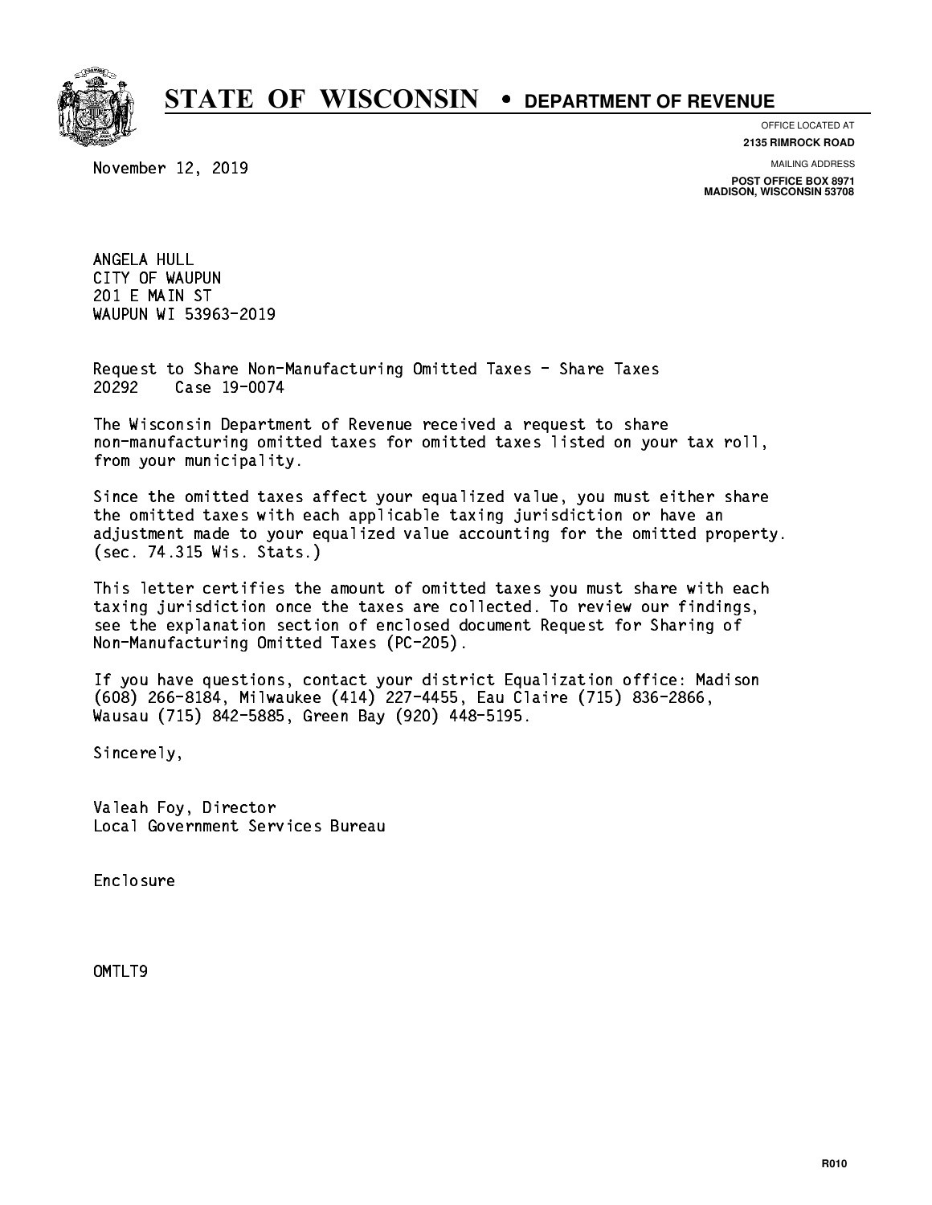# STATE OF WISCONSIN • DEPARTMENT OF REVENUE

OFFICE LOCATED AT
**2135 RIMROCK ROAD**

MAILING ADDRESS
**POST OFFICE BOX 8971**
**MADISON, WISCONSIN 53708**

November 12, 2019

ANGELA HULL
CITY OF WAUPUN
201 E MAIN ST
WAUPUN WI 53963-2019

Request to Share Non-Manufacturing Omitted Taxes - Share Taxes
20292 Case 19-0074

The Wisconsin Department of Revenue received a request to share non-manufacturing omitted taxes for omitted taxes listed on your tax roll, from your municipality.

Since the omitted taxes affect your equalized value, you must either share the omitted taxes with each applicable taxing jurisdiction or have an adjustment made to your equalized value accounting for the omitted property. (sec. 74.315 Wis. Stats.)

This letter certifies the amount of omitted taxes you must share with each taxing jurisdiction once the taxes are collected. To review our findings, see the explanation section of enclosed document Request for Sharing of Non-Manufacturing Omitted Taxes (PC-205).

If you have questions, contact your district Equalization office: Madison (608) 266-8184, Milwaukee (414) 227-4455, Eau Claire (715) 836-2866, Wausau (715) 842-5885, Green Bay (920) 448-5195.

Sincerely,

Valeah Foy, Director
Local Government Services Bureau

Enclosure

OMTLT9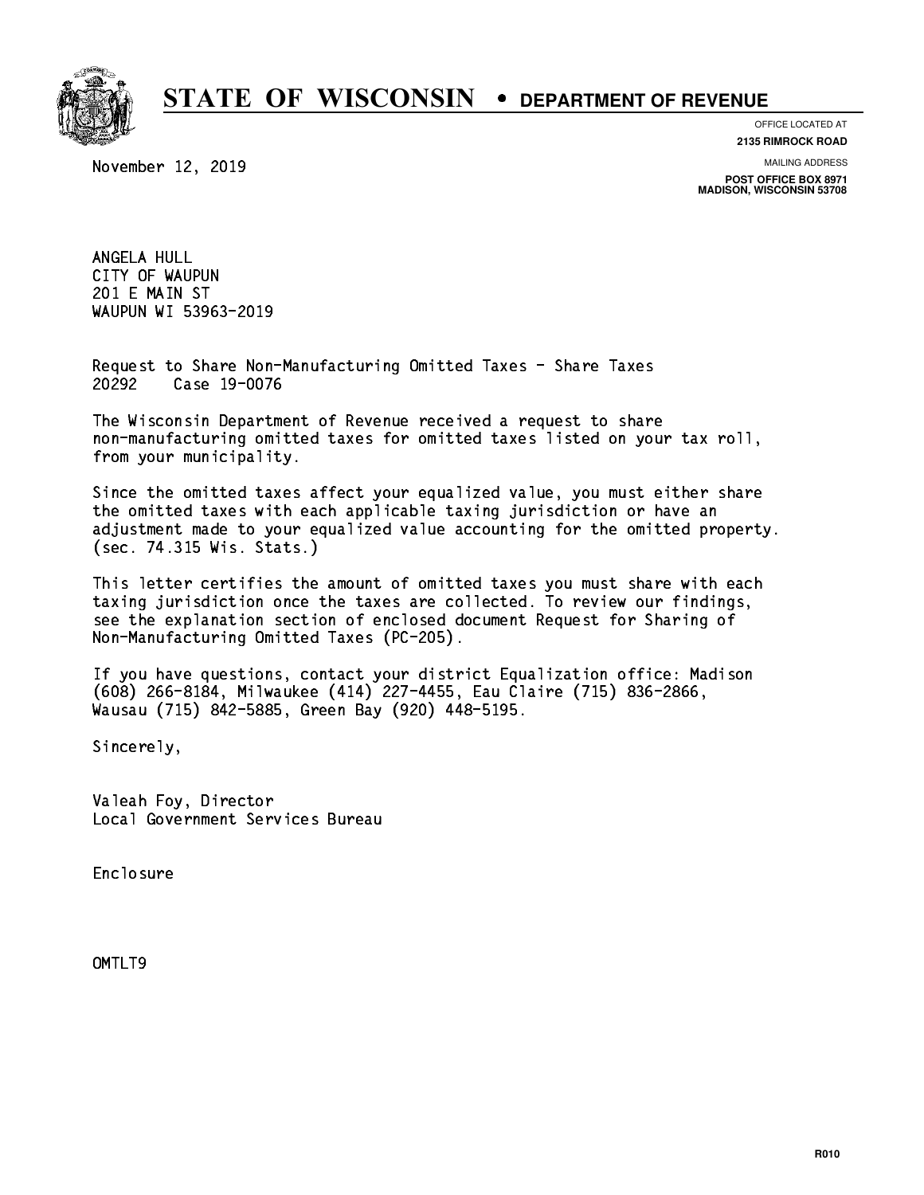# STATE OF WISCONSIN • DEPARTMENT OF REVENUE

OFFICE LOCATED AT
**2135 RIMROCK ROAD**

MAILING ADDRESS
**POST OFFICE BOX 8971**
**MADISON, WISCONSIN 53708**

November 12, 2019

ANGELA HULL
CITY OF WAUPUN
201 E MAIN ST
WAUPUN WI 53963-2019

Request to Share Non-Manufacturing Omitted Taxes - Share Taxes
20292 Case 19-0076

The Wisconsin Department of Revenue received a request to share non-manufacturing omitted taxes for omitted taxes listed on your tax roll, from your municipality.

Since the omitted taxes affect your equalized value, you must either share the omitted taxes with each applicable taxing jurisdiction or have an adjustment made to your equalized value accounting for the omitted property. (sec. 74.315 Wis. Stats.)

This letter certifies the amount of omitted taxes you must share with each taxing jurisdiction once the taxes are collected. To review our findings, see the explanation section of enclosed document Request for Sharing of Non-Manufacturing Omitted Taxes (PC-205).

If you have questions, contact your district Equalization office: Madison (608) 266-8184, Milwaukee (414) 227-4455, Eau Claire (715) 836-2866, Wausau (715) 842-5885, Green Bay (920) 448-5195.

Sincerely,

Valeah Foy, Director
Local Government Services Bureau

Enclosure

OMTLT9

R010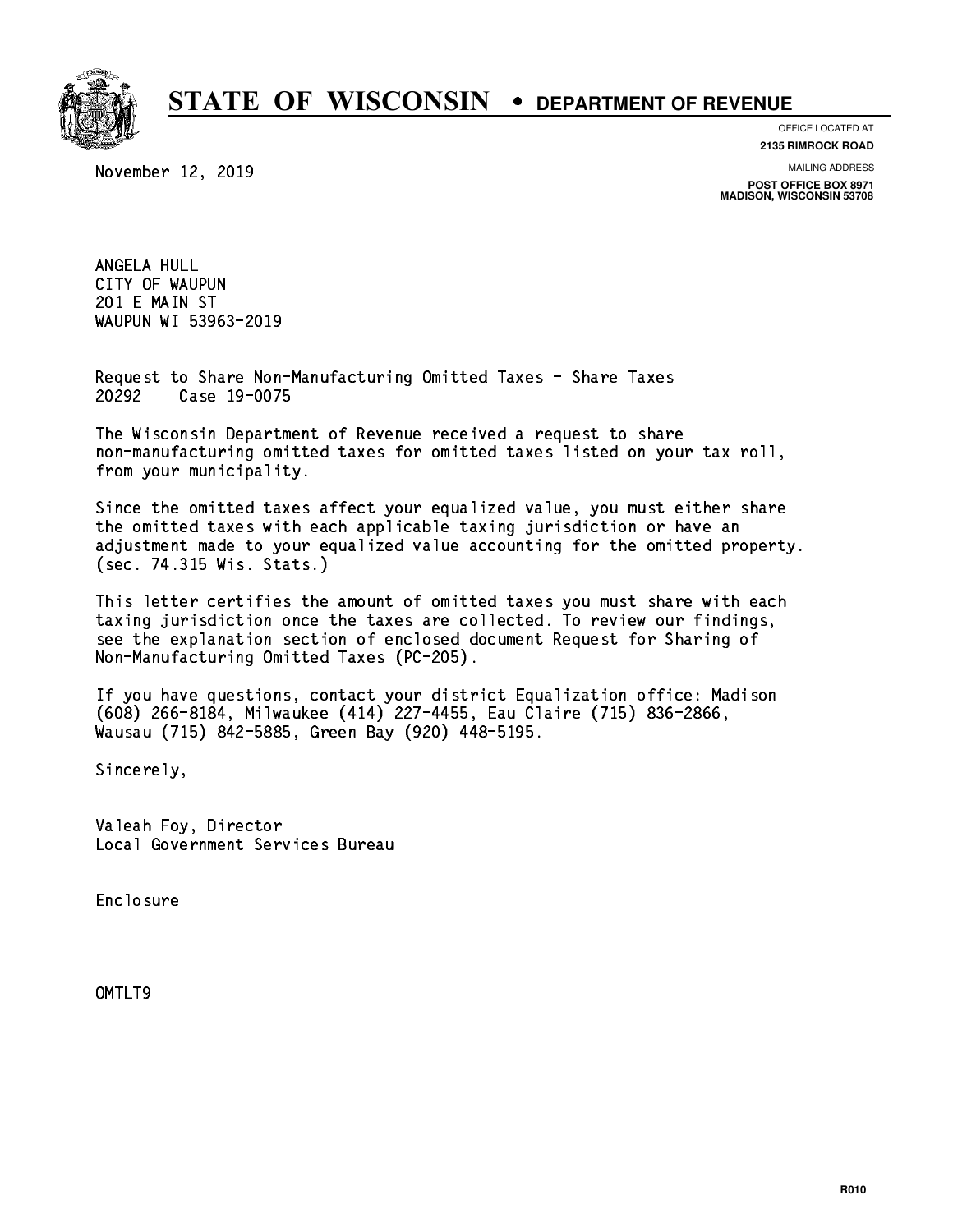# STATE OF WISCONSIN • DEPARTMENT OF REVENUE

OFFICE LOCATED AT
**2135 RIMROCK ROAD**

MAILING ADDRESS
**POST OFFICE BOX 8971**
**MADISON, WISCONSIN 53708**

November 12, 2019

ANGELA HULL
CITY OF WAUPUN
201 E MAIN ST
WAUPUN WI 53963-2019

Request to Share Non-Manufacturing Omitted Taxes - Share Taxes
20292 Case 19-0075

The Wisconsin Department of Revenue received a request to share non-manufacturing omitted taxes for omitted taxes listed on your tax roll, from your municipality.

Since the omitted taxes affect your equalized value, you must either share the omitted taxes with each applicable taxing jurisdiction or have an adjustment made to your equalized value accounting for the omitted property. (sec. 74.315 Wis. Stats.)

This letter certifies the amount of omitted taxes you must share with each taxing jurisdiction once the taxes are collected. To review our findings, see the explanation section of enclosed document Request for Sharing of Non-Manufacturing Omitted Taxes (PC-205).

If you have questions, contact your district Equalization office: Madison (608) 266-8184, Milwaukee (414) 227-4455, Eau Claire (715) 836-2866, Wausau (715) 842-5885, Green Bay (920) 448-5195.

Sincerely,

Valeah Foy, Director
Local Government Services Bureau

Enclosure

OMTLT9

R010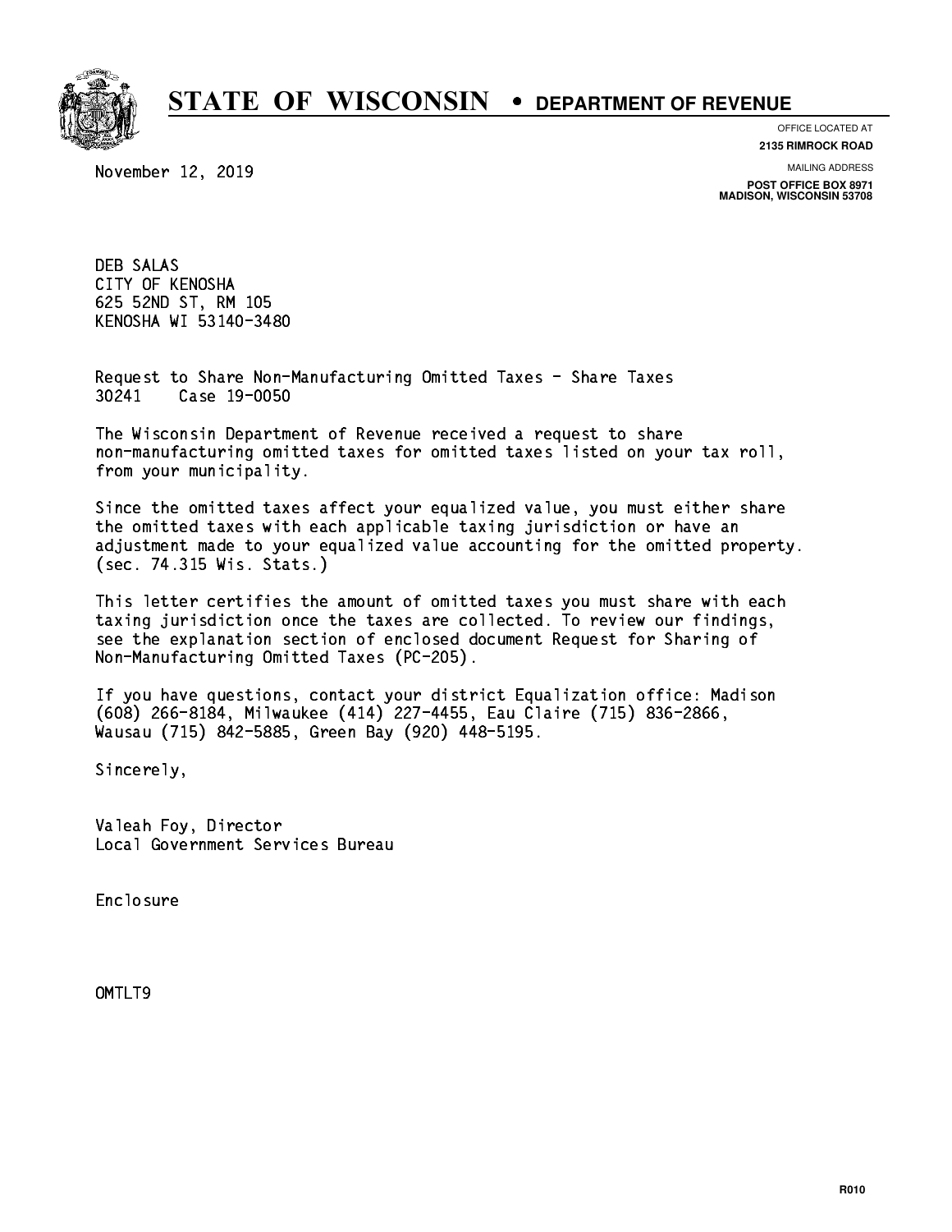# STATE OF WISCONSIN • DEPARTMENT OF REVENUE

OFFICE LOCATED AT
**2135 RIMROCK ROAD**

MAILING ADDRESS
**POST OFFICE BOX 8971**
**MADISON, WISCONSIN 53708**

November 12, 2019

DEB SALAS
CITY OF KENOSHA
625 52ND ST, RM 105
KENOSHA WI 53140-3480

Request to Share Non-Manufacturing Omitted Taxes - Share Taxes
30241 Case 19-0050

The Wisconsin Department of Revenue received a request to share non-manufacturing omitted taxes for omitted taxes listed on your tax roll, from your municipality.

Since the omitted taxes affect your equalized value, you must either share the omitted taxes with each applicable taxing jurisdiction or have an adjustment made to your equalized value accounting for the omitted property. (sec. 74.315 Wis. Stats.)

This letter certifies the amount of omitted taxes you must share with each taxing jurisdiction once the taxes are collected. To review our findings, see the explanation section of enclosed document Request for Sharing of Non-Manufacturing Omitted Taxes (PC-205).

If you have questions, contact your district Equalization office: Madison (608) 266-8184, Milwaukee (414) 227-4455, Eau Claire (715) 836-2866, Wausau (715) 842-5885, Green Bay (920) 448-5195.

Sincerely,

Valeah Foy, Director
Local Government Services Bureau

Enclosure

OMTLT9

R010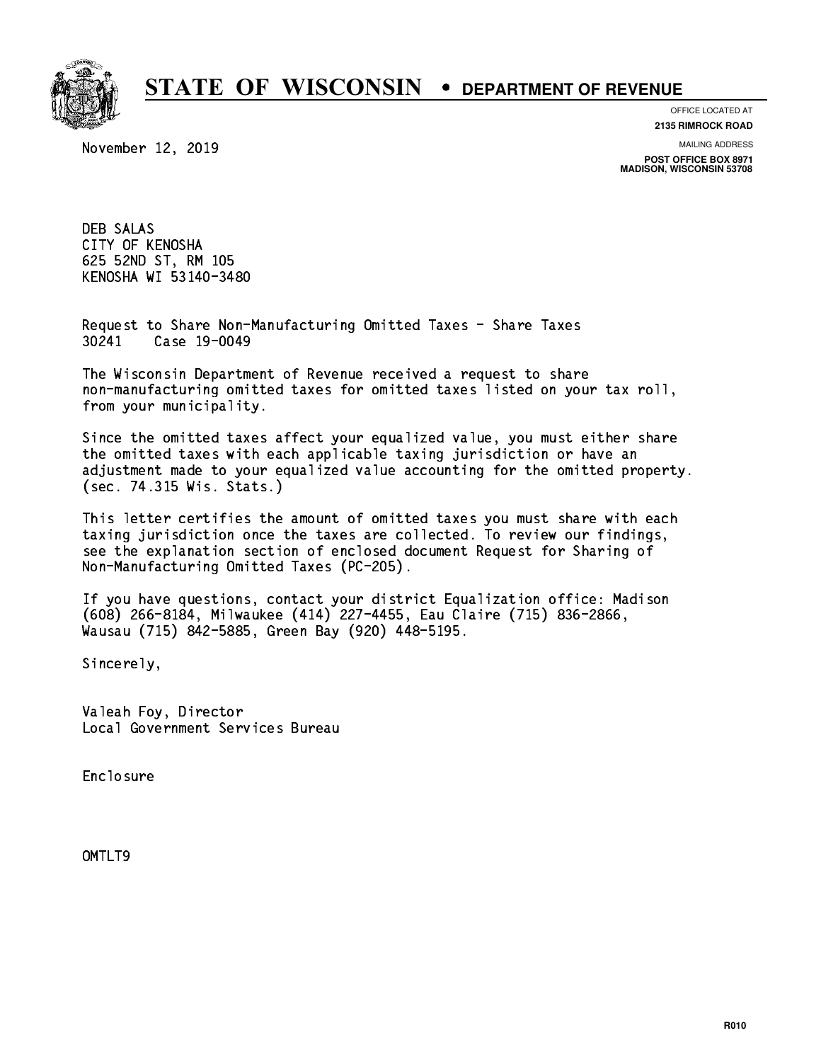# STATE OF WISCONSIN • DEPARTMENT OF REVENUE

OFFICE LOCATED AT
**2135 RIMROCK ROAD**

MAILING ADDRESS
**POST OFFICE BOX 8971**
**MADISON, WISCONSIN 53708**

November 12, 2019

DEB SALAS
CITY OF KENOSHA
625 52ND ST, RM 105
KENOSHA WI 53140-3480

Request to Share Non-Manufacturing Omitted Taxes - Share Taxes
30241 Case 19-0049

The Wisconsin Department of Revenue received a request to share non-manufacturing omitted taxes for omitted taxes listed on your tax roll, from your municipality.

Since the omitted taxes affect your equalized value, you must either share the omitted taxes with each applicable taxing jurisdiction or have an adjustment made to your equalized value accounting for the omitted property. (sec. 74.315 Wis. Stats.)

This letter certifies the amount of omitted taxes you must share with each taxing jurisdiction once the taxes are collected. To review our findings, see the explanation section of enclosed document Request for Sharing of Non-Manufacturing Omitted Taxes (PC-205).

If you have questions, contact your district Equalization office: Madison (608) 266-8184, Milwaukee (414) 227-4455, Eau Claire (715) 836-2866, Wausau (715) 842-5885, Green Bay (920) 448-5195.

Sincerely,

Valeah Foy, Director
Local Government Services Bureau

Enclosure

OMTLT9

R010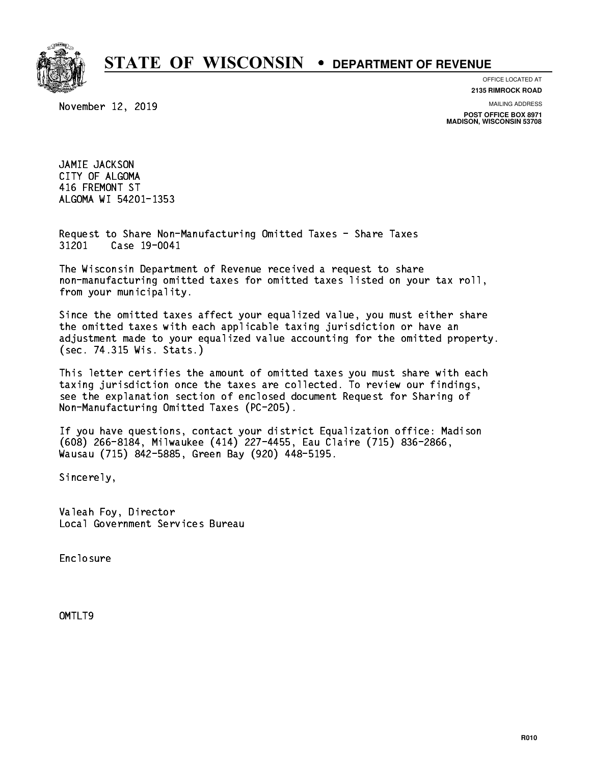# STATE OF WISCONSIN • DEPARTMENT OF REVENUE

OFFICE LOCATED AT
**2135 RIMROCK ROAD**

MAILING ADDRESS
**POST OFFICE BOX 8971**
**MADISON, WISCONSIN 53708**

November 12, 2019

JAMIE JACKSON
CITY OF ALGOMA
416 FREMONT ST
ALGOMA WI 54201-1353

Request to Share Non-Manufacturing Omitted Taxes - Share Taxes
31201    Case 19-0041

The Wisconsin Department of Revenue received a request to share non-manufacturing omitted taxes for omitted taxes listed on your tax roll, from your municipality.

Since the omitted taxes affect your equalized value, you must either share the omitted taxes with each applicable taxing jurisdiction or have an adjustment made to your equalized value accounting for the omitted property. (sec. 74.315 Wis. Stats.)

This letter certifies the amount of omitted taxes you must share with each taxing jurisdiction once the taxes are collected. To review our findings, see the explanation section of enclosed document Request for Sharing of Non-Manufacturing Omitted Taxes (PC-205).

If you have questions, contact your district Equalization office: Madison (608) 266-8184, Milwaukee (414) 227-4455, Eau Claire (715) 836-2866, Wausau (715) 842-5885, Green Bay (920) 448-5195.

Sincerely,

Valeah Foy, Director
Local Government Services Bureau

Enclosure

OMTLT9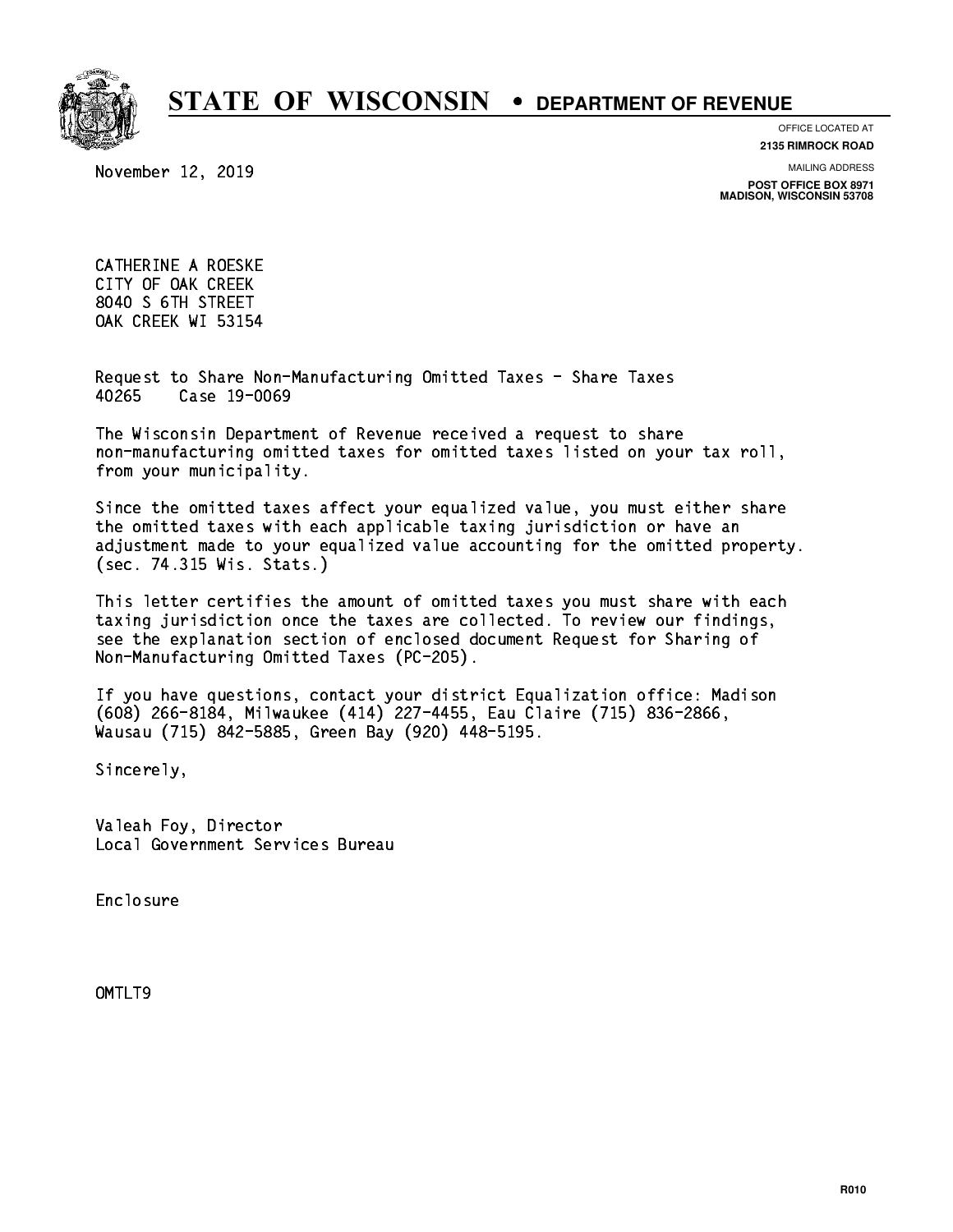# STATE OF WISCONSIN • DEPARTMENT OF REVENUE

OFFICE LOCATED AT
**2135 RIMROCK ROAD**

MAILING ADDRESS
**POST OFFICE BOX 8971**
**MADISON, WISCONSIN 53708**

November 12, 2019

CATHERINE A ROESKE
CITY OF OAK CREEK
8040 S 6TH STREET
OAK CREEK WI 53154

Request to Share Non-Manufacturing Omitted Taxes - Share Taxes
40265 Case 19-0069

The Wisconsin Department of Revenue received a request to share non-manufacturing omitted taxes for omitted taxes listed on your tax roll, from your municipality.

Since the omitted taxes affect your equalized value, you must either share the omitted taxes with each applicable taxing jurisdiction or have an adjustment made to your equalized value accounting for the omitted property. (sec. 74.315 Wis. Stats.)

This letter certifies the amount of omitted taxes you must share with each taxing jurisdiction once the taxes are collected. To review our findings, see the explanation section of enclosed document Request for Sharing of Non-Manufacturing Omitted Taxes (PC-205).

If you have questions, contact your district Equalization office: Madison (608) 266-8184, Milwaukee (414) 227-4455, Eau Claire (715) 836-2866, Wausau (715) 842-5885, Green Bay (920) 448-5195.

Sincerely,

Valeah Foy, Director
Local Government Services Bureau

Enclosure

OMTLT9

R010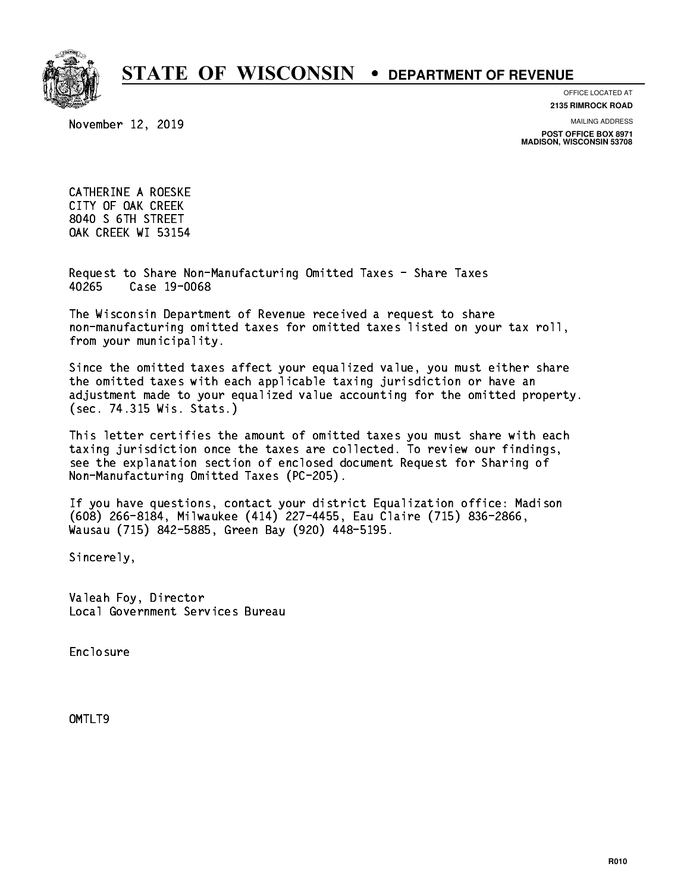# STATE OF WISCONSIN • DEPARTMENT OF REVENUE

OFFICE LOCATED AT
**2135 RIMROCK ROAD**

MAILING ADDRESS
**POST OFFICE BOX 8971**
**MADISON, WISCONSIN 53708**

November 12, 2019

CATHERINE A ROESKE
CITY OF OAK CREEK
8040 S 6TH STREET
OAK CREEK WI 53154

Request to Share Non-Manufacturing Omitted Taxes - Share Taxes
40265 Case 19-0068

The Wisconsin Department of Revenue received a request to share non-manufacturing omitted taxes for omitted taxes listed on your tax roll, from your municipality.

Since the omitted taxes affect your equalized value, you must either share the omitted taxes with each applicable taxing jurisdiction or have an adjustment made to your equalized value accounting for the omitted property. (sec. 74.315 Wis. Stats.)

This letter certifies the amount of omitted taxes you must share with each taxing jurisdiction once the taxes are collected. To review our findings, see the explanation section of enclosed document Request for Sharing of Non-Manufacturing Omitted Taxes (PC-205).

If you have questions, contact your district Equalization office: Madison (608) 266-8184, Milwaukee (414) 227-4455, Eau Claire (715) 836-2866, Wausau (715) 842-5885, Green Bay (920) 448-5195.

Sincerely,

Valeah Foy, Director
Local Government Services Bureau

Enclosure

OMTLT9

R010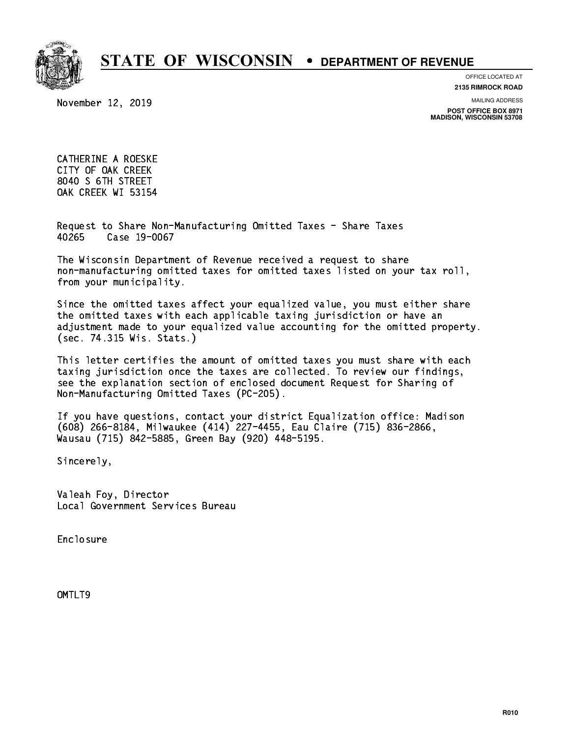# STATE OF WISCONSIN • DEPARTMENT OF REVENUE

OFFICE LOCATED AT
**2135 RIMROCK ROAD**

MAILING ADDRESS
**POST OFFICE BOX 8971**
**MADISON, WISCONSIN 53708**

November 12, 2019

CATHERINE A ROESKE
CITY OF OAK CREEK
8040 S 6TH STREET
OAK CREEK WI 53154

Request to Share Non-Manufacturing Omitted Taxes - Share Taxes
40265 Case 19-0067

The Wisconsin Department of Revenue received a request to share non-manufacturing omitted taxes for omitted taxes listed on your tax roll, from your municipality.

Since the omitted taxes affect your equalized value, you must either share the omitted taxes with each applicable taxing jurisdiction or have an adjustment made to your equalized value accounting for the omitted property. (sec. 74.315 Wis. Stats.)

This letter certifies the amount of omitted taxes you must share with each taxing jurisdiction once the taxes are collected. To review our findings, see the explanation section of enclosed document Request for Sharing of Non-Manufacturing Omitted Taxes (PC-205).

If you have questions, contact your district Equalization office: Madison (608) 266-8184, Milwaukee (414) 227-4455, Eau Claire (715) 836-2866, Wausau (715) 842-5885, Green Bay (920) 448-5195.

Sincerely,

Valeah Foy, Director
Local Government Services Bureau

Enclosure

OMTLT9

R010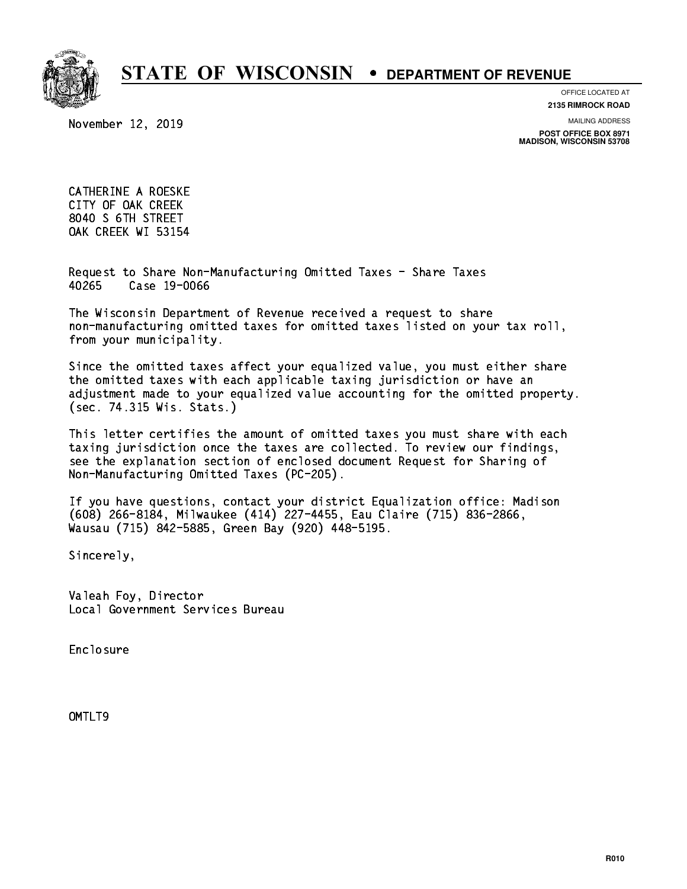# STATE OF WISCONSIN • DEPARTMENT OF REVENUE

OFFICE LOCATED AT
**2135 RIMROCK ROAD**

MAILING ADDRESS
**POST OFFICE BOX 8971**
**MADISON, WISCONSIN 53708**

November 12, 2019

CATHERINE A ROESKE
CITY OF OAK CREEK
8040 S 6TH STREET
OAK CREEK WI 53154

Request to Share Non-Manufacturing Omitted Taxes - Share Taxes
40265 Case 19-0066

The Wisconsin Department of Revenue received a request to share non-manufacturing omitted taxes for omitted taxes listed on your tax roll, from your municipality.

Since the omitted taxes affect your equalized value, you must either share the omitted taxes with each applicable taxing jurisdiction or have an adjustment made to your equalized value accounting for the omitted property. (sec. 74.315 Wis. Stats.)

This letter certifies the amount of omitted taxes you must share with each taxing jurisdiction once the taxes are collected. To review our findings, see the explanation section of enclosed document Request for Sharing of Non-Manufacturing Omitted Taxes (PC-205).

If you have questions, contact your district Equalization office: Madison (608) 266-8184, Milwaukee (414) 227-4455, Eau Claire (715) 836-2866, Wausau (715) 842-5885, Green Bay (920) 448-5195.

Sincerely,

Valeah Foy, Director
Local Government Services Bureau

Enclosure

OMTLT9

R010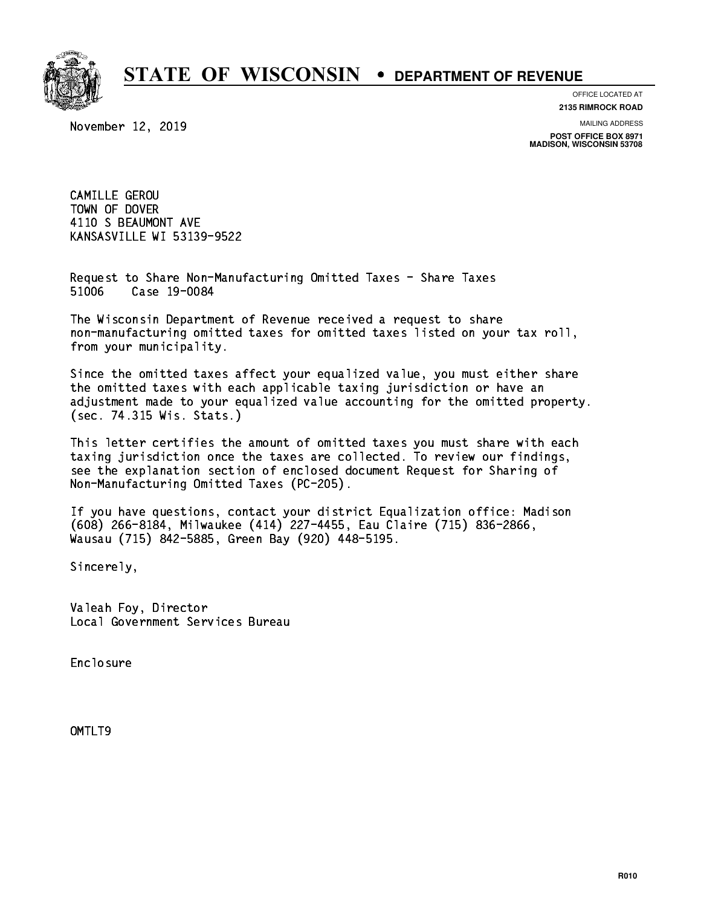# STATE OF WISCONSIN • DEPARTMENT OF REVENUE

OFFICE LOCATED AT
**2135 RIMROCK ROAD**

MAILING ADDRESS
**POST OFFICE BOX 8971**
**MADISON, WISCONSIN 53708**

November 12, 2019

CAMILLE GEROU
TOWN OF DOVER
4110 S BEAUMONT AVE
KANSASVILLE WI 53139-9522

Request to Share Non-Manufacturing Omitted Taxes - Share Taxes
51006 Case 19-0084

The Wisconsin Department of Revenue received a request to share non-manufacturing omitted taxes for omitted taxes listed on your tax roll, from your municipality.

Since the omitted taxes affect your equalized value, you must either share the omitted taxes with each applicable taxing jurisdiction or have an adjustment made to your equalized value accounting for the omitted property. (sec. 74.315 Wis. Stats.)

This letter certifies the amount of omitted taxes you must share with each taxing jurisdiction once the taxes are collected. To review our findings, see the explanation section of enclosed document Request for Sharing of Non-Manufacturing Omitted Taxes (PC-205).

If you have questions, contact your district Equalization office: Madison (608) 266-8184, Milwaukee (414) 227-4455, Eau Claire (715) 836-2866, Wausau (715) 842-5885, Green Bay (920) 448-5195.

Sincerely,

Valeah Foy, Director
Local Government Services Bureau

Enclosure

OMTLT9

R010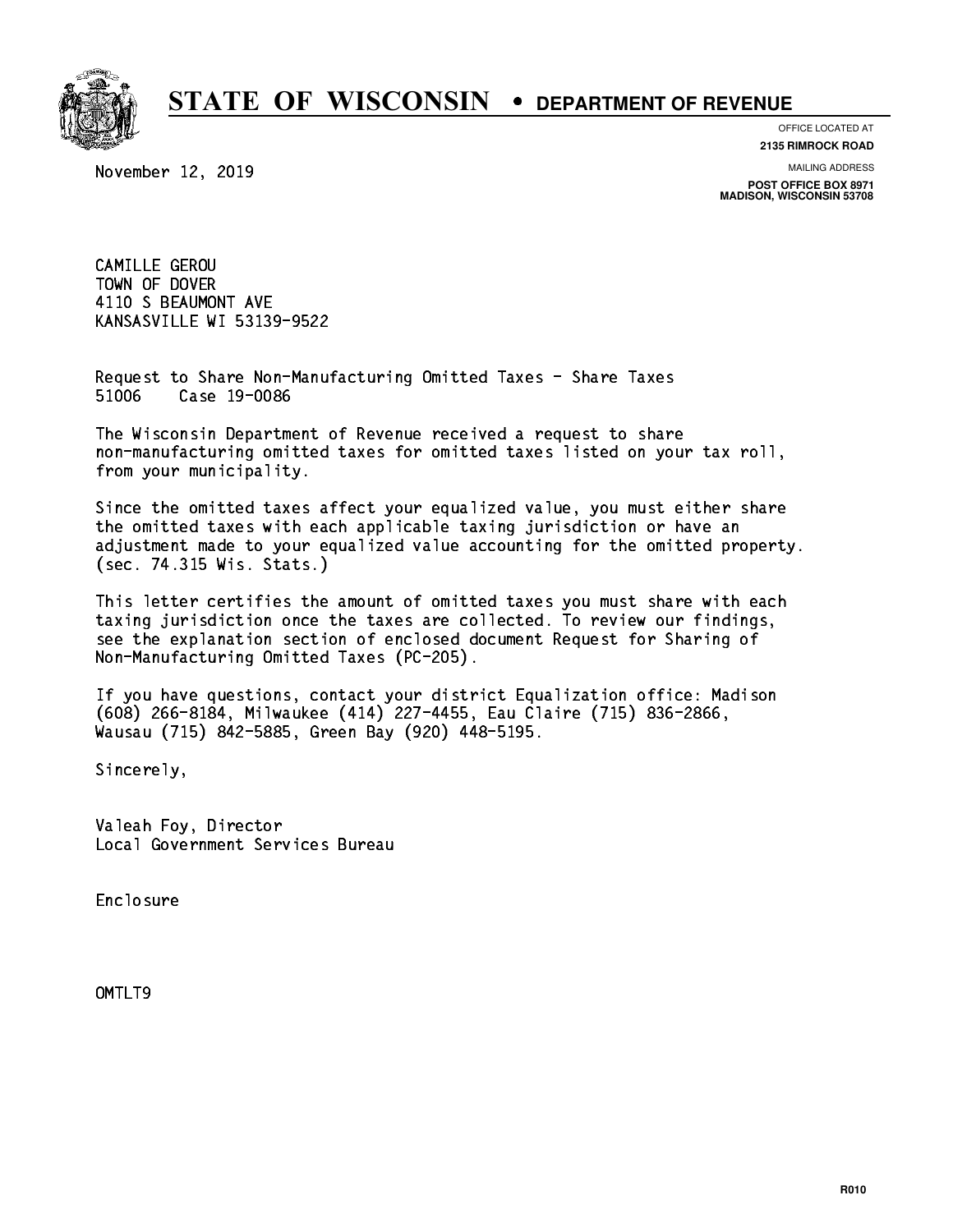# STATE OF WISCONSIN • DEPARTMENT OF REVENUE

OFFICE LOCATED AT
**2135 RIMROCK ROAD**

MAILING ADDRESS
**POST OFFICE BOX 8971**
**MADISON, WISCONSIN 53708**

November 12, 2019

CAMILLE GEROU
TOWN OF DOVER
4110 S BEAUMONT AVE
KANSASVILLE WI 53139-9522

Request to Share Non-Manufacturing Omitted Taxes - Share Taxes
51006 Case 19-0086

The Wisconsin Department of Revenue received a request to share non-manufacturing omitted taxes for omitted taxes listed on your tax roll, from your municipality.

Since the omitted taxes affect your equalized value, you must either share the omitted taxes with each applicable taxing jurisdiction or have an adjustment made to your equalized value accounting for the omitted property. (sec. 74.315 Wis. Stats.)

This letter certifies the amount of omitted taxes you must share with each taxing jurisdiction once the taxes are collected. To review our findings, see the explanation section of enclosed document Request for Sharing of Non-Manufacturing Omitted Taxes (PC-205).

If you have questions, contact your district Equalization office: Madison (608) 266-8184, Milwaukee (414) 227-4455, Eau Claire (715) 836-2866, Wausau (715) 842-5885, Green Bay (920) 448-5195.

Sincerely,

Valeah Foy, Director
Local Government Services Bureau

Enclosure

OMTLT9

R010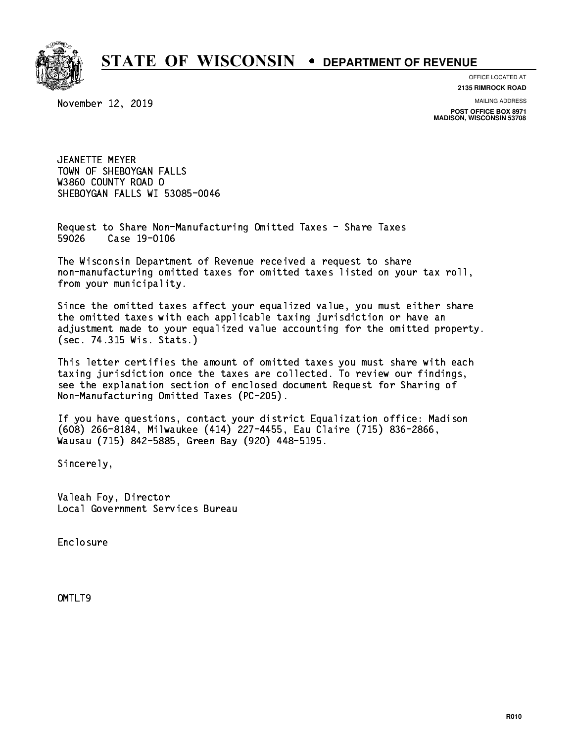# STATE OF WISCONSIN • DEPARTMENT OF REVENUE

OFFICE LOCATED AT
**2135 RIMROCK ROAD**

MAILING ADDRESS
**POST OFFICE BOX 8971**
**MADISON, WISCONSIN 53708**

November 12, 2019

JEANETTE MEYER
TOWN OF SHEBOYGAN FALLS
W3860 COUNTY ROAD O
SHEBOYGAN FALLS WI 53085-0046

Request to Share Non-Manufacturing Omitted Taxes - Share Taxes
59026 Case 19-0106

The Wisconsin Department of Revenue received a request to share non-manufacturing omitted taxes for omitted taxes listed on your tax roll, from your municipality.

Since the omitted taxes affect your equalized value, you must either share the omitted taxes with each applicable taxing jurisdiction or have an adjustment made to your equalized value accounting for the omitted property. (sec. 74.315 Wis. Stats.)

This letter certifies the amount of omitted taxes you must share with each taxing jurisdiction once the taxes are collected. To review our findings, see the explanation section of enclosed document Request for Sharing of Non-Manufacturing Omitted Taxes (PC-205).

If you have questions, contact your district Equalization office: Madison (608) 266-8184, Milwaukee (414) 227-4455, Eau Claire (715) 836-2866, Wausau (715) 842-5885, Green Bay (920) 448-5195.

Sincerely,

Valeah Foy, Director
Local Government Services Bureau

Enclosure

OMTLT9

R010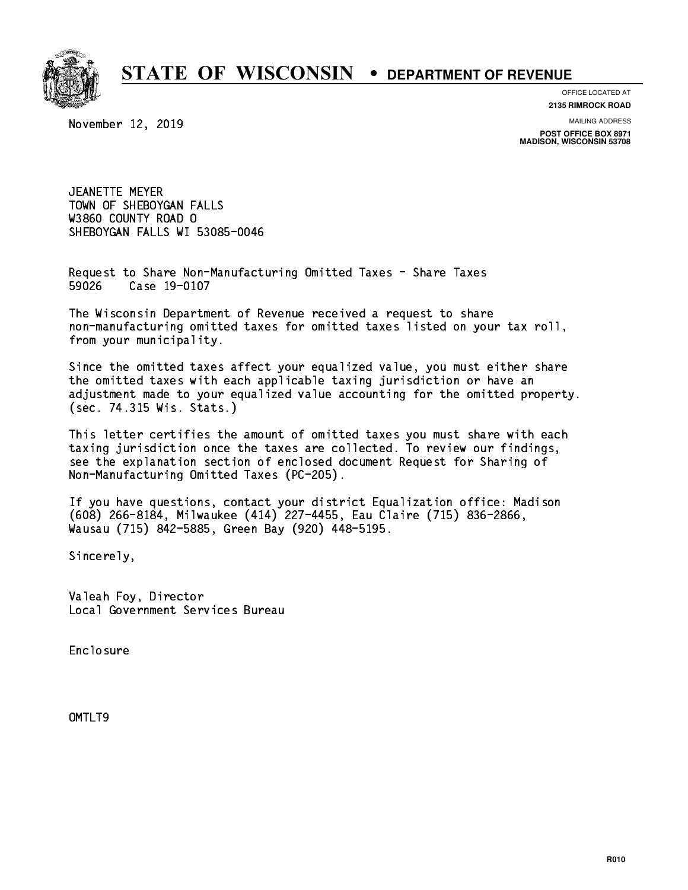# STATE OF WISCONSIN • DEPARTMENT OF REVENUE

OFFICE LOCATED AT
**2135 RIMROCK ROAD**

MAILING ADDRESS
**POST OFFICE BOX 8971**
**MADISON, WISCONSIN 53708**

November 12, 2019

JEANETTE MEYER
TOWN OF SHEBOYGAN FALLS
W3860 COUNTY ROAD O
SHEBOYGAN FALLS WI 53085-0046

Request to Share Non-Manufacturing Omitted Taxes - Share Taxes
59026 Case 19-0107

The Wisconsin Department of Revenue received a request to share non-manufacturing omitted taxes for omitted taxes listed on your tax roll, from your municipality.

Since the omitted taxes affect your equalized value, you must either share the omitted taxes with each applicable taxing jurisdiction or have an adjustment made to your equalized value accounting for the omitted property. (sec. 74.315 Wis. Stats.)

This letter certifies the amount of omitted taxes you must share with each taxing jurisdiction once the taxes are collected. To review our findings, see the explanation section of enclosed document Request for Sharing of Non-Manufacturing Omitted Taxes (PC-205).

If you have questions, contact your district Equalization office: Madison (608) 266-8184, Milwaukee (414) 227-4455, Eau Claire (715) 836-2866, Wausau (715) 842-5885, Green Bay (920) 448-5195.

Sincerely,

Valeah Foy, Director
Local Government Services Bureau

Enclosure

OMTLT9

R010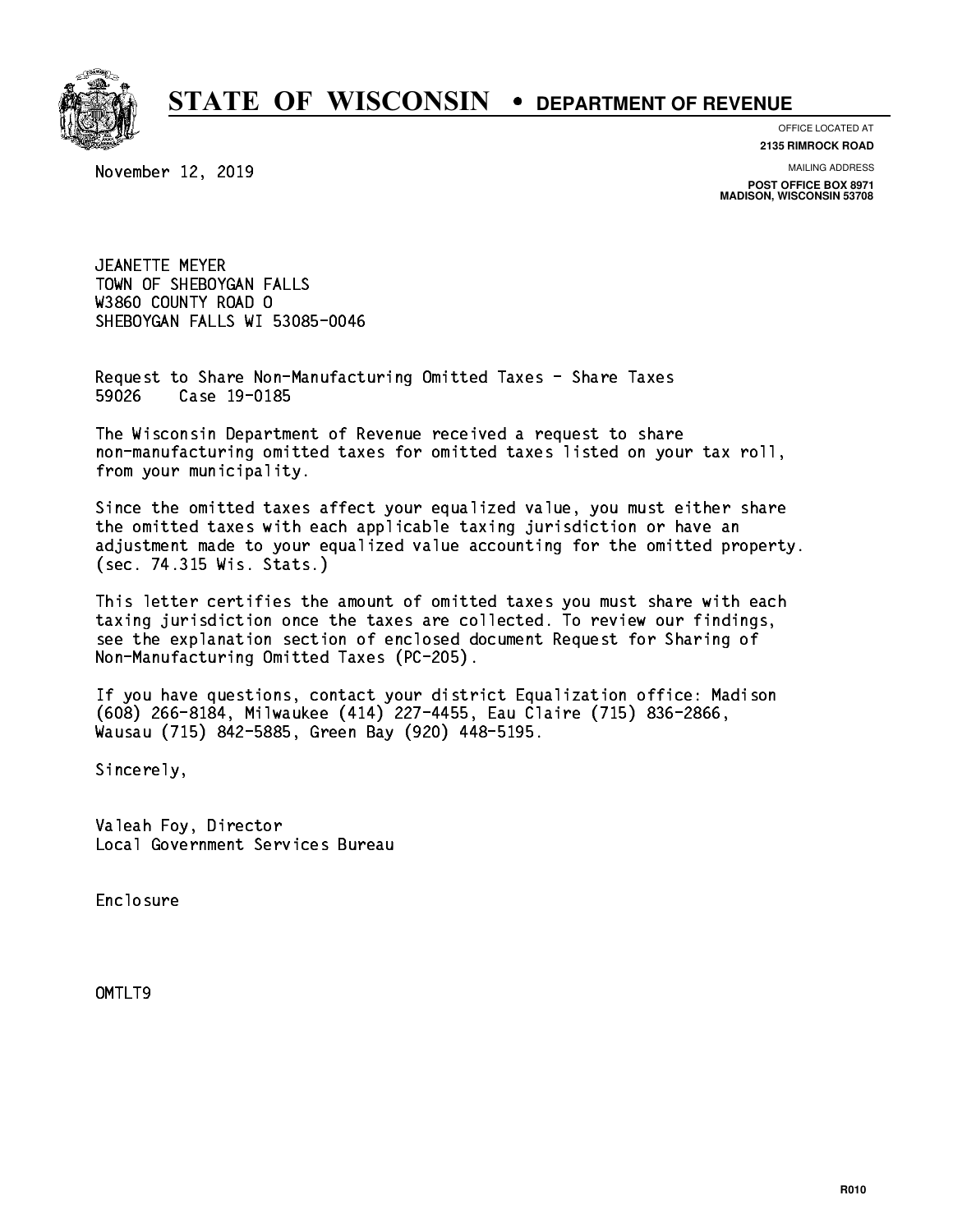# STATE OF WISCONSIN • DEPARTMENT OF REVENUE

OFFICE LOCATED AT
**2135 RIMROCK ROAD**

MAILING ADDRESS
**POST OFFICE BOX 8971**
**MADISON, WISCONSIN 53708**

November 12, 2019

JEANETTE MEYER
TOWN OF SHEBOYGAN FALLS
W3860 COUNTY ROAD O
SHEBOYGAN FALLS WI 53085-0046

Request to Share Non-Manufacturing Omitted Taxes - Share Taxes
59026 Case 19-0185

The Wisconsin Department of Revenue received a request to share non-manufacturing omitted taxes for omitted taxes listed on your tax roll, from your municipality.

Since the omitted taxes affect your equalized value, you must either share the omitted taxes with each applicable taxing jurisdiction or have an adjustment made to your equalized value accounting for the omitted property. (sec. 74.315 Wis. Stats.)

This letter certifies the amount of omitted taxes you must share with each taxing jurisdiction once the taxes are collected. To review our findings, see the explanation section of enclosed document Request for Sharing of Non-Manufacturing Omitted Taxes (PC-205).

If you have questions, contact your district Equalization office: Madison (608) 266-8184, Milwaukee (414) 227-4455, Eau Claire (715) 836-2866, Wausau (715) 842-5885, Green Bay (920) 448-5195.

Sincerely,

Valeah Foy, Director
Local Government Services Bureau

Enclosure

OMTLT9

R010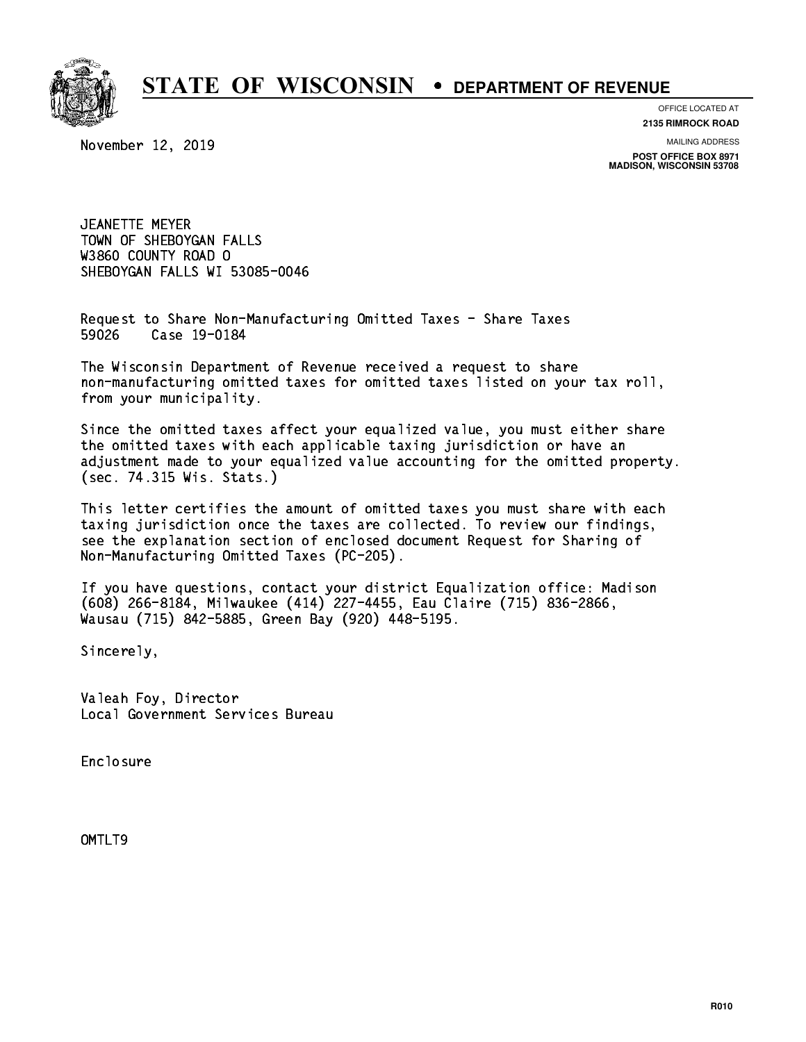# STATE OF WISCONSIN • DEPARTMENT OF REVENUE

OFFICE LOCATED AT
**2135 RIMROCK ROAD**

MAILING ADDRESS
**POST OFFICE BOX 8971**
**MADISON, WISCONSIN 53708**

November 12, 2019

JEANETTE MEYER
TOWN OF SHEBOYGAN FALLS
W3860 COUNTY ROAD O
SHEBOYGAN FALLS WI 53085-0046

Request to Share Non-Manufacturing Omitted Taxes - Share Taxes
59026 Case 19-0184

The Wisconsin Department of Revenue received a request to share non-manufacturing omitted taxes for omitted taxes listed on your tax roll, from your municipality.

Since the omitted taxes affect your equalized value, you must either share the omitted taxes with each applicable taxing jurisdiction or have an adjustment made to your equalized value accounting for the omitted property. (sec. 74.315 Wis. Stats.)

This letter certifies the amount of omitted taxes you must share with each taxing jurisdiction once the taxes are collected. To review our findings, see the explanation section of enclosed document Request for Sharing of Non-Manufacturing Omitted Taxes (PC-205).

If you have questions, contact your district Equalization office: Madison (608) 266-8184, Milwaukee (414) 227-4455, Eau Claire (715) 836-2866, Wausau (715) 842-5885, Green Bay (920) 448-5195.

Sincerely,

Valeah Foy, Director
Local Government Services Bureau

Enclosure

OMTLT9

R010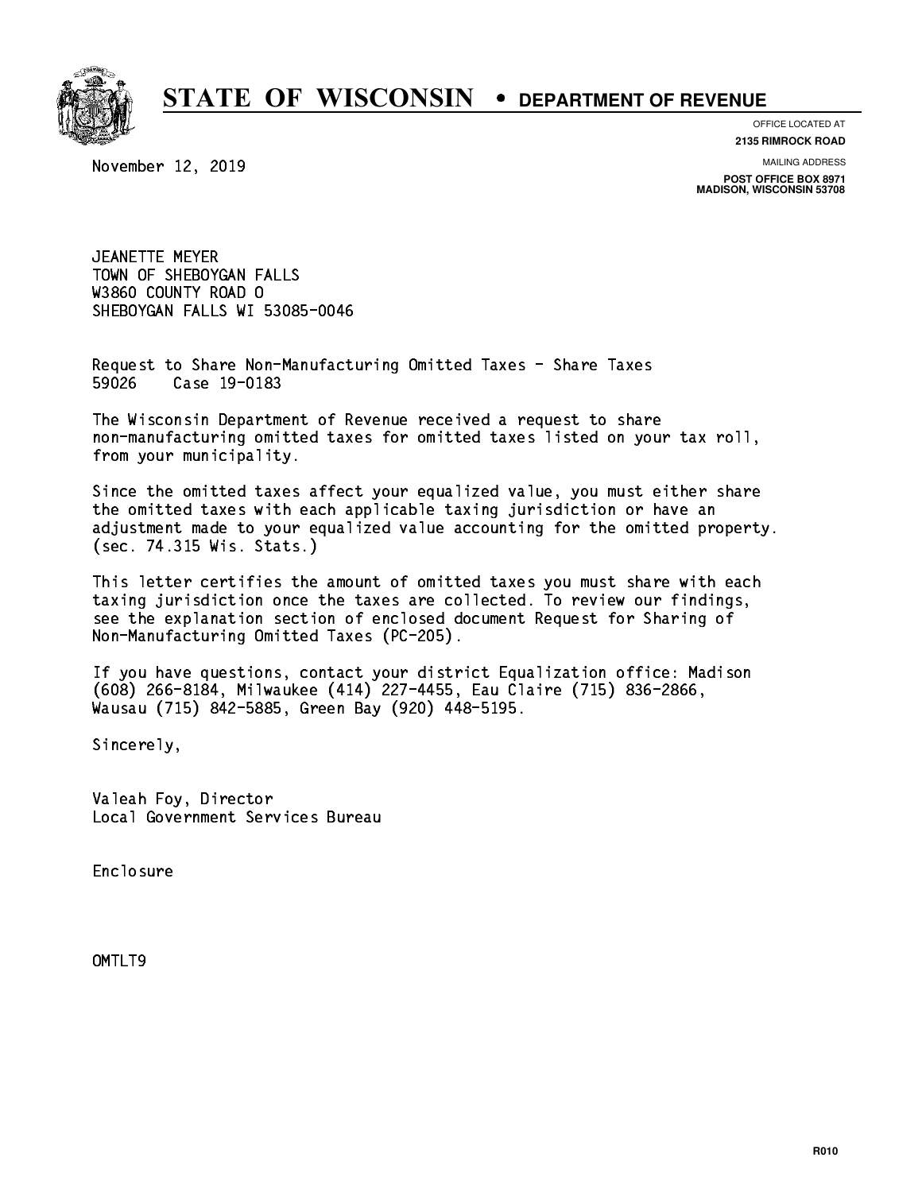# STATE OF WISCONSIN • DEPARTMENT OF REVENUE

OFFICE LOCATED AT
**2135 RIMROCK ROAD**

MAILING ADDRESS
**POST OFFICE BOX 8971**
**MADISON, WISCONSIN 53708**

November 12, 2019

JEANETTE MEYER
TOWN OF SHEBOYGAN FALLS
W3860 COUNTY ROAD O
SHEBOYGAN FALLS WI 53085-0046

Request to Share Non-Manufacturing Omitted Taxes - Share Taxes
59026 Case 19-0183

The Wisconsin Department of Revenue received a request to share non-manufacturing omitted taxes for omitted taxes listed on your tax roll, from your municipality.

Since the omitted taxes affect your equalized value, you must either share the omitted taxes with each applicable taxing jurisdiction or have an adjustment made to your equalized value accounting for the omitted property. (sec. 74.315 Wis. Stats.)

This letter certifies the amount of omitted taxes you must share with each taxing jurisdiction once the taxes are collected. To review our findings, see the explanation section of enclosed document Request for Sharing of Non-Manufacturing Omitted Taxes (PC-205).

If you have questions, contact your district Equalization office: Madison (608) 266-8184, Milwaukee (414) 227-4455, Eau Claire (715) 836-2866, Wausau (715) 842-5885, Green Bay (920) 448-5195.

Sincerely,

Valeah Foy, Director
Local Government Services Bureau

Enclosure

OMTLT9

R010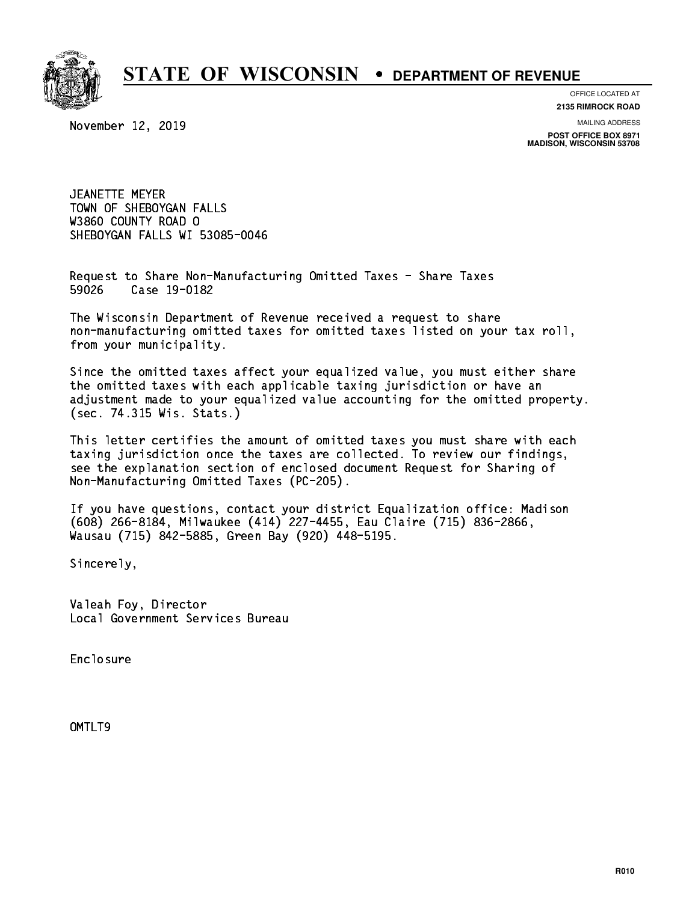# STATE OF WISCONSIN • DEPARTMENT OF REVENUE

OFFICE LOCATED AT
**2135 RIMROCK ROAD**

MAILING ADDRESS
**POST OFFICE BOX 8971**
**MADISON, WISCONSIN 53708**

November 12, 2019

JEANETTE MEYER
TOWN OF SHEBOYGAN FALLS
W3860 COUNTY ROAD O
SHEBOYGAN FALLS WI 53085-0046

Request to Share Non-Manufacturing Omitted Taxes - Share Taxes
59026 Case 19-0182

The Wisconsin Department of Revenue received a request to share non-manufacturing omitted taxes for omitted taxes listed on your tax roll, from your municipality.

Since the omitted taxes affect your equalized value, you must either share the omitted taxes with each applicable taxing jurisdiction or have an adjustment made to your equalized value accounting for the omitted property. (sec. 74.315 Wis. Stats.)

This letter certifies the amount of omitted taxes you must share with each taxing jurisdiction once the taxes are collected. To review our findings, see the explanation section of enclosed document Request for Sharing of Non-Manufacturing Omitted Taxes (PC-205).

If you have questions, contact your district Equalization office: Madison (608) 266-8184, Milwaukee (414) 227-4455, Eau Claire (715) 836-2866, Wausau (715) 842-5885, Green Bay (920) 448-5195.

Sincerely,

Valeah Foy, Director
Local Government Services Bureau

Enclosure

OMTLT9

R010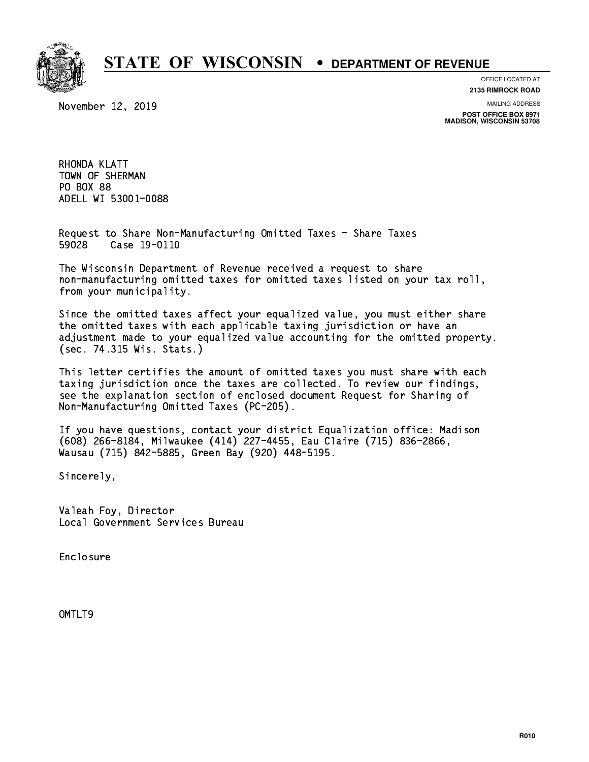# STATE OF WISCONSIN • DEPARTMENT OF REVENUE

OFFICE LOCATED AT
**2135 RIMROCK ROAD**

MAILING ADDRESS
**POST OFFICE BOX 8971**
**MADISON, WISCONSIN 53708**

November 12, 2019

RHONDA KLATT
TOWN OF SHERMAN
PO BOX 88
ADELL WI 53001-0088

Request to Share Non-Manufacturing Omitted Taxes - Share Taxes
59028 Case 19-0110

The Wisconsin Department of Revenue received a request to share non-manufacturing omitted taxes for omitted taxes listed on your tax roll, from your municipality.

Since the omitted taxes affect your equalized value, you must either share the omitted taxes with each applicable taxing jurisdiction or have an adjustment made to your equalized value accounting for the omitted property. (sec. 74.315 Wis. Stats.)

This letter certifies the amount of omitted taxes you must share with each taxing jurisdiction once the taxes are collected. To review our findings, see the explanation section of enclosed document Request for Sharing of Non-Manufacturing Omitted Taxes (PC-205).

If you have questions, contact your district Equalization office: Madison (608) 266-8184, Milwaukee (414) 227-4455, Eau Claire (715) 836-2866, Wausau (715) 842-5885, Green Bay (920) 448-5195.

Sincerely,

Valeah Foy, Director
Local Government Services Bureau

Enclosure

OMTLT9

R010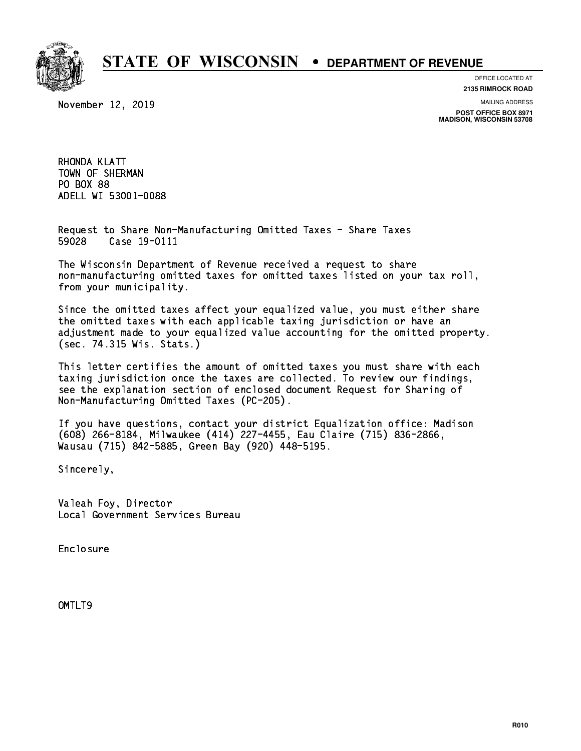# STATE OF WISCONSIN • DEPARTMENT OF REVENUE

OFFICE LOCATED AT
**2135 RIMROCK ROAD**

MAILING ADDRESS
**POST OFFICE BOX 8971**
**MADISON, WISCONSIN 53708**

November 12, 2019

RHONDA KLATT
TOWN OF SHERMAN
PO BOX 88
ADELL WI 53001-0088

Request to Share Non-Manufacturing Omitted Taxes - Share Taxes
59028 Case 19-0111

The Wisconsin Department of Revenue received a request to share non-manufacturing omitted taxes for omitted taxes listed on your tax roll, from your municipality.

Since the omitted taxes affect your equalized value, you must either share the omitted taxes with each applicable taxing jurisdiction or have an adjustment made to your equalized value accounting for the omitted property. (sec. 74.315 Wis. Stats.)

This letter certifies the amount of omitted taxes you must share with each taxing jurisdiction once the taxes are collected. To review our findings, see the explanation section of enclosed document Request for Sharing of Non-Manufacturing Omitted Taxes (PC-205).

If you have questions, contact your district Equalization office: Madison (608) 266-8184, Milwaukee (414) 227-4455, Eau Claire (715) 836-2866, Wausau (715) 842-5885, Green Bay (920) 448-5195.

Sincerely,

Valeah Foy, Director
Local Government Services Bureau

Enclosure

OMTLT9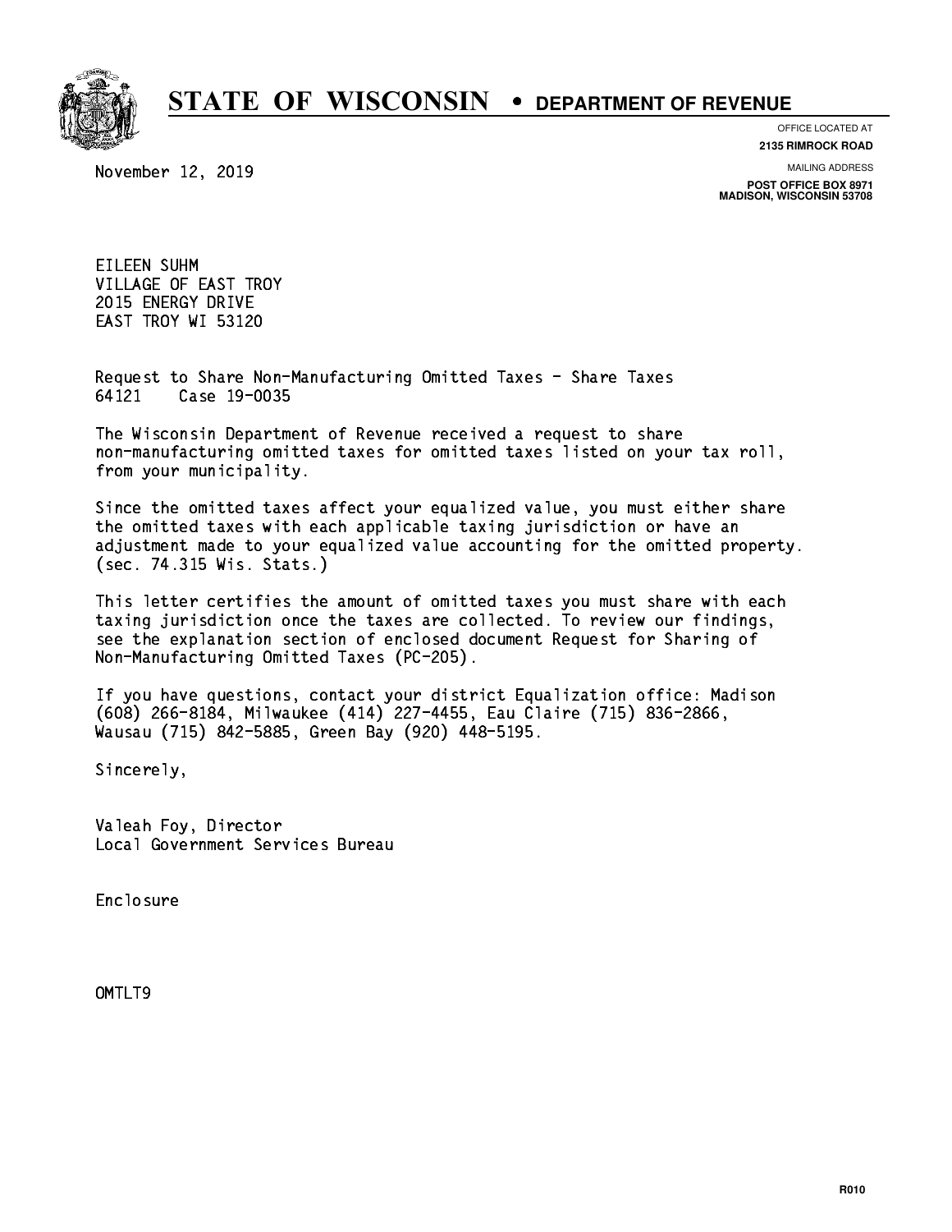# STATE OF WISCONSIN • DEPARTMENT OF REVENUE

OFFICE LOCATED AT
**2135 RIMROCK ROAD**

MAILING ADDRESS
**POST OFFICE BOX 8971**
**MADISON, WISCONSIN 53708**

November 12, 2019

EILEEN SUHM
VILLAGE OF EAST TROY
2015 ENERGY DRIVE
EAST TROY WI 53120

Request to Share Non-Manufacturing Omitted Taxes - Share Taxes
64121 Case 19-0035

The Wisconsin Department of Revenue received a request to share non-manufacturing omitted taxes for omitted taxes listed on your tax roll, from your municipality.

Since the omitted taxes affect your equalized value, you must either share the omitted taxes with each applicable taxing jurisdiction or have an adjustment made to your equalized value accounting for the omitted property. (sec. 74.315 Wis. Stats.)

This letter certifies the amount of omitted taxes you must share with each taxing jurisdiction once the taxes are collected. To review our findings, see the explanation section of enclosed document Request for Sharing of Non-Manufacturing Omitted Taxes (PC-205).

If you have questions, contact your district Equalization office: Madison (608) 266-8184, Milwaukee (414) 227-4455, Eau Claire (715) 836-2866, Wausau (715) 842-5885, Green Bay (920) 448-5195.

Sincerely,

Valeah Foy, Director
Local Government Services Bureau

Enclosure

OMTLT9

R010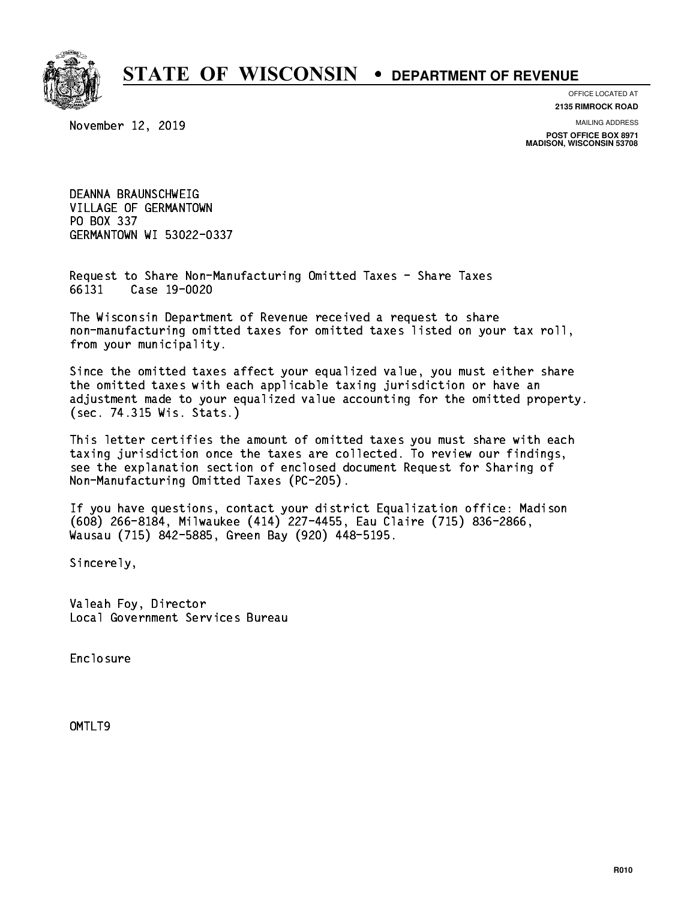# STATE OF WISCONSIN • DEPARTMENT OF REVENUE

OFFICE LOCATED AT
**2135 RIMROCK ROAD**

MAILING ADDRESS
**POST OFFICE BOX 8971**
**MADISON, WISCONSIN 53708**

November 12, 2019

DEANNA BRAUNSCHWEIG
VILLAGE OF GERMANTOWN
PO BOX 337
GERMANTOWN WI 53022-0337

Request to Share Non-Manufacturing Omitted Taxes - Share Taxes
66131 Case 19-0020

The Wisconsin Department of Revenue received a request to share non-manufacturing omitted taxes for omitted taxes listed on your tax roll, from your municipality.

Since the omitted taxes affect your equalized value, you must either share the omitted taxes with each applicable taxing jurisdiction or have an adjustment made to your equalized value accounting for the omitted property. (sec. 74.315 Wis. Stats.)

This letter certifies the amount of omitted taxes you must share with each taxing jurisdiction once the taxes are collected. To review our findings, see the explanation section of enclosed document Request for Sharing of Non-Manufacturing Omitted Taxes (PC-205).

If you have questions, contact your district Equalization office: Madison (608) 266-8184, Milwaukee (414) 227-4455, Eau Claire (715) 836-2866, Wausau (715) 842-5885, Green Bay (920) 448-5195.

Sincerely,

Valeah Foy, Director
Local Government Services Bureau

Enclosure

OMTLT9

R010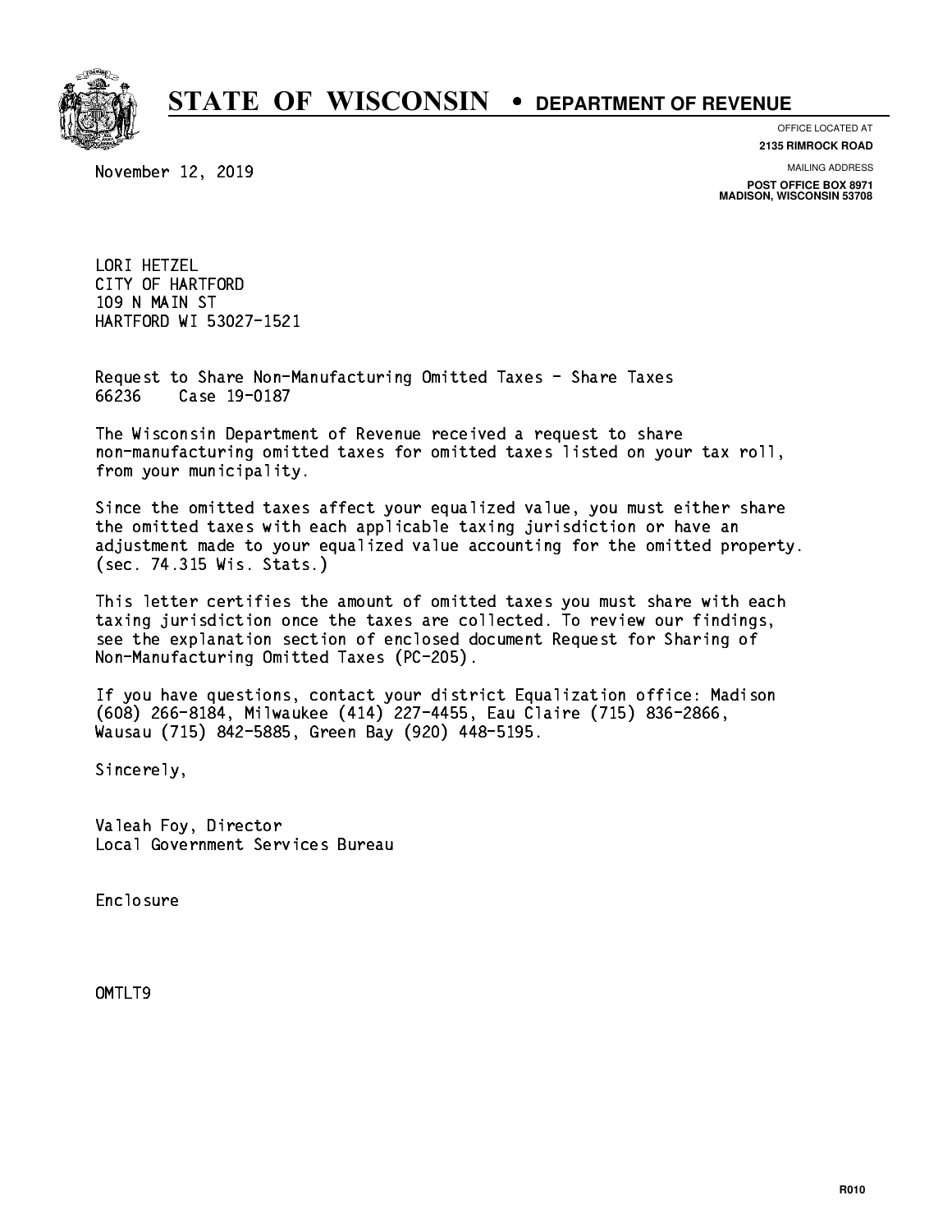# STATE OF WISCONSIN • DEPARTMENT OF REVENUE

OFFICE LOCATED AT
**2135 RIMROCK ROAD**

MAILING ADDRESS
**POST OFFICE BOX 8971**
**MADISON, WISCONSIN 53708**

November 12, 2019

LORI HETZEL
CITY OF HARTFORD
109 N MAIN ST
HARTFORD WI 53027-1521

Request to Share Non-Manufacturing Omitted Taxes - Share Taxes
66236 Case 19-0187

The Wisconsin Department of Revenue received a request to share non-manufacturing omitted taxes for omitted taxes listed on your tax roll, from your municipality.

Since the omitted taxes affect your equalized value, you must either share the omitted taxes with each applicable taxing jurisdiction or have an adjustment made to your equalized value accounting for the omitted property. (sec. 74.315 Wis. Stats.)

This letter certifies the amount of omitted taxes you must share with each taxing jurisdiction once the taxes are collected. To review our findings, see the explanation section of enclosed document Request for Sharing of Non-Manufacturing Omitted Taxes (PC-205).

If you have questions, contact your district Equalization office: Madison (608) 266-8184, Milwaukee (414) 227-4455, Eau Claire (715) 836-2866, Wausau (715) 842-5885, Green Bay (920) 448-5195.

Sincerely,

Valeah Foy, Director
Local Government Services Bureau

Enclosure

OMTLT9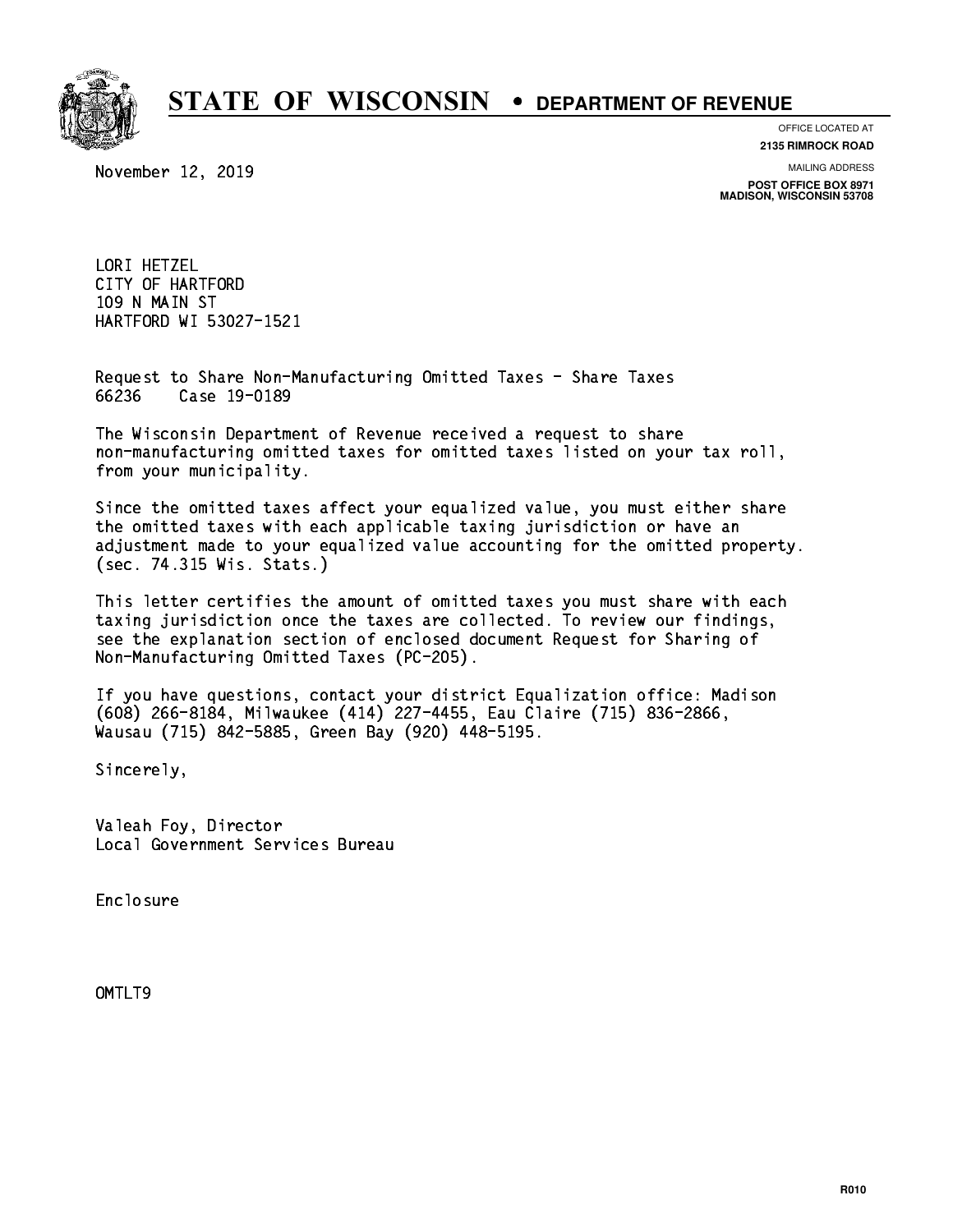# STATE OF WISCONSIN • DEPARTMENT OF REVENUE

OFFICE LOCATED AT
**2135 RIMROCK ROAD**

MAILING ADDRESS
**POST OFFICE BOX 8971**
**MADISON, WISCONSIN 53708**

November 12, 2019

LORI HETZEL
CITY OF HARTFORD
109 N MAIN ST
HARTFORD WI 53027-1521

Request to Share Non-Manufacturing Omitted Taxes - Share Taxes
66236 Case 19-0189

The Wisconsin Department of Revenue received a request to share non-manufacturing omitted taxes for omitted taxes listed on your tax roll, from your municipality.

Since the omitted taxes affect your equalized value, you must either share the omitted taxes with each applicable taxing jurisdiction or have an adjustment made to your equalized value accounting for the omitted property. (sec. 74.315 Wis. Stats.)

This letter certifies the amount of omitted taxes you must share with each taxing jurisdiction once the taxes are collected. To review our findings, see the explanation section of enclosed document Request for Sharing of Non-Manufacturing Omitted Taxes (PC-205).

If you have questions, contact your district Equalization office: Madison (608) 266-8184, Milwaukee (414) 227-4455, Eau Claire (715) 836-2866, Wausau (715) 842-5885, Green Bay (920) 448-5195.

Sincerely,

Valeah Foy, Director
Local Government Services Bureau

Enclosure

OMTLT9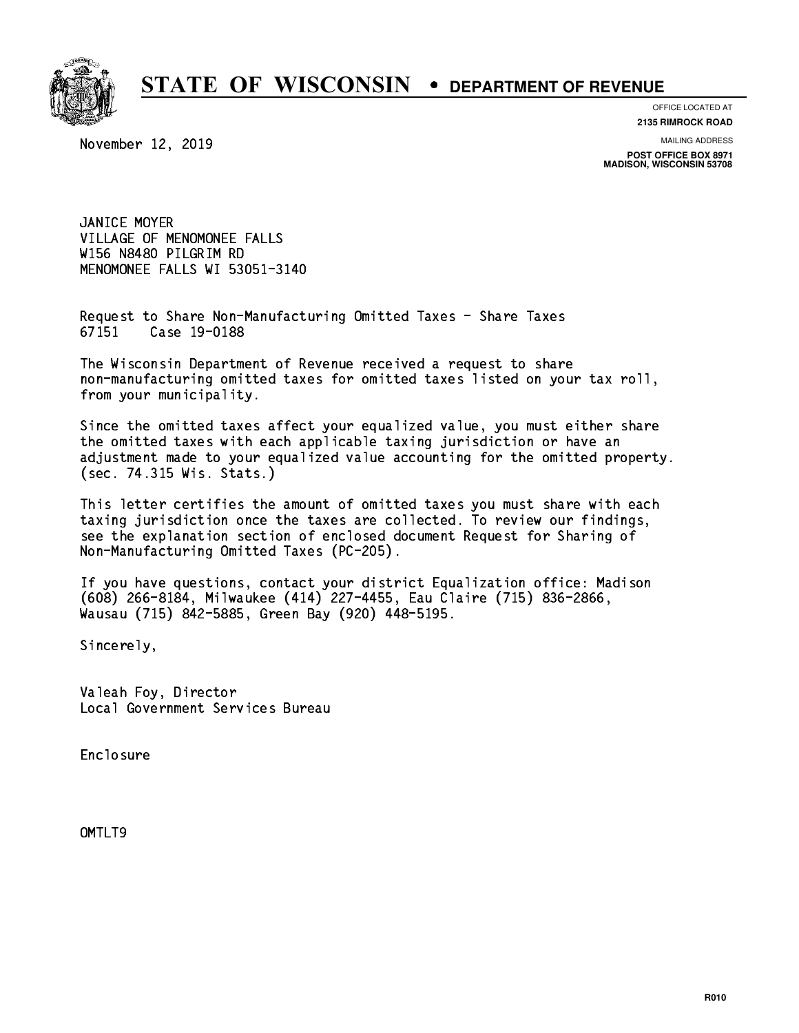# STATE OF WISCONSIN • DEPARTMENT OF REVENUE

OFFICE LOCATED AT
**2135 RIMROCK ROAD**

MAILING ADDRESS
**POST OFFICE BOX 8971**
**MADISON, WISCONSIN 53708**

November 12, 2019

JANICE MOYER
VILLAGE OF MENOMONEE FALLS
W156 N8480 PILGRIM RD
MENOMONEE FALLS WI 53051-3140

Request to Share Non-Manufacturing Omitted Taxes - Share Taxes
67151    Case 19-0188

The Wisconsin Department of Revenue received a request to share non-manufacturing omitted taxes for omitted taxes listed on your tax roll, from your municipality.

Since the omitted taxes affect your equalized value, you must either share the omitted taxes with each applicable taxing jurisdiction or have an adjustment made to your equalized value accounting for the omitted property. (sec. 74.315 Wis. Stats.)

This letter certifies the amount of omitted taxes you must share with each taxing jurisdiction once the taxes are collected. To review our findings, see the explanation section of enclosed document Request for Sharing of Non-Manufacturing Omitted Taxes (PC-205).

If you have questions, contact your district Equalization office: Madison (608) 266-8184, Milwaukee (414) 227-4455, Eau Claire (715) 836-2866, Wausau (715) 842-5885, Green Bay (920) 448-5195.

Sincerely,

Valeah Foy, Director
Local Government Services Bureau

Enclosure

OMTLT9

R010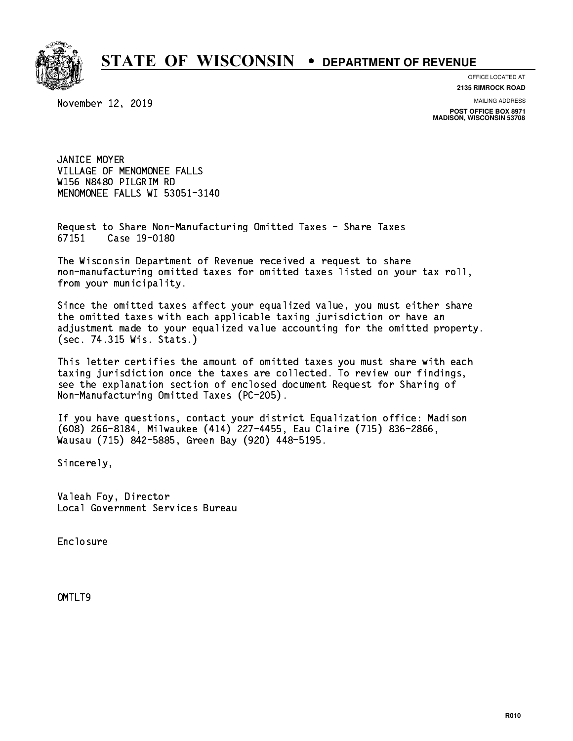# STATE OF WISCONSIN • DEPARTMENT OF REVENUE

OFFICE LOCATED AT
**2135 RIMROCK ROAD**

MAILING ADDRESS
**POST OFFICE BOX 8971**
**MADISON, WISCONSIN 53708**

November 12, 2019

JANICE MOYER
VILLAGE OF MENOMONEE FALLS
W156 N8480 PILGRIM RD
MENOMONEE FALLS WI 53051-3140

Request to Share Non-Manufacturing Omitted Taxes - Share Taxes
67151 Case 19-0180

The Wisconsin Department of Revenue received a request to share non-manufacturing omitted taxes for omitted taxes listed on your tax roll, from your municipality.

Since the omitted taxes affect your equalized value, you must either share the omitted taxes with each applicable taxing jurisdiction or have an adjustment made to your equalized value accounting for the omitted property. (sec. 74.315 Wis. Stats.)

This letter certifies the amount of omitted taxes you must share with each taxing jurisdiction once the taxes are collected. To review our findings, see the explanation section of enclosed document Request for Sharing of Non-Manufacturing Omitted Taxes (PC-205).

If you have questions, contact your district Equalization office: Madison (608) 266-8184, Milwaukee (414) 227-4455, Eau Claire (715) 836-2866, Wausau (715) 842-5885, Green Bay (920) 448-5195.

Sincerely,

Valeah Foy, Director
Local Government Services Bureau

Enclosure

OMTLT9

R010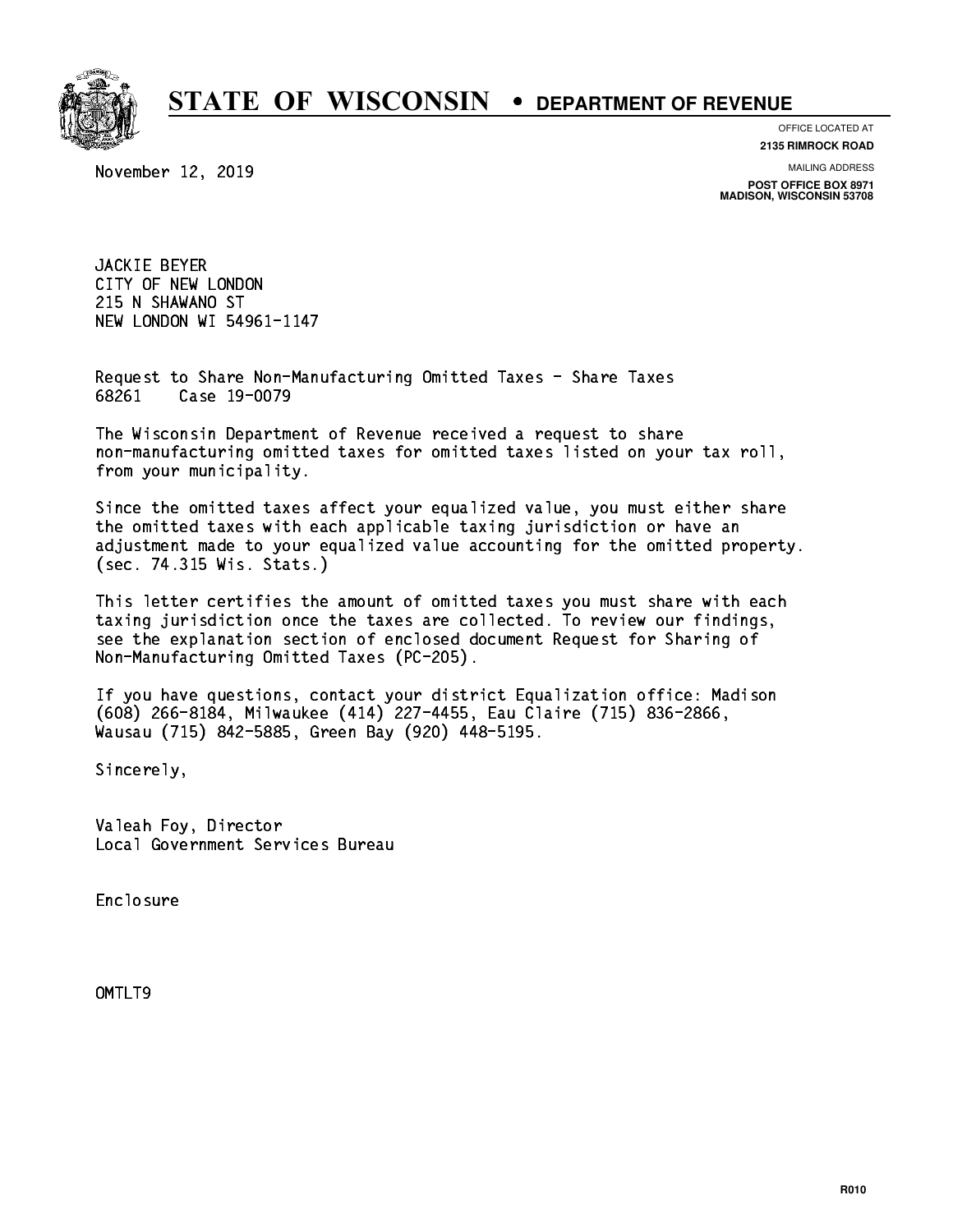# STATE OF WISCONSIN • DEPARTMENT OF REVENUE

OFFICE LOCATED AT
**2135 RIMROCK ROAD**

MAILING ADDRESS
**POST OFFICE BOX 8971**
**MADISON, WISCONSIN 53708**

November 12, 2019

JACKIE BEYER
CITY OF NEW LONDON
215 N SHAWANO ST
NEW LONDON WI 54961-1147

Request to Share Non-Manufacturing Omitted Taxes - Share Taxes
68261 Case 19-0079

The Wisconsin Department of Revenue received a request to share non-manufacturing omitted taxes for omitted taxes listed on your tax roll, from your municipality.

Since the omitted taxes affect your equalized value, you must either share the omitted taxes with each applicable taxing jurisdiction or have an adjustment made to your equalized value accounting for the omitted property. (sec. 74.315 Wis. Stats.)

This letter certifies the amount of omitted taxes you must share with each taxing jurisdiction once the taxes are collected. To review our findings, see the explanation section of enclosed document Request for Sharing of Non-Manufacturing Omitted Taxes (PC-205).

If you have questions, contact your district Equalization office: Madison (608) 266-8184, Milwaukee (414) 227-4455, Eau Claire (715) 836-2866, Wausau (715) 842-5885, Green Bay (920) 448-5195.

Sincerely,

Valeah Foy, Director
Local Government Services Bureau

Enclosure

OMTLT9

R010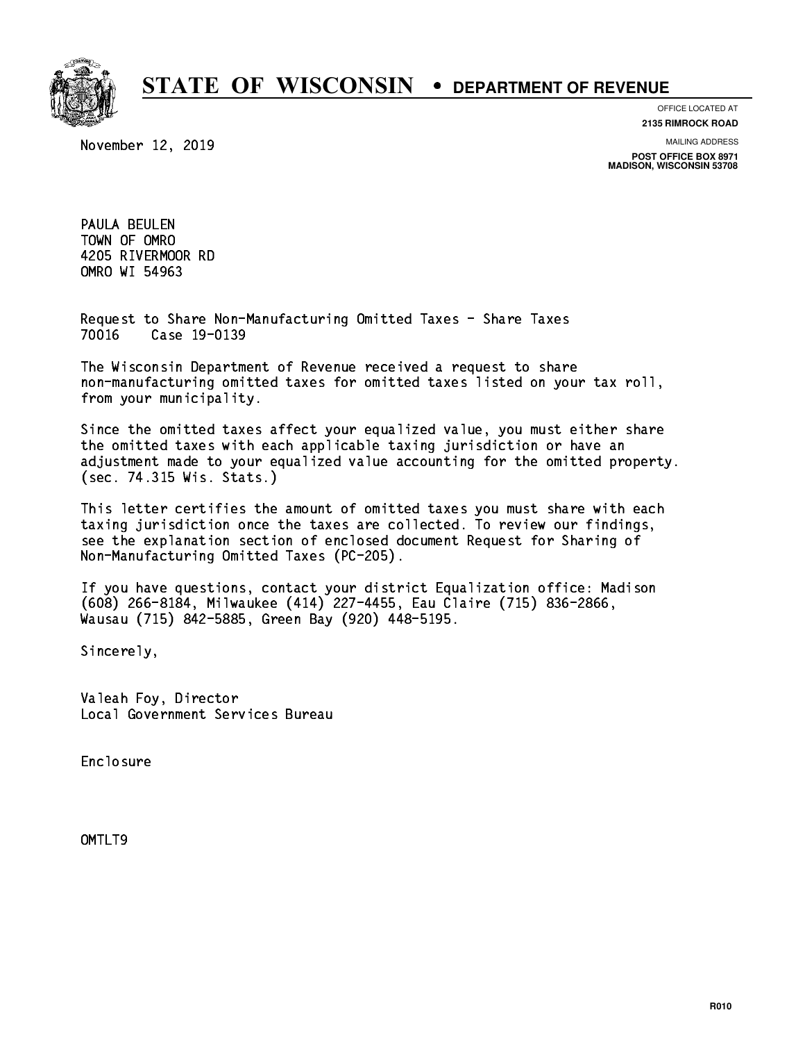# STATE OF WISCONSIN • DEPARTMENT OF REVENUE

OFFICE LOCATED AT
**2135 RIMROCK ROAD**

MAILING ADDRESS
**POST OFFICE BOX 8971**
**MADISON, WISCONSIN 53708**

November 12, 2019

PAULA BEULEN
TOWN OF OMRO
4205 RIVERMOOR RD
OMRO WI 54963

Request to Share Non-Manufacturing Omitted Taxes - Share Taxes
70016 Case 19-0139

The Wisconsin Department of Revenue received a request to share non-manufacturing omitted taxes for omitted taxes listed on your tax roll, from your municipality.

Since the omitted taxes affect your equalized value, you must either share the omitted taxes with each applicable taxing jurisdiction or have an adjustment made to your equalized value accounting for the omitted property. (sec. 74.315 Wis. Stats.)

This letter certifies the amount of omitted taxes you must share with each taxing jurisdiction once the taxes are collected. To review our findings, see the explanation section of enclosed document Request for Sharing of Non-Manufacturing Omitted Taxes (PC-205).

If you have questions, contact your district Equalization office: Madison (608) 266-8184, Milwaukee (414) 227-4455, Eau Claire (715) 836-2866, Wausau (715) 842-5885, Green Bay (920) 448-5195.

Sincerely,

Valeah Foy, Director
Local Government Services Bureau

Enclosure

OMTLT9

R010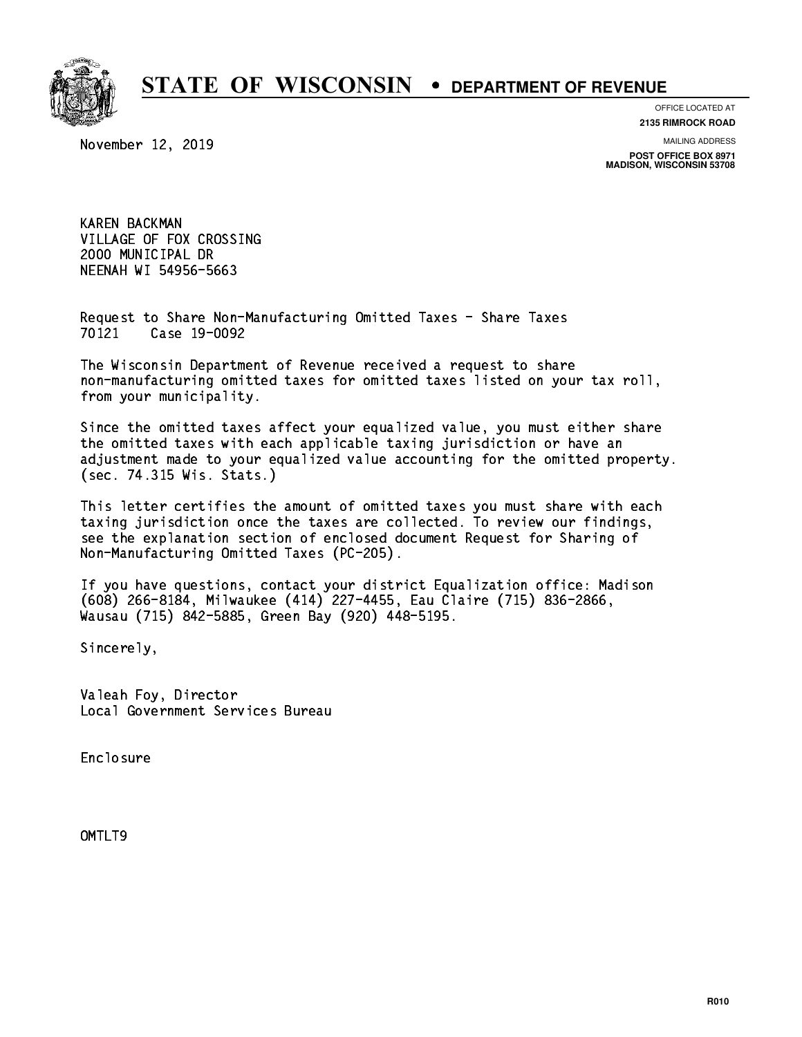# STATE OF WISCONSIN • DEPARTMENT OF REVENUE

OFFICE LOCATED AT
**2135 RIMROCK ROAD**

MAILING ADDRESS
**POST OFFICE BOX 8971**
**MADISON, WISCONSIN 53708**

November 12, 2019

KAREN BACKMAN
VILLAGE OF FOX CROSSING
2000 MUNICIPAL DR
NEENAH WI 54956-5663

Request to Share Non-Manufacturing Omitted Taxes - Share Taxes
70121 Case 19-0092

The Wisconsin Department of Revenue received a request to share non-manufacturing omitted taxes for omitted taxes listed on your tax roll, from your municipality.

Since the omitted taxes affect your equalized value, you must either share the omitted taxes with each applicable taxing jurisdiction or have an adjustment made to your equalized value accounting for the omitted property. (sec. 74.315 Wis. Stats.)

This letter certifies the amount of omitted taxes you must share with each taxing jurisdiction once the taxes are collected. To review our findings, see the explanation section of enclosed document Request for Sharing of Non-Manufacturing Omitted Taxes (PC-205).

If you have questions, contact your district Equalization office: Madison (608) 266-8184, Milwaukee (414) 227-4455, Eau Claire (715) 836-2866, Wausau (715) 842-5885, Green Bay (920) 448-5195.

Sincerely,

Valeah Foy, Director
Local Government Services Bureau

Enclosure

OMTLT9

R010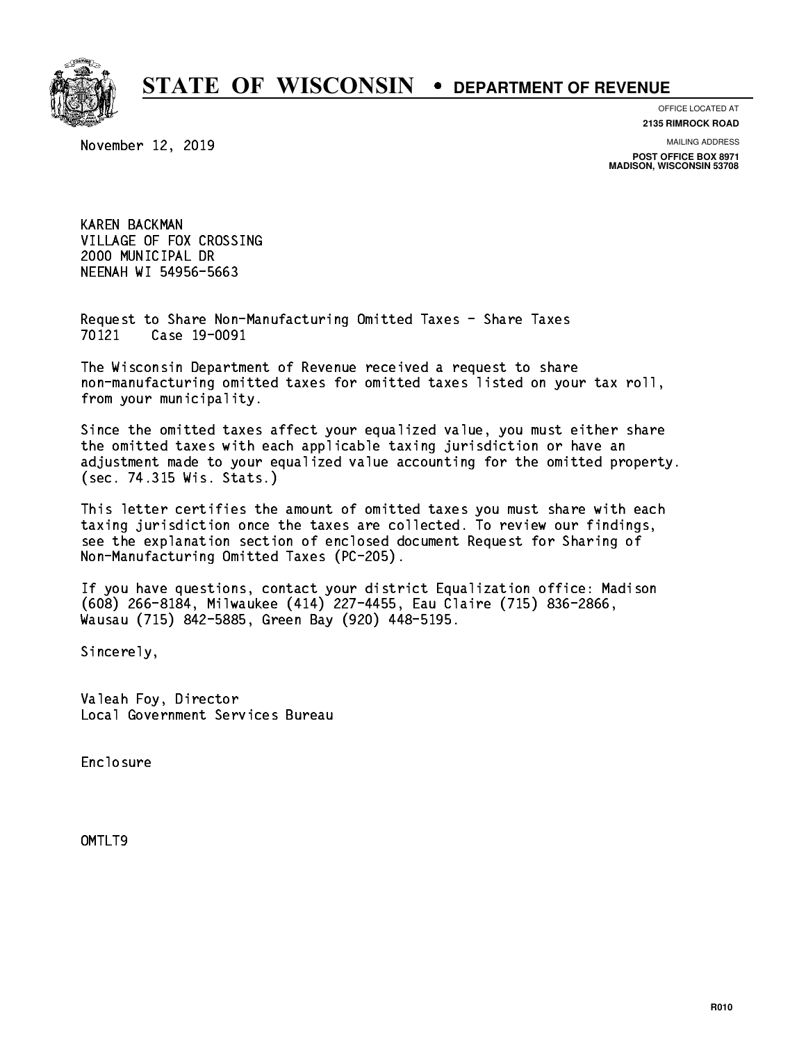# STATE OF WISCONSIN • DEPARTMENT OF REVENUE

OFFICE LOCATED AT
**2135 RIMROCK ROAD**

MAILING ADDRESS
**POST OFFICE BOX 8971**
**MADISON, WISCONSIN 53708**

November 12, 2019

KAREN BACKMAN
VILLAGE OF FOX CROSSING
2000 MUNICIPAL DR
NEENAH WI 54956-5663

Request to Share Non-Manufacturing Omitted Taxes - Share Taxes
70121 Case 19-0091

The Wisconsin Department of Revenue received a request to share non-manufacturing omitted taxes for omitted taxes listed on your tax roll, from your municipality.

Since the omitted taxes affect your equalized value, you must either share the omitted taxes with each applicable taxing jurisdiction or have an adjustment made to your equalized value accounting for the omitted property. (sec. 74.315 Wis. Stats.)

This letter certifies the amount of omitted taxes you must share with each taxing jurisdiction once the taxes are collected. To review our findings, see the explanation section of enclosed document Request for Sharing of Non-Manufacturing Omitted Taxes (PC-205).

If you have questions, contact your district Equalization office: Madison (608) 266-8184, Milwaukee (414) 227-4455, Eau Claire (715) 836-2866, Wausau (715) 842-5885, Green Bay (920) 448-5195.

Sincerely,

Valeah Foy, Director
Local Government Services Bureau

Enclosure

OMTLT9

R010